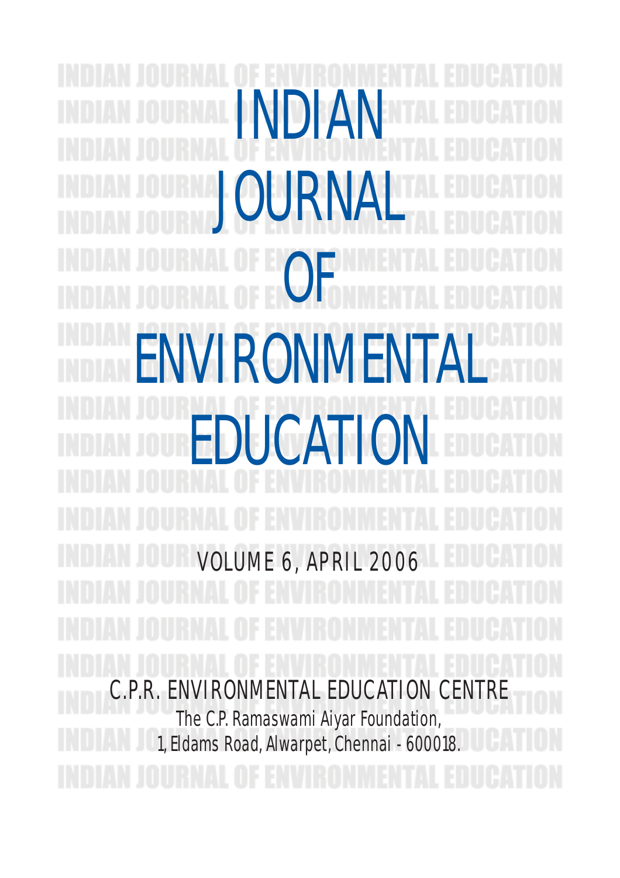# INDIAN JOURNAL OF ENVIRONMENTAL EDUCATION

VOLUME 6, APRIL 2006

C.P.R. ENVIRONMENTAL EDUCATION CENTRE

The C.P. Ramaswami Aiyar Foundation,

1, Eldams Road, Alwarpet, Chennai - 600018.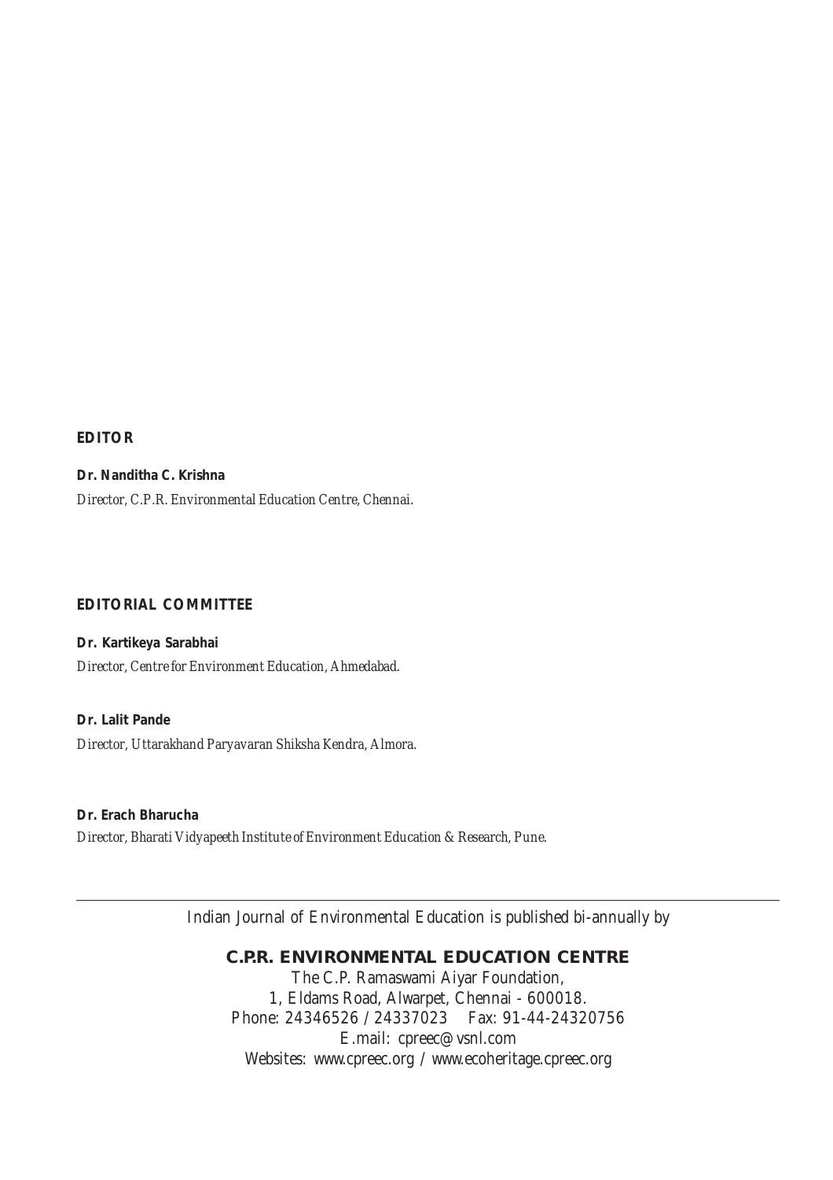**EDITOR**

**Dr. Nanditha C. Krishna**

*Director, C.P.R. Environmental Education Centre, Chennai.*

**EDITORIAL COMMITTEE**

**Dr. Kartikeya Sarabhai**

*Director, Centre for Environment Education, Ahmedabad.*

**Dr. Lalit Pande**

*Director, Uttarakhand Paryavaran Shiksha Kendra, Almora.*

**Dr. Erach Bharucha**

*Director, Bharati Vidyapeeth Institute of Environment Education & Research, Pune.*

---

Indian Journal of Environmental Education is published bi-annually by

**C.P.R. ENVIRONMENTAL EDUCATION CENTRE**

The C.P. Ramaswami Aiyar Foundation,
1, Eldams Road, Alwarpet, Chennai - 600018.
Phone: 24346526 / 24337023 Fax: 91-44-24320756
E.mail: cpreec@vsnl.com
Websites: www.cpreec.org / www.ecoheritage.cpreec.org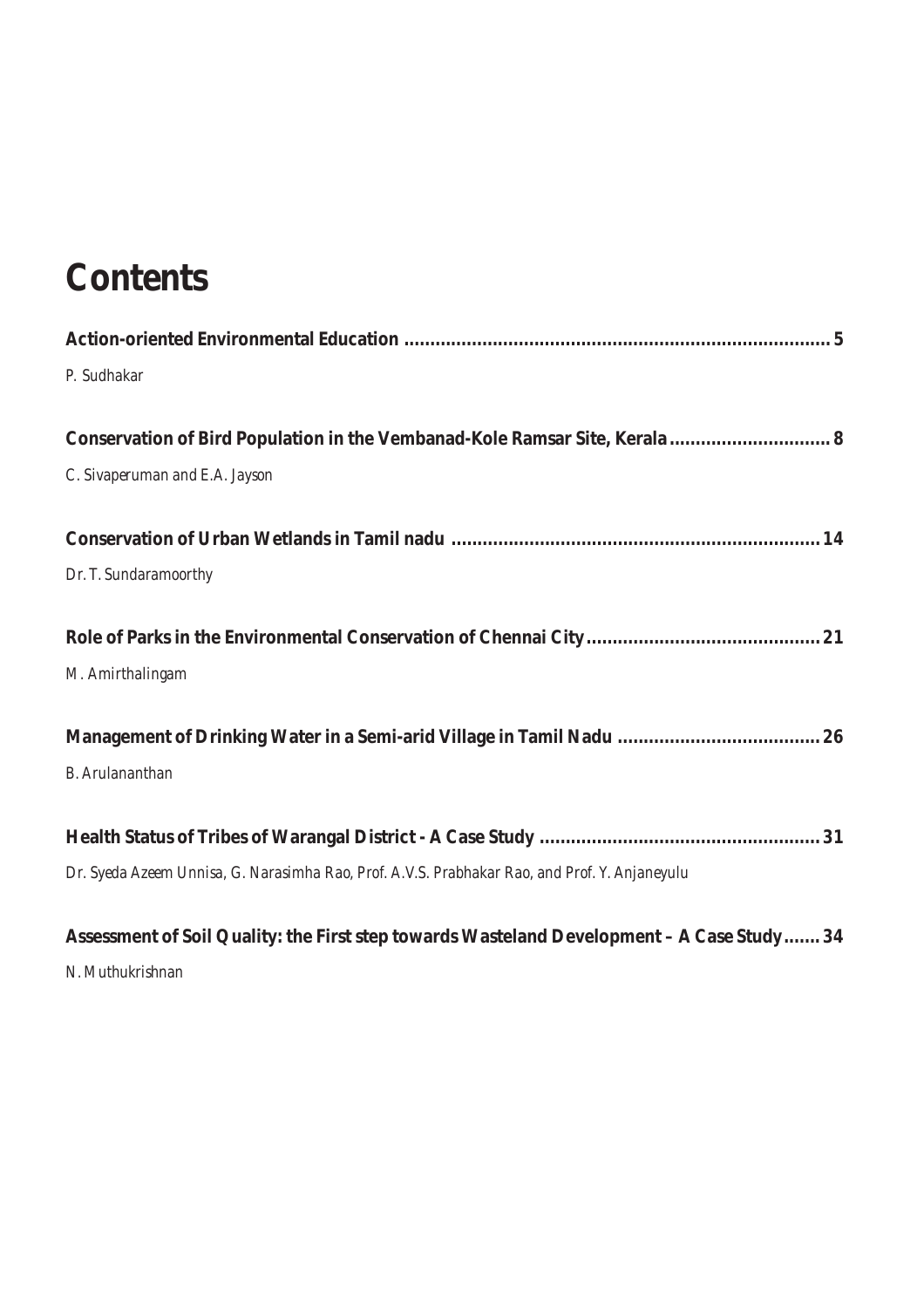# Contents

**Action-oriented Environmental Education ................................................................................ 5**

*P. Sudhakar*

**Conservation of Bird Population in the Vembanad-Kole Ramsar Site, Kerala .............................. 8**

*C. Sivaperuman and E.A. Jayson*

**Conservation of Urban Wetlands in Tamil nadu ...................................................................... 14**

*Dr. T. Sundaramoorthy*

**Role of Parks in the Environmental Conservation of Chennai City ............................................ 21**

*M. Amirthalingam*

**Management of Drinking Water in a Semi-arid Village in Tamil Nadu ...................................... 26**

*B. Arulananthan*

**Health Status of Tribes of Warangal District - A Case Study ..................................................... 31**

*Dr. Syeda Azeem Unnisa, G. Narasimha Rao, Prof. A.V.S. Prabhakar Rao, and Prof. Y. Anjaneyulu*

**Assessment of Soil Quality: the First step towards Wasteland Development – A Case Study ....... 34**

*N. Muthukrishnan*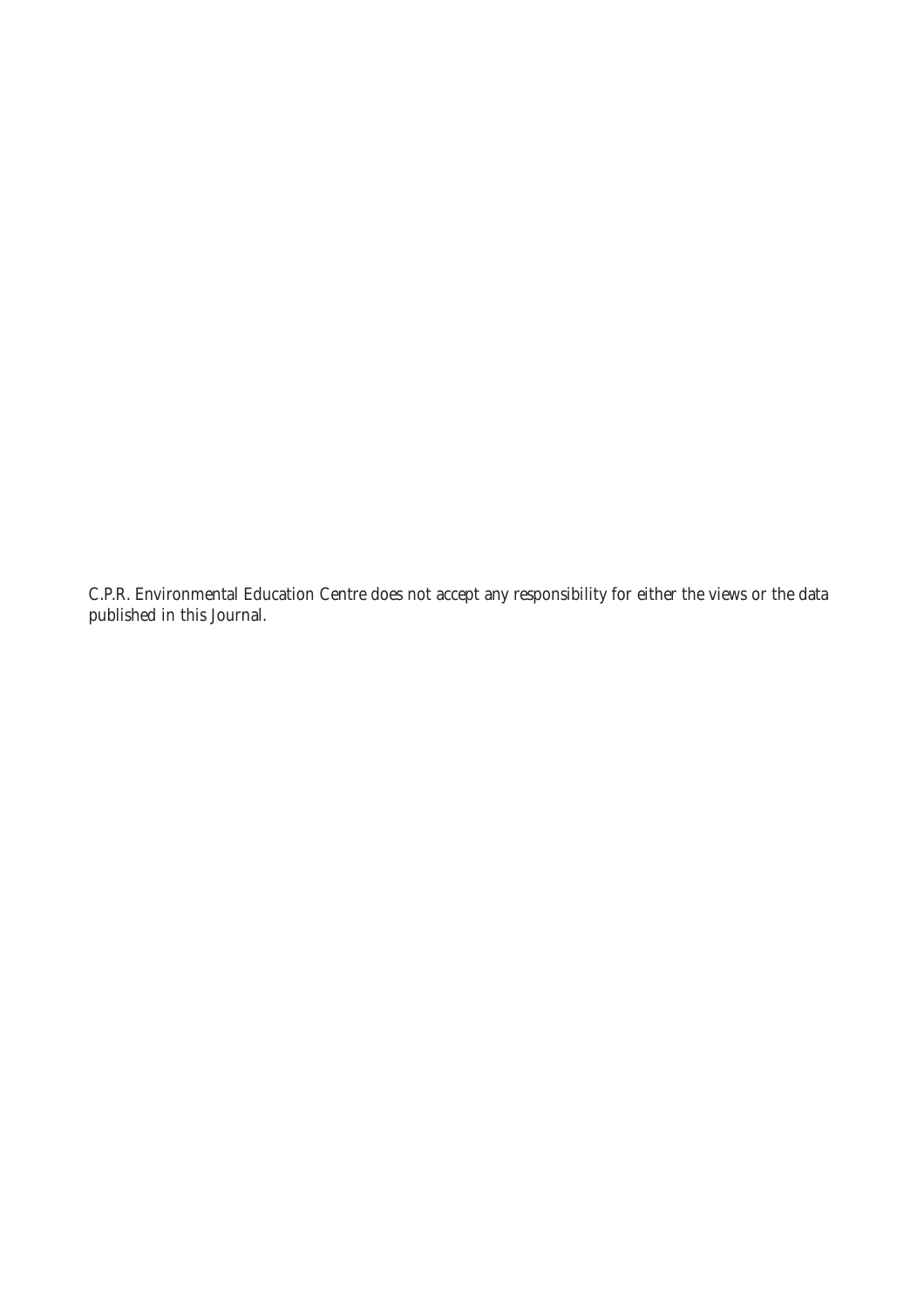C.P.R. Environmental Education Centre does not accept any responsibility for either the views or the data published in this Journal.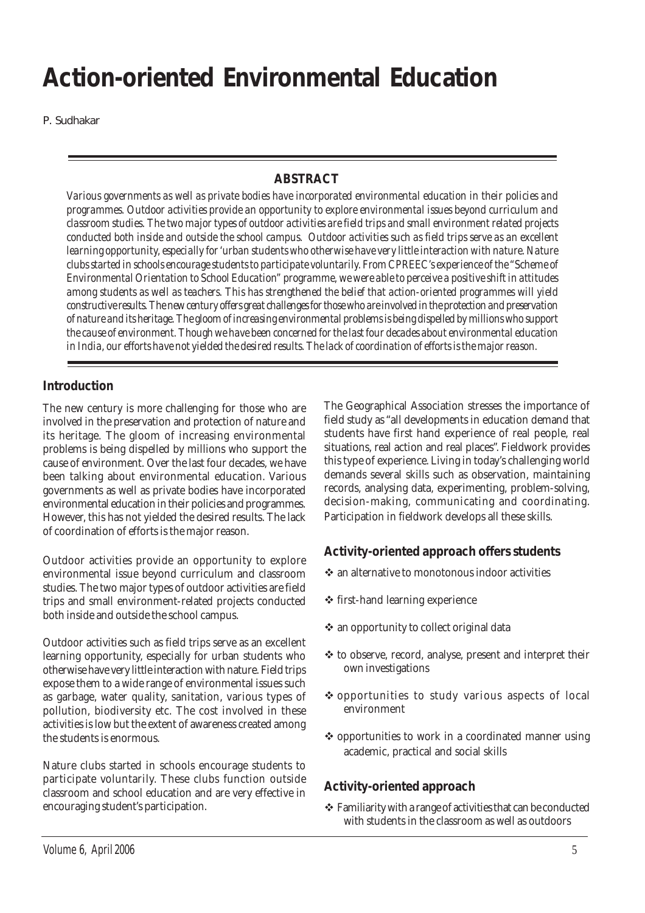# Action-oriented Environmental Education

P. Sudhakar

## ABSTRACT

*Various governments as well as private bodies have incorporated environmental education in their policies and programmes. Outdoor activities provide an opportunity to explore environmental issues beyond curriculum and classroom studies. The two major types of outdoor activities are field trips and small environment related projects conducted both inside and outside the school campus. Outdoor activities such as field trips serve as an excellent learning opportunity, especially for 'urban students who otherwise have very little interaction with nature. Nature clubs started in schools encourage students to participate voluntarily. From CPREEC's experience of the "Scheme of Environmental Orientation to School Education" programme, we were able to perceive a positive shift in attitudes among students as well as teachers. This has strengthened the belief that action-oriented programmes will yield constructive results. The new century offers great challenges for those who are involved in the protection and preservation of nature and its heritage. The gloom of increasing environmental problems is being dispelled by millions who support the cause of environment. Though we have been concerned for the last four decades about environmental education in India, our efforts have not yielded the desired results. The lack of coordination of efforts is the major reason.*

## Introduction

The new century is more challenging for those who are involved in the preservation and protection of nature and its heritage. The gloom of increasing environmental problems is being dispelled by millions who support the cause of environment. Over the last four decades, we have been talking about environmental education. Various governments as well as private bodies have incorporated environmental education in their policies and programmes. However, this has not yielded the desired results. The lack of coordination of efforts is the major reason.

Outdoor activities provide an opportunity to explore environmental issue beyond curriculum and classroom studies. The two major types of outdoor activities are field trips and small environment-related projects conducted both inside and outside the school campus.

Outdoor activities such as field trips serve as an excellent learning opportunity, especially for urban students who otherwise have very little interaction with nature. Field trips expose them to a wide range of environmental issues such as garbage, water quality, sanitation, various types of pollution, biodiversity etc. The cost involved in these activities is low but the extent of awareness created among the students is enormous.

Nature clubs started in schools encourage students to participate voluntarily. These clubs function outside classroom and school education and are very effective in encouraging student's participation.

The Geographical Association stresses the importance of field study as "all developments in education demand that students have first hand experience of real people, real situations, real action and real places". Fieldwork provides this type of experience. Living in today's challenging world demands several skills such as observation, maintaining records, analysing data, experimenting, problem-solving, decision-making, communicating and coordinating. Participation in fieldwork develops all these skills.

## Activity-oriented approach offers students

- an alternative to monotonous indoor activities
- first-hand learning experience
- an opportunity to collect original data
- to observe, record, analyse, present and interpret their own investigations
- opportunities to study various aspects of local environment
- opportunities to work in a coordinated manner using academic, practical and social skills

## Activity-oriented approach

- Familiarity with a range of activities that can be conducted with students in the classroom as well as outdoors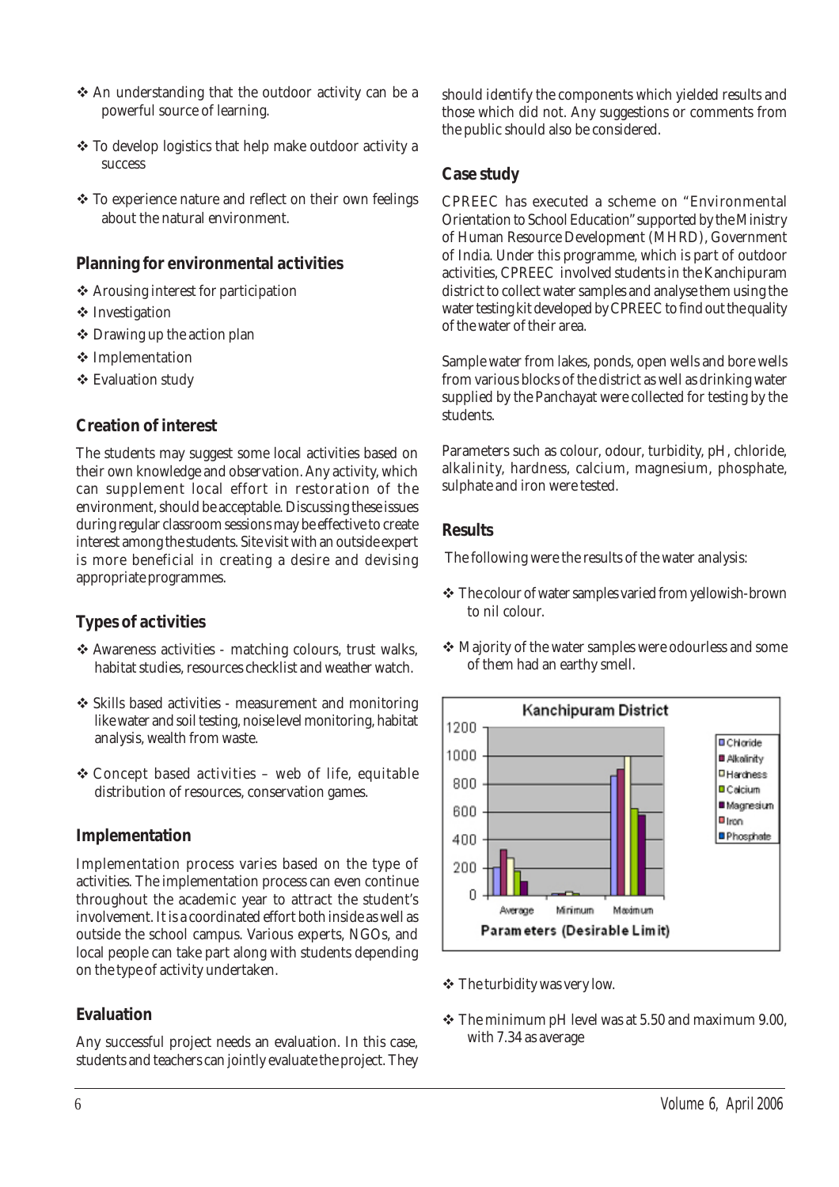- ❖ An understanding that the outdoor activity can be a powerful source of learning.
- ❖ To develop logistics that help make outdoor activity a success
- ❖ To experience nature and reflect on their own feelings about the natural environment.

## Planning for environmental activities

- ❖ Arousing interest for participation
- ❖ Investigation
- ❖ Drawing up the action plan
- ❖ Implementation
- ❖ Evaluation study

## Creation of interest

The students may suggest some local activities based on their own knowledge and observation. Any activity, which can supplement local effort in restoration of the environment, should be acceptable. Discussing these issues during regular classroom sessions may be effective to create interest among the students. Site visit with an outside expert is more beneficial in creating a desire and devising appropriate programmes.

## Types of activities

- ❖ Awareness activities - matching colours, trust walks, habitat studies, resources checklist and weather watch.
- ❖ Skills based activities - measurement and monitoring like water and soil testing, noise level monitoring, habitat analysis, wealth from waste.
- ❖ Concept based activities – web of life, equitable distribution of resources, conservation games.

## Implementation

Implementation process varies based on the type of activities. The implementation process can even continue throughout the academic year to attract the student's involvement. It is a coordinated effort both inside as well as outside the school campus. Various experts, NGOs, and local people can take part along with students depending on the type of activity undertaken.

## Evaluation

Any successful project needs an evaluation. In this case, students and teachers can jointly evaluate the project. They should identify the components which yielded results and those which did not. Any suggestions or comments from the public should also be considered.

## Case study

CPREEC has executed a scheme on "Environmental Orientation to School Education" supported by the Ministry of Human Resource Development (MHRD), Government of India. Under this programme, which is part of outdoor activities, CPREEC involved students in the Kanchipuram district to collect water samples and analyse them using the water testing kit developed by CPREEC to find out the quality of the water of their area.

Sample water from lakes, ponds, open wells and bore wells from various blocks of the district as well as drinking water supplied by the Panchayat were collected for testing by the students.

Parameters such as colour, odour, turbidity, pH, chloride, alkalinity, hardness, calcium, magnesium, phosphate, sulphate and iron were tested.

## Results

The following were the results of the water analysis:

- ❖ The colour of water samples varied from yellowish-brown to nil colour.
- ❖ Majority of the water samples were odourless and some of them had an earthy smell.

**Kanchipuram District**

Legend: Chloride, Alkalinity, Hardness, Calcium, Magnesium, Iron, Phosphate

X-axis: Average, Minimum, Maximum — Parameters (Desirable Limit)

- ❖ The turbidity was very low.
- ❖ The minimum pH level was at 5.50 and maximum 9.00, with 7.34 as average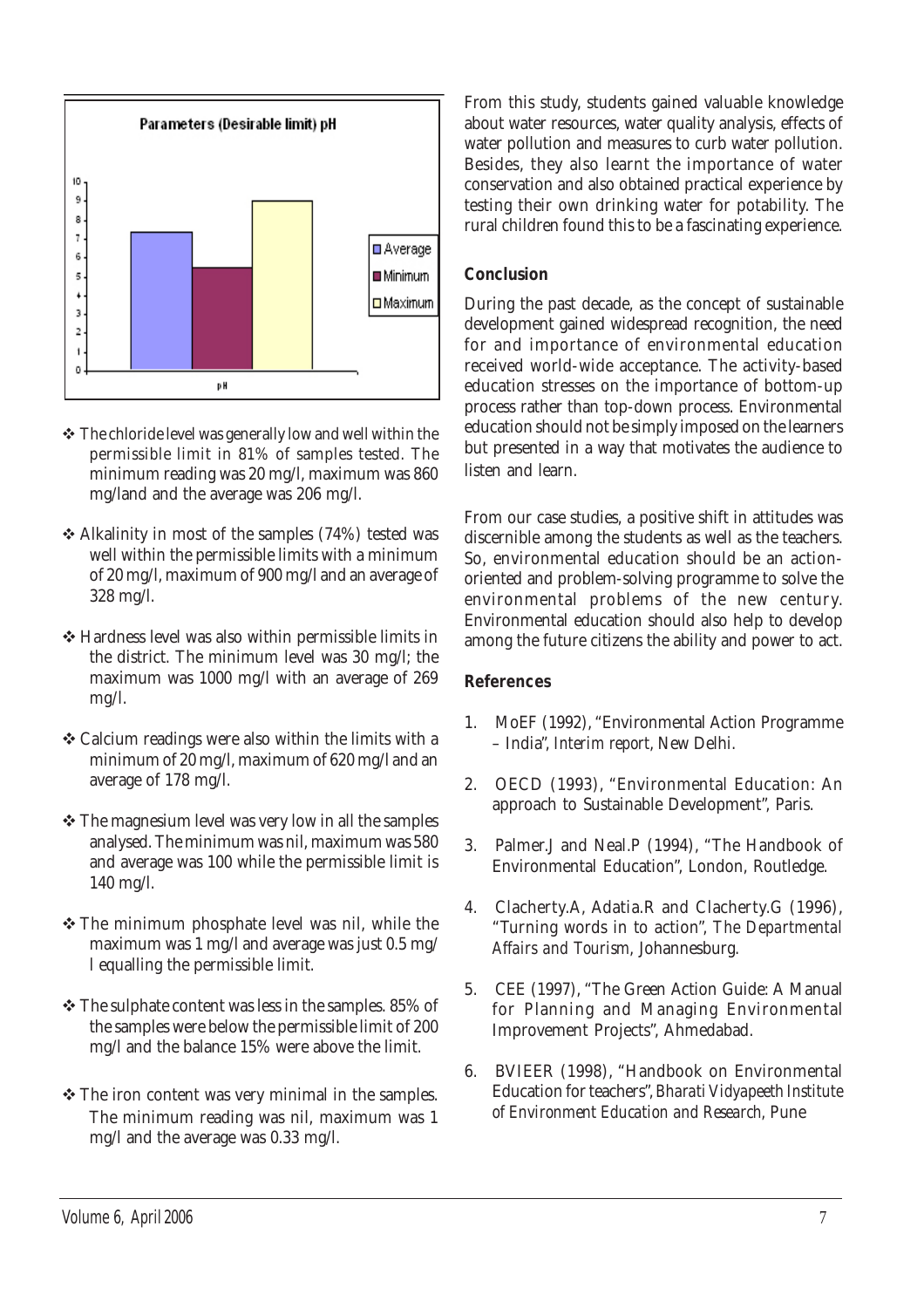- The chloride level was generally low and well within the permissible limit in 81% of samples tested. The minimum reading was 20 mg/l, maximum was 860 mg/land and the average was 206 mg/l.

- Alkalinity in most of the samples (74%) tested was well within the permissible limits with a minimum of 20 mg/l, maximum of 900 mg/l and an average of 328 mg/l.

- Hardness level was also within permissible limits in the district. The minimum level was 30 mg/l; the maximum was 1000 mg/l with an average of 269 mg/l.

- Calcium readings were also within the limits with a minimum of 20 mg/l, maximum of 620 mg/l and an average of 178 mg/l.

- The magnesium level was very low in all the samples analysed. The minimum was nil, maximum was 580 and average was 100 while the permissible limit is 140 mg/l.

- The minimum phosphate level was nil, while the maximum was 1 mg/l and average was just 0.5 mg/ l equalling the permissible limit.

- The sulphate content was less in the samples. 85% of the samples were below the permissible limit of 200 mg/l and the balance 15% were above the limit.

- The iron content was very minimal in the samples. The minimum reading was nil, maximum was 1 mg/l and the average was 0.33 mg/l.

From this study, students gained valuable knowledge about water resources, water quality analysis, effects of water pollution and measures to curb water pollution. Besides, they also learnt the importance of water conservation and also obtained practical experience by testing their own drinking water for potability. The rural children found this to be a fascinating experience.

## Conclusion

During the past decade, as the concept of sustainable development gained widespread recognition, the need for and importance of environmental education received world-wide acceptance. The activity-based education stresses on the importance of bottom-up process rather than top-down process. Environmental education should not be simply imposed on the learners but presented in a way that motivates the audience to listen and learn.

From our case studies, a positive shift in attitudes was discernible among the students as well as the teachers. So, environmental education should be an action-oriented and problem-solving programme to solve the environmental problems of the new century. Environmental education should also help to develop among the future citizens the ability and power to act.

## References

1. MoEF (1992), "Environmental Action Programme – India", *Interim report*, New Delhi.
2. OECD (1993), "Environmental Education: An approach to Sustainable Development", Paris.
3. Palmer.J and Neal.P (1994), "The Handbook of Environmental Education", London, Routledge.
4. Clacherty.A, Adatia.R and Clacherty.G (1996), "Turning words in to action", *The Departmental Affairs and Tourism*, Johannesburg.
5. CEE (1997), "The Green Action Guide: A Manual for Planning and Managing Environmental Improvement Projects", Ahmedabad.
6. BVIEER (1998), "Handbook on Environmental Education for teachers", *Bharati Vidyapeeth Institute of Environment Education and Research*, Pune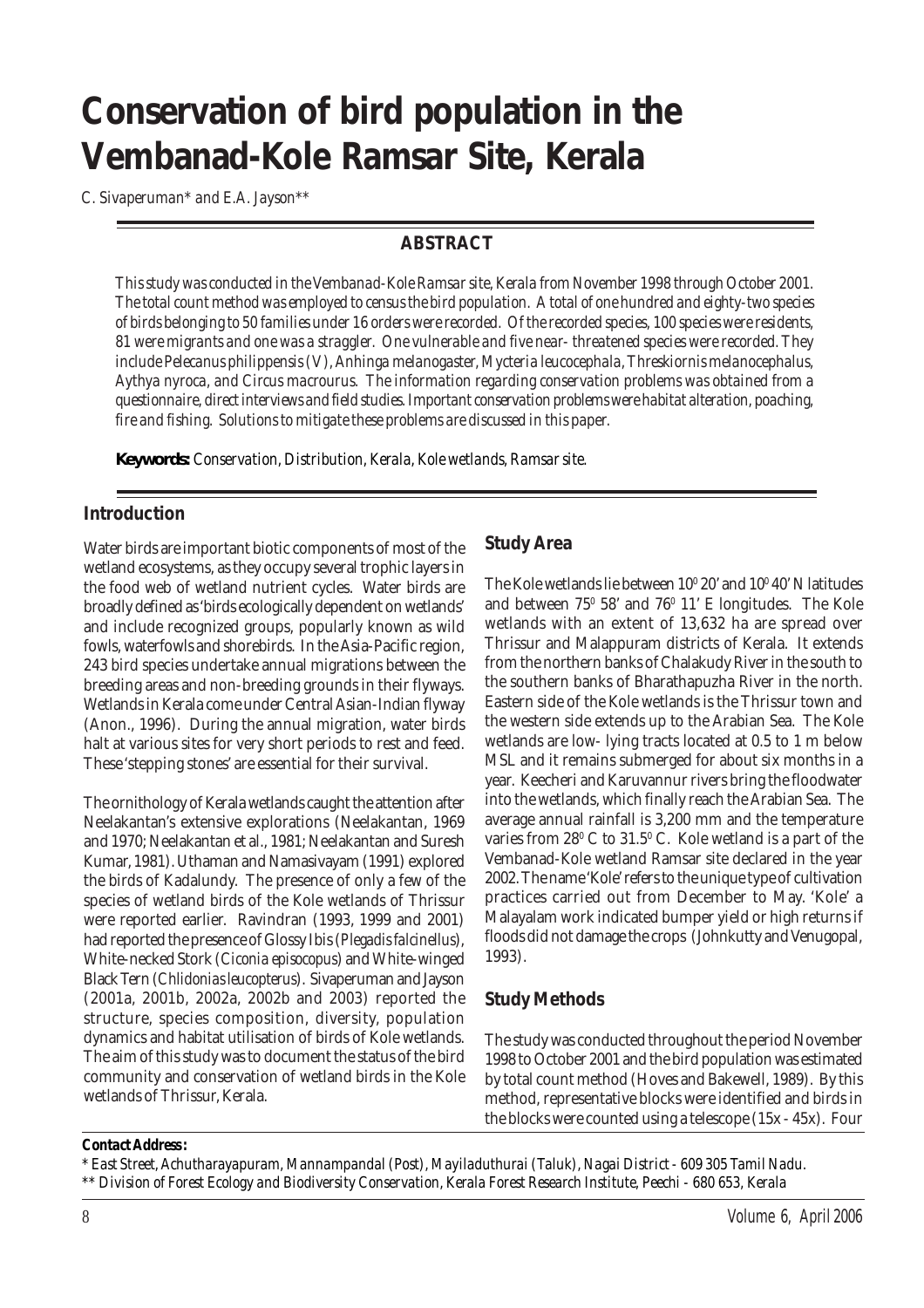# Conservation of bird population in the Vembanad-Kole Ramsar Site, Kerala

*C. Sivaperuman\* and E.A. Jayson\*\**

## ABSTRACT

*This study was conducted in the Vembanad-Kole Ramsar site, Kerala from November 1998 through October 2001. The total count method was employed to census the bird population. A total of one hundred and eighty-two species of birds belonging to 50 families under 16 orders were recorded. Of the recorded species, 100 species were residents, 81 were migrants and one was a straggler. One vulnerable and five near- threatened species were recorded. They include Pelecanus philippensis (V), Anhinga melanogaster, Mycteria leucocephala, Threskiornis melanocephalus, Aythya nyroca, and Circus macrourus. The information regarding conservation problems was obtained from a questionnaire, direct interviews and field studies. Important conservation problems were habitat alteration, poaching, fire and fishing. Solutions to mitigate these problems are discussed in this paper.*

**Keywords:** *Conservation, Distribution, Kerala, Kole wetlands, Ramsar site.*

## Introduction

Water birds are important biotic components of most of the wetland ecosystems, as they occupy several trophic layers in the food web of wetland nutrient cycles. Water birds are broadly defined as 'birds ecologically dependent on wetlands' and include recognized groups, popularly known as wild fowls, waterfowls and shorebirds. In the Asia-Pacific region, 243 bird species undertake annual migrations between the breeding areas and non-breeding grounds in their flyways. Wetlands in Kerala come under Central Asian-Indian flyway (Anon., 1996). During the annual migration, water birds halt at various sites for very short periods to rest and feed. These 'stepping stones' are essential for their survival.

The ornithology of Kerala wetlands caught the attention after Neelakantan's extensive explorations (Neelakantan, 1969 and 1970; Neelakantan et al., 1981; Neelakantan and Suresh Kumar, 1981). Uthaman and Namasivayam (1991) explored the birds of Kadalundy. The presence of only a few of the species of wetland birds of the Kole wetlands of Thrissur were reported earlier. Ravindran (1993, 1999 and 2001) had reported the presence of Glossy Ibis (*Plegadis falcinellus*), White-necked Stork (*Ciconia episocopus*) and White-winged Black Tern (*Chlidonias leucopterus*). Sivaperuman and Jayson (2001a, 2001b, 2002a, 2002b and 2003) reported the structure, species composition, diversity, population dynamics and habitat utilisation of birds of Kole wetlands. The aim of this study was to document the status of the bird community and conservation of wetland birds in the Kole wetlands of Thrissur, Kerala.

## Study Area

The Kole wetlands lie between $10^0$ 20' and $10^0$ 40' N latitudes and between $75^0$ 58' and $76^0$ 11' E longitudes. The Kole wetlands with an extent of 13,632 ha are spread over Thrissur and Malappuram districts of Kerala. It extends from the northern banks of Chalakudy River in the south to the southern banks of Bharathapuzha River in the north. Eastern side of the Kole wetlands is the Thrissur town and the western side extends up to the Arabian Sea. The Kole wetlands are low- lying tracts located at 0.5 to 1 m below MSL and it remains submerged for about six months in a year. Keecheri and Karuvannur rivers bring the floodwater into the wetlands, which finally reach the Arabian Sea. The average annual rainfall is 3,200 mm and the temperature varies from $28^0$ C to $31.5^0$ C. Kole wetland is a part of the Vembanad-Kole wetland Ramsar site declared in the year 2002. The name 'Kole' refers to the unique type of cultivation practices carried out from December to May. 'Kole' a Malayalam work indicated bumper yield or high returns if floods did not damage the crops (Johnkutty and Venugopal, 1993).

## Study Methods

The study was conducted throughout the period November 1998 to October 2001 and the bird population was estimated by total count method (Hoves and Bakewell, 1989). By this method, representative blocks were identified and birds in the blocks were counted using a telescope (15x - 45x). Four

**Contact Address:**

\* East Street, Achutharayapuram, Mannampandal (Post), Mayiladuthurai (Taluk), Nagai District - 609 305 Tamil Nadu.

\*\* Division of Forest Ecology and Biodiversity Conservation, Kerala Forest Research Institute, Peechi - 680 653, Kerala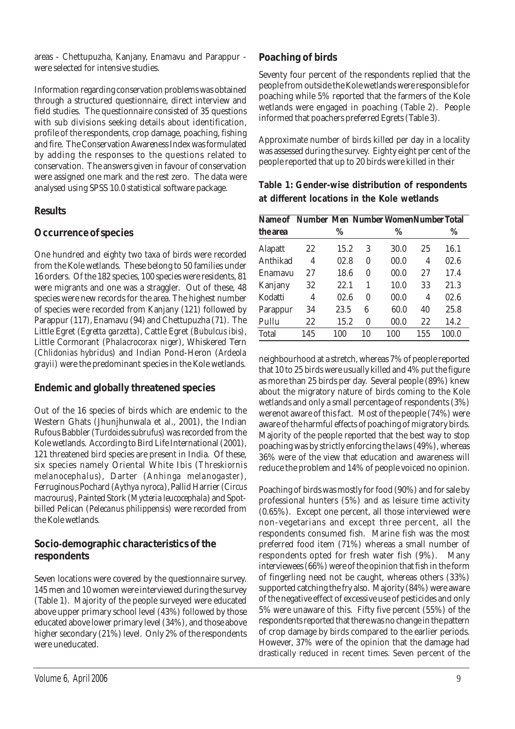areas - Chettupuzha, Kanjany, Enamavu and Parappur - were selected for intensive studies.

Information regarding conservation problems was obtained through a structured questionnaire, direct interview and field studies. The questionnaire consisted of 35 questions with sub divisions seeking details about identification, profile of the respondents, crop damage, poaching, fishing and fire. The Conservation Awareness Index was formulated by adding the responses to the questions related to conservation. The answers given in favour of conservation were assigned one mark and the rest zero. The data were analysed using SPSS 10.0 statistical software package.

## Results

### Occurrence of species

One hundred and eighty two taxa of birds were recorded from the Kole wetlands. These belong to 50 families under 16 orders. Of the 182 species, 100 species were residents, 81 were migrants and one was a straggler. Out of these, 48 species were new records for the area. The highest number of species were recorded from Kanjany (121) followed by Parappur (117), Enamavu (94) and Chettupuzha (71). The Little Egret (*Egretta garzetta*), Cattle Egret (*Bubulcus ibis*), Little Cormorant (*Phalacrocorax niger*), Whiskered Tern (*Chlidonias hybridus*) and Indian Pond-Heron (*Ardeola grayii*) were the predominant species in the Kole wetlands.

### Endemic and globally threatened species

Out of the 16 species of birds which are endemic to the Western Ghats (Jhunjhunwala et al., 2001), the Indian Rufous Babbler (*Turdoides subrufus*) was recorded from the Kole wetlands. According to Bird Life International (2001), 121 threatened bird species are present in India. Of these, six species namely Oriental White Ibis (*Threskiornis melanocephalus*), Darter (*Anhinga melanogaster*), Ferruginous Pochard (*Aythya nyroca*), Pallid Harrier (*Circus macrourus*), Painted Stork (*Mycteria leucocephala*) and Spot-billed Pelican (*Pelecanus philippensis*) were recorded from the Kole wetlands.

### Socio-demographic characteristics of the respondents

Seven locations were covered by the questionnaire survey. 145 men and 10 women were interviewed during the survey (Table 1). Majority of the people surveyed were educated above upper primary school level (43%) followed by those educated above lower primary level (34%), and those above higher secondary (21%) level. Only 2% of the respondents were uneducated.

### Poaching of birds

Seventy four percent of the respondents replied that the people from outside the Kole wetlands were responsible for poaching while 5% reported that the farmers of the Kole wetlands were engaged in poaching (Table 2). People informed that poachers preferred Egrets (Table 3).

Approximate number of birds killed per day in a locality was assessed during the survey. Eighty eight per cent of the people reported that up to 20 birds were killed in their neighbourhood at a stretch, whereas 7% of people reported that 10 to 25 birds were usually killed and 4% put the figure as more than 25 birds per day. Several people (89%) knew about the migratory nature of birds coming to the Kole wetlands and only a small percentage of respondents (3%) werenot aware of this fact. Most of the people (74%) were aware of the harmful effects of poaching of migratory birds. Majority of the people reported that the best way to stop poaching was by strictly enforcing the laws (49%), whereas 36% were of the view that education and awareness will reduce the problem and 14% of people voiced no opinion.

**Table 1: Gender-wise distribution of respondents at different locations in the Kole wetlands**

| Name of the area | Number | Men % | Number | Women % | Number | Total % |
|---|---|---|---|---|---|---|
| Alapatt | 22 | 15.2 | 3 | 30.0 | 25 | 16.1 |
| Anthikad | 4 | 02.8 | 0 | 00.0 | 4 | 02.6 |
| Enamavu | 27 | 18.6 | 0 | 00.0 | 27 | 17.4 |
| Kanjany | 32 | 22.1 | 1 | 10.0 | 33 | 21.3 |
| Kodatti | 4 | 02.6 | 0 | 00.0 | 4 | 02.6 |
| Parappur | 34 | 23.5 | 6 | 60.0 | 40 | 25.8 |
| Pullu | 22 | 15.2 | 0 | 00.0 | 22 | 14.2 |
| Total | 145 | 100 | 10 | 100 | 155 | 100.0 |

Poaching of birds was mostly for food (90%) and for sale by professional hunters (5%) and as leisure time activity (0.65%). Except one percent, all those interviewed were non-vegetarians and except three percent, all the respondents consumed fish. Marine fish was the most preferred food item (71%) whereas a small number of respondents opted for fresh water fish (9%). Many interviewees (66%) were of the opinion that fish in the form of fingerling need not be caught, whereas others (33%) supported catching the fry also. Majority (84%) were aware of the negative effect of excessive use of pesticides and only 5% were unaware of this. Fifty five percent (55%) of the respondents reported that there was no change in the pattern of crop damage by birds compared to the earlier periods. However, 37% were of the opinion that the damage had drastically reduced in recent times. Seven percent of the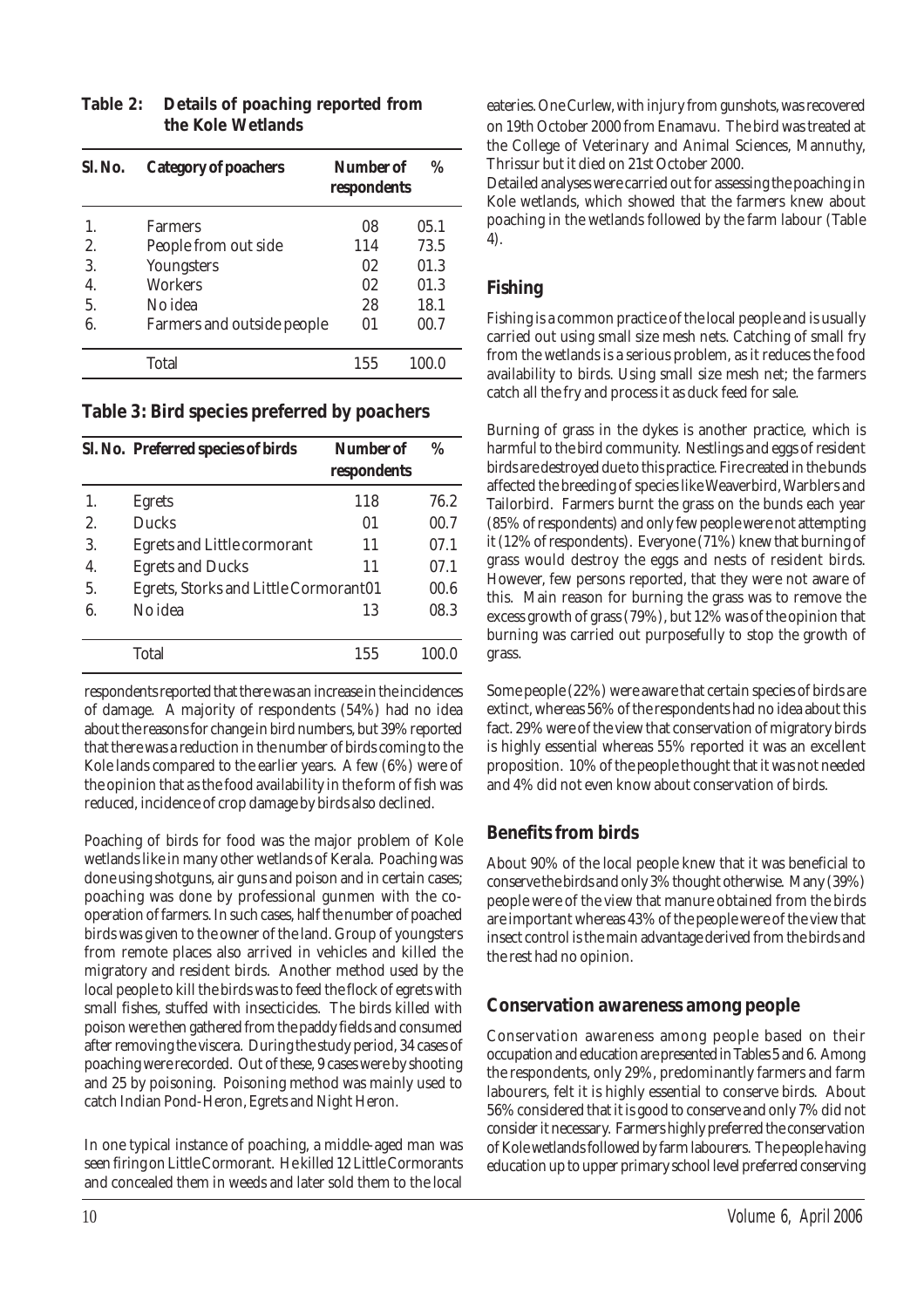**Table 2: Details of poaching reported from the Kole Wetlands**

| Sl. No. | Category of poachers | Number of respondents | % |
|---|---|---|---|
| 1. | Farmers | 08 | 05.1 |
| 2. | People from out side | 114 | 73.5 |
| 3. | Youngsters | 02 | 01.3 |
| 4. | Workers | 02 | 01.3 |
| 5. | No idea | 28 | 18.1 |
| 6. | Farmers and outside people | 01 | 00.7 |
| | Total | 155 | 100.0 |

**Table 3: Bird species preferred by poachers**

| Sl. No. | Preferred species of birds | Number of respondents | % |
|---|---|---|---|
| 1. | Egrets | 118 | 76.2 |
| 2. | Ducks | 01 | 00.7 |
| 3. | Egrets and Little cormorant | 11 | 07.1 |
| 4. | Egrets and Ducks | 11 | 07.1 |
| 5. | Egrets, Storks and Little Cormorant | 01 | 00.6 |
| 6. | No idea | 13 | 08.3 |
| | Total | 155 | 100.0 |

respondents reported that there was an increase in the incidences of damage. A majority of respondents (54%) had no idea about the reasons for change in bird numbers, but 39% reported that there was a reduction in the number of birds coming to the Kole lands compared to the earlier years. A few (6%) were of the opinion that as the food availability in the form of fish was reduced, incidence of crop damage by birds also declined.

Poaching of birds for food was the major problem of Kole wetlands like in many other wetlands of Kerala. Poaching was done using shotguns, air guns and poison and in certain cases; poaching was done by professional gunmen with the co-operation of farmers. In such cases, half the number of poached birds was given to the owner of the land. Group of youngsters from remote places also arrived in vehicles and killed the migratory and resident birds. Another method used by the local people to kill the birds was to feed the flock of egrets with small fishes, stuffed with insecticides. The birds killed with poison were then gathered from the paddy fields and consumed after removing the viscera. During the study period, 34 cases of poaching were recorded. Out of these, 9 cases were by shooting and 25 by poisoning. Poisoning method was mainly used to catch Indian Pond-Heron, Egrets and Night Heron.

In one typical instance of poaching, a middle-aged man was seen firing on Little Cormorant. He killed 12 Little Cormorants and concealed them in weeds and later sold them to the local eateries. One Curlew, with injury from gunshots, was recovered on 19th October 2000 from Enamavu. The bird was treated at the College of Veterinary and Animal Sciences, Mannuthy, Thrissur but it died on 21st October 2000.

Detailed analyses were carried out for assessing the poaching in Kole wetlands, which showed that the farmers knew about poaching in the wetlands followed by the farm labour (Table 4).

## Fishing

Fishing is a common practice of the local people and is usually carried out using small size mesh nets. Catching of small fry from the wetlands is a serious problem, as it reduces the food availability to birds. Using small size mesh net; the farmers catch all the fry and process it as duck feed for sale.

Burning of grass in the dykes is another practice, which is harmful to the bird community. Nestlings and eggs of resident birds are destroyed due to this practice. Fire created in the bunds affected the breeding of species like Weaverbird, Warblers and Tailorbird. Farmers burnt the grass on the bunds each year (85% of respondents) and only few people were not attempting it (12% of respondents). Everyone (71%) knew that burning of grass would destroy the eggs and nests of resident birds. However, few persons reported, that they were not aware of this. Main reason for burning the grass was to remove the excess growth of grass (79%), but 12% was of the opinion that burning was carried out purposefully to stop the growth of grass.

Some people (22%) were aware that certain species of birds are extinct, whereas 56% of the respondents had no idea about this fact. 29% were of the view that conservation of migratory birds is highly essential whereas 55% reported it was an excellent proposition. 10% of the people thought that it was not needed and 4% did not even know about conservation of birds.

## Benefits from birds

About 90% of the local people knew that it was beneficial to conserve the birds and only 3% thought otherwise. Many (39%) people were of the view that manure obtained from the birds are important whereas 43% of the people were of the view that insect control is the main advantage derived from the birds and the rest had no opinion.

## Conservation awareness among people

Conservation awareness among people based on their occupation and education are presented in Tables 5 and 6. Among the respondents, only 29%, predominantly farmers and farm labourers, felt it is highly essential to conserve birds. About 56% considered that it is good to conserve and only 7% did not consider it necessary. Farmers highly preferred the conservation of Kole wetlands followed by farm labourers. The people having education up to upper primary school level preferred conserving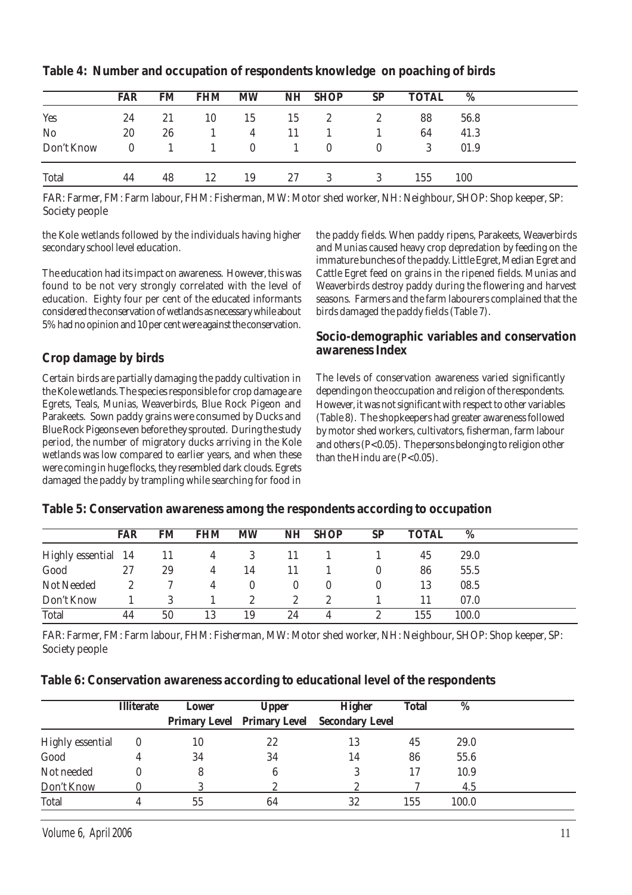**Table 4: Number and occupation of respondents knowledge on poaching of birds**

| | FAR | FM | FHM | MW | NH | SHOP | SP | TOTAL | % |
|---|---|---|---|---|---|---|---|---|---|
| Yes | 24 | 21 | 10 | 15 | 15 | 2 | 2 | 88 | 56.8 |
| No | 20 | 26 | 1 | 4 | 11 | 1 | 1 | 64 | 41.3 |
| Don't Know | 0 | 1 | 1 | 0 | 1 | 0 | 0 | 3 | 01.9 |
| Total | 44 | 48 | 12 | 19 | 27 | 3 | 3 | 155 | 100 |

FAR: Farmer, FM: Farm labour, FHM: Fisherman, MW: Motor shed worker, NH: Neighbour, SHOP: Shop keeper, SP: Society people

the Kole wetlands followed by the individuals having higher secondary school level education.

The education had its impact on awareness. However, this was found to be not very strongly correlated with the level of education. Eighty four per cent of the educated informants considered the conservation of wetlands as necessary while about 5% had no opinion and 10 per cent were against the conservation.

## Crop damage by birds

Certain birds are partially damaging the paddy cultivation in the Kole wetlands. The species responsible for crop damage are Egrets, Teals, Munias, Weaverbirds, Blue Rock Pigeon and Parakeets. Sown paddy grains were consumed by Ducks and Blue Rock Pigeons even before they sprouted. During the study period, the number of migratory ducks arriving in the Kole wetlands was low compared to earlier years, and when these were coming in huge flocks, they resembled dark clouds. Egrets damaged the paddy by trampling while searching for food in the paddy fields. When paddy ripens, Parakeets, Weaverbirds and Munias caused heavy crop depredation by feeding on the immature bunches of the paddy. Little Egret, Median Egret and Cattle Egret feed on grains in the ripened fields. Munias and Weaverbirds destroy paddy during the flowering and harvest seasons. Farmers and the farm labourers complained that the birds damaged the paddy fields (Table 7).

## Socio-demographic variables and conservation awareness Index

The levels of conservation awareness varied significantly depending on the occupation and religion of the respondents. However, it was not significant with respect to other variables (Table 8). The shopkeepers had greater awareness followed by motor shed workers, cultivators, fisherman, farm labour and others ($P<0.05$). The persons belonging to religion other than the Hindu are ($P<0.05$).

**Table 5: Conservation awareness among the respondents according to occupation**

| | FAR | FM | FHM | MW | NH | SHOP | SP | TOTAL | % |
|---|---|---|---|---|---|---|---|---|---|
| Highly essential | 14 | 11 | 4 | 3 | 11 | 1 | 1 | 45 | 29.0 |
| Good | 27 | 29 | 4 | 14 | 11 | 1 | 0 | 86 | 55.5 |
| Not Needed | 2 | 7 | 4 | 0 | 0 | 0 | 0 | 13 | 08.5 |
| Don't Know | 1 | 3 | 1 | 2 | 2 | 2 | 1 | 11 | 07.0 |
| Total | 44 | 50 | 13 | 19 | 24 | 4 | 2 | 155 | 100.0 |

FAR: Farmer, FM: Farm labour, FHM: Fisherman, MW: Motor shed worker, NH: Neighbour, SHOP: Shop keeper, SP: Society people

**Table 6: Conservation awareness according to educational level of the respondents**

| | Illiterate | Lower Primary Level | Upper Primary Level | Higher Secondary Level | Total | % |
|---|---|---|---|---|---|---|
| Highly essential | 0 | 10 | 22 | 13 | 45 | 29.0 |
| Good | 4 | 34 | 34 | 14 | 86 | 55.6 |
| Not needed | 0 | 8 | 6 | 3 | 17 | 10.9 |
| Don't Know | 0 | 3 | 2 | 2 | 7 | 4.5 |
| Total | 4 | 55 | 64 | 32 | 155 | 100.0 |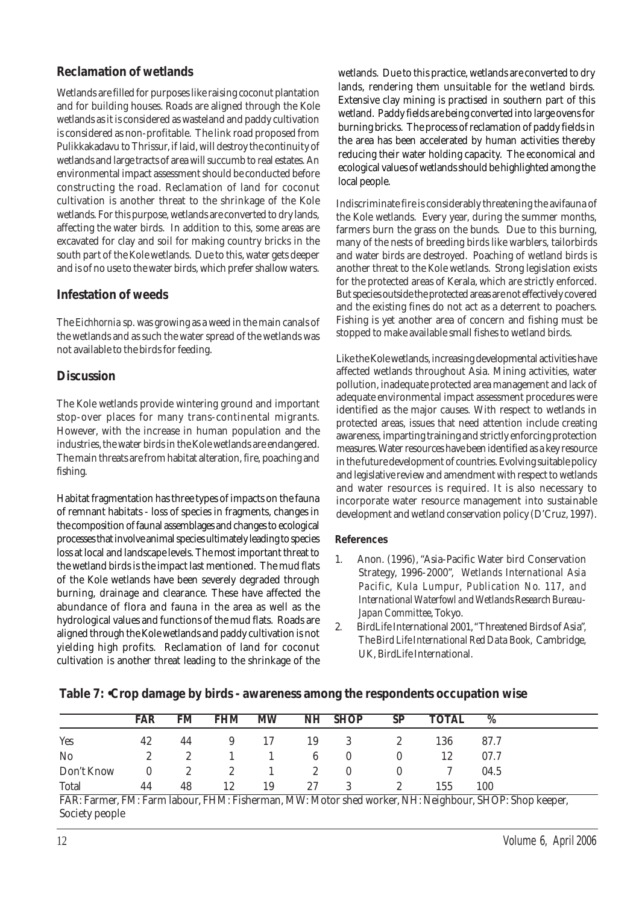## Reclamation of wetlands

Wetlands are filled for purposes like raising coconut plantation and for building houses. Roads are aligned through the Kole wetlands as it is considered as wasteland and paddy cultivation is considered as non-profitable. The link road proposed from Pulikkakadavu to Thrissur, if laid, will destroy the continuity of wetlands and large tracts of area will succumb to real estates. An environmental impact assessment should be conducted before constructing the road. Reclamation of land for coconut cultivation is another threat to the shrinkage of the Kole wetlands. For this purpose, wetlands are converted to dry lands, affecting the water birds. In addition to this, some areas are excavated for clay and soil for making country bricks in the south part of the Kole wetlands. Due to this, water gets deeper and is of no use to the water birds, which prefer shallow waters.

## Infestation of weeds

The *Eichhornia* sp. was growing as a weed in the main canals of the wetlands and as such the water spread of the wetlands was not available to the birds for feeding.

## Discussion

The Kole wetlands provide wintering ground and important stop-over places for many trans-continental migrants. However, with the increase in human population and the industries, the water birds in the Kole wetlands are endangered. The main threats are from habitat alteration, fire, poaching and fishing.

Habitat fragmentation has three types of impacts on the fauna of remnant habitats - loss of species in fragments, changes in the composition of faunal assemblages and changes to ecological processes that involve animal species ultimately leading to species loss at local and landscape levels. The most important threat to the wetland birds is the impact last mentioned. The mud flats of the Kole wetlands have been severely degraded through burning, drainage and clearance. These have affected the abundance of flora and fauna in the area as well as the hydrological values and functions of the mud flats. Roads are aligned through the Kole wetlands and paddy cultivation is not yielding high profits. Reclamation of land for coconut cultivation is another threat leading to the shrinkage of the wetlands. Due to this practice, wetlands are converted to dry lands, rendering them unsuitable for the wetland birds. Extensive clay mining is practised in southern part of this wetland. Paddy fields are being converted into large ovens for burning bricks. The process of reclamation of paddy fields in the area has been accelerated by human activities thereby reducing their water holding capacity. The economical and ecological values of wetlands should be highlighted among the local people.

Indiscriminate fire is considerably threatening the avifauna of the Kole wetlands. Every year, during the summer months, farmers burn the grass on the bunds. Due to this burning, many of the nests of breeding birds like warblers, tailorbirds and water birds are destroyed. Poaching of wetland birds is another threat to the Kole wetlands. Strong legislation exists for the protected areas of Kerala, which are strictly enforced. But species outside the protected areas are not effectively covered and the existing fines do not act as a deterrent to poachers. Fishing is yet another area of concern and fishing must be stopped to make available small fishes to wetland birds.

Like the Kole wetlands, increasing developmental activities have affected wetlands throughout Asia. Mining activities, water pollution, inadequate protected area management and lack of adequate environmental impact assessment procedures were identified as the major causes. With respect to wetlands in protected areas, issues that need attention include creating awareness, imparting training and strictly enforcing protection measures. Water resources have been identified as a key resource in the future development of countries. Evolving suitable policy and legislative review and amendment with respect to wetlands and water resources is required. It is also necessary to incorporate water resource management into sustainable development and wetland conservation policy (D'Cruz, 1997).

### References

1. Anon. (1996), "Asia-Pacific Water bird Conservation Strategy, 1996-2000", *Wetlands International Asia Pacific, Kula Lumpur, Publication No. 117, and International Waterfowl and Wetlands Research Bureau-Japan Committee*, Tokyo.
2. BirdLife International 2001, "Threatened Birds of Asia", *The Bird Life International Red Data Book*, Cambridge, UK, BirdLife International.

**Table 7: •Crop damage by birds - awareness among the respondents occupation wise**

| | FAR | FM | FHM | MW | NH | SHOP | SP | TOTAL | % |
|---|---|---|---|---|---|---|---|---|---|
| Yes | 42 | 44 | 9 | 17 | 19 | 3 | 2 | 136 | 87.7 |
| No | 2 | 2 | 1 | 1 | 6 | 0 | 0 | 12 | 07.7 |
| Don't Know | 0 | 2 | 2 | 1 | 2 | 0 | 0 | 7 | 04.5 |
| Total | 44 | 48 | 12 | 19 | 27 | 3 | 2 | 155 | 100 |

FAR: Farmer, FM: Farm labour, FHM: Fisherman, MW: Motor shed worker, NH: Neighbour, SHOP: Shop keeper, Society people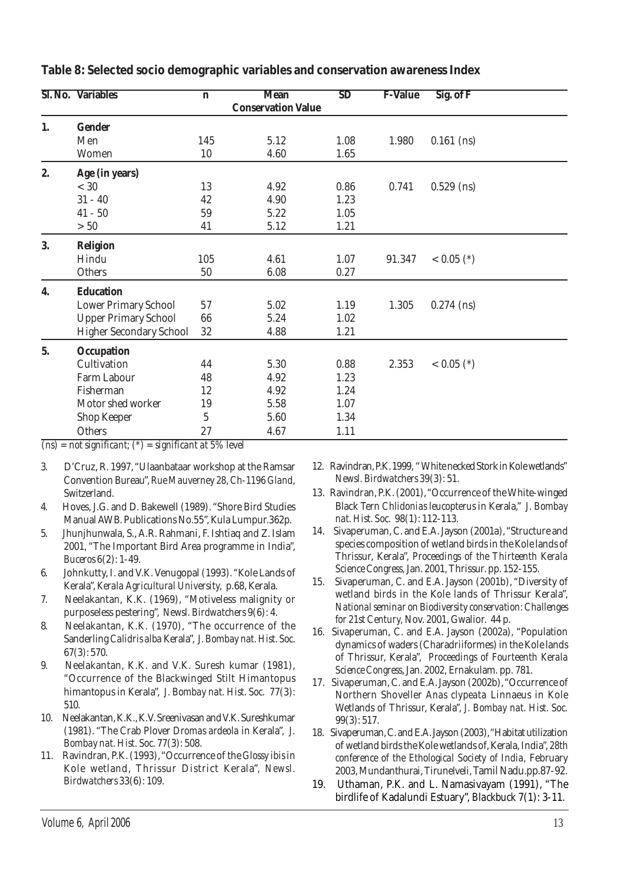**Table 8: Selected socio demographic variables and conservation awareness Index**

| Sl. No. | Variables | n | Mean Conservation Value | SD | F-Value | Sig. of F |
|---|---|---|---|---|---|---|
| 1. | **Gender** | | | | | |
| | Men | 145 | 5.12 | 1.08 | 1.980 | 0.161 (ns) |
| | Women | 10 | 4.60 | 1.65 | | |
| 2. | **Age (in years)** | | | | | |
| | < 30 | 13 | 4.92 | 0.86 | 0.741 | 0.529 (ns) |
| | 31 - 40 | 42 | 4.90 | 1.23 | | |
| | 41 - 50 | 59 | 5.22 | 1.05 | | |
| | > 50 | 41 | 5.12 | 1.21 | | |
| 3. | **Religion** | | | | | |
| | Hindu | 105 | 4.61 | 1.07 | 91.347 | < 0.05 (*) |
| | Others | 50 | 6.08 | 0.27 | | |
| 4. | **Education** | | | | | |
| | Lower Primary School | 57 | 5.02 | 1.19 | 1.305 | 0.274 (ns) |
| | Upper Primary School | 66 | 5.24 | 1.02 | | |
| | Higher Secondary School | 32 | 4.88 | 1.21 | | |
| 5. | **Occupation** | | | | | |
| | Cultivation | 44 | 5.30 | 0.88 | 2.353 | < 0.05 (*) |
| | Farm Labour | 48 | 4.92 | 1.23 | | |
| | Fisherman | 12 | 4.92 | 1.24 | | |
| | Motor shed worker | 19 | 5.58 | 1.07 | | |
| | Shop Keeper | 5 | 5.60 | 1.34 | | |
| | Others | 27 | 4.67 | 1.11 | | |

*(ns) = not significant; (*) = significant at 5% level*

3. D'Cruz, R. 1997, "Ulaanbataar workshop at the Ramsar Convention Bureau", *Rue Mauverney 28, Ch-1196 Gland*, Switzerland.
4. Hoves, J.G. and D. Bakewell (1989). "Shore Bird Studies Manual AWB. Publications No.55", Kula Lumpur.362p.
5. Jhunjhunwala, S., A.R. Rahmani, F. Ishtiaq and Z. Islam 2001, "The Important Bird Area programme in India", *Buceros* 6(2): 1-49.
6. Johnkutty, I. and V.K. Venugopal (1993). "Kole Lands of Kerala", *Kerala Agricultural University*, p.68, Kerala.
7. Neelakantan, K.K. (1969), "Motiveless malignity or purposeless pestering", *Newsl. Birdwatchers* 9(6): 4.
8. Neelakantan, K.K. (1970), "The occurrence of the Sanderling *Calidris alba* Kerala", *J. Bombay nat. Hist. Soc.* 67(3): 570.
9. Neelakantan, K.K. and V.K. Suresh kumar (1981), "Occurrence of the Blackwinged Stilt Himantopus himantopus in Kerala", *J. Bombay nat. Hist. Soc.* 77(3): 510.
10. Neelakantan, K.K., K.V. Sreenivasan and V.K. Sureshkumar (1981). "The Crab Plover *Dromas ardeola* in Kerala", *J. Bombay nat. Hist. Soc.* 77(3): 508.
11. Ravindran, P.K. (1993), "Occurrence of the *Glossy ibis* in Kole wetland, Thrissur District Kerala", *Newsl. Birdwatchers* 33(6): 109.
12. Ravindran, P.K. 1999, " White necked Stork in Kole wetlands" *Newsl. Birdwatchers* 39(3): 51.
13. Ravindran, P.K. (2001), "Occurrence of the White-winged Black Tern *Chlidonias leucopterus* in Kerala," *J. Bombay nat. Hist. Soc.* 98(1): 112-113.
14. Sivaperuman, C. and E.A. Jayson (2001a), "Structure and species composition of wetland birds in the Kole lands of Thrissur, Kerala", *Proceedings of the Thirteenth Kerala Science Congress*, Jan. 2001, Thrissur. pp. 152-155.
15. Sivaperuman, C. and E.A. Jayson (2001b), "Diversity of wetland birds in the Kole lands of Thrissur Kerala", *National seminar on Biodiversity conservation: Challenges for 21st Century*, Nov. 2001, Gwalior. 44 p.
16. Sivaperuman, C. and E.A. Jayson (2002a), "Population dynamics of waders (Charadriiformes) in the Kole lands of Thrissur, Kerala", *Proceedings of Fourteenth Kerala Science Congress*, Jan. 2002, Ernakulam. pp. 781.
17. Sivaperuman, C. and E.A. Jayson (2002b), "Occurrence of Northern Shoveller *Anas clypeata* Linnaeus in Kole Wetlands of Thrissur, Kerala", *J. Bombay nat. Hist. Soc.* 99(3): 517.
18. Sivaperuman, C. and E.A. Jayson (2003), "Habitat utilization of wetland birds the Kole wetlands of, Kerala, India", *28th conference of the Ethological Society of India*, February 2003, Mundanthurai, Tirunelveli, Tamil Nadu.pp.87-92.
19. Uthaman, P.K. and L. Namasivayam (1991), "The birdlife of Kadalundi Estuary", Blackbuck 7(1): 3-11.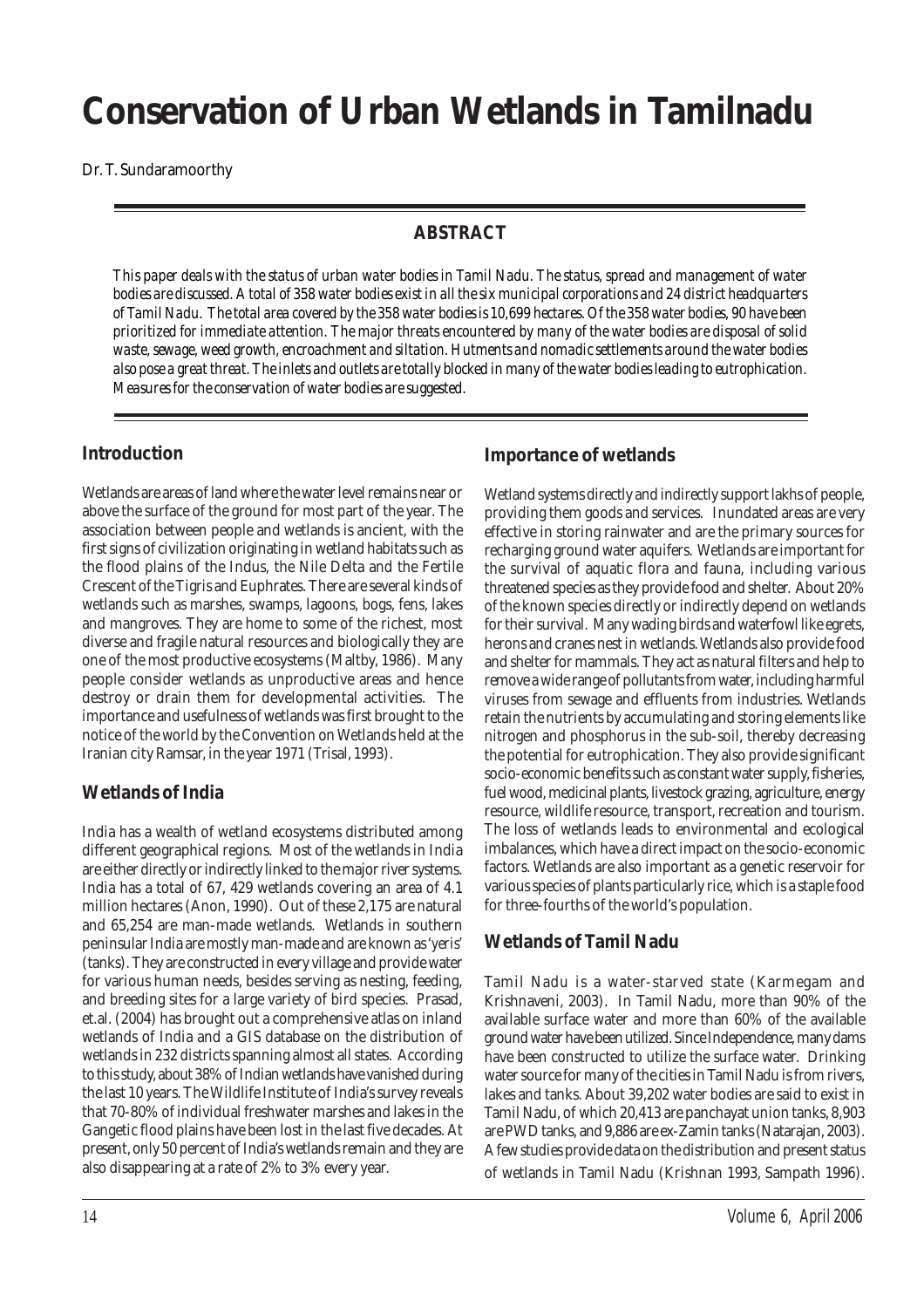# Conservation of Urban Wetlands in Tamilnadu

Dr. T. Sundaramoorthy

## ABSTRACT

*This paper deals with the status of urban water bodies in Tamil Nadu. The status, spread and management of water bodies are discussed. A total of 358 water bodies exist in all the six municipal corporations and 24 district headquarters of Tamil Nadu. The total area covered by the 358 water bodies is 10,699 hectares. Of the 358 water bodies, 90 have been prioritized for immediate attention. The major threats encountered by many of the water bodies are disposal of solid waste, sewage, weed growth, encroachment and siltation. Hutments and nomadic settlements around the water bodies also pose a great threat. The inlets and outlets are totally blocked in many of the water bodies leading to eutrophication. Measures for the conservation of water bodies are suggested.*

## Introduction

Wetlands are areas of land where the water level remains near or above the surface of the ground for most part of the year. The association between people and wetlands is ancient, with the first signs of civilization originating in wetland habitats such as the flood plains of the Indus, the Nile Delta and the Fertile Crescent of the Tigris and Euphrates. There are several kinds of wetlands such as marshes, swamps, lagoons, bogs, fens, lakes and mangroves. They are home to some of the richest, most diverse and fragile natural resources and biologically they are one of the most productive ecosystems (Maltby, 1986). Many people consider wetlands as unproductive areas and hence destroy or drain them for developmental activities. The importance and usefulness of wetlands was first brought to the notice of the world by the Convention on Wetlands held at the Iranian city Ramsar, in the year 1971 (Trisal, 1993).

## Wetlands of India

India has a wealth of wetland ecosystems distributed among different geographical regions. Most of the wetlands in India are either directly or indirectly linked to the major river systems. India has a total of 67, 429 wetlands covering an area of 4.1 million hectares (Anon, 1990). Out of these 2,175 are natural and 65,254 are man-made wetlands. Wetlands in southern peninsular India are mostly man-made and are known as 'yeris' (tanks). They are constructed in every village and provide water for various human needs, besides serving as nesting, feeding, and breeding sites for a large variety of bird species. Prasad, et.al. (2004) has brought out a comprehensive atlas on inland wetlands of India and a GIS database on the distribution of wetlands in 232 districts spanning almost all states. According to this study, about 38% of Indian wetlands have vanished during the last 10 years. The Wildlife Institute of India's survey reveals that 70-80% of individual freshwater marshes and lakes in the Gangetic flood plains have been lost in the last five decades. At present, only 50 percent of India's wetlands remain and they are also disappearing at a rate of 2% to 3% every year.

## Importance of wetlands

Wetland systems directly and indirectly support lakhs of people, providing them goods and services. Inundated areas are very effective in storing rainwater and are the primary sources for recharging ground water aquifers. Wetlands are important for the survival of aquatic flora and fauna, including various threatened species as they provide food and shelter. About 20% of the known species directly or indirectly depend on wetlands for their survival. Many wading birds and waterfowl like egrets, herons and cranes nest in wetlands. Wetlands also provide food and shelter for mammals. They act as natural filters and help to remove a wide range of pollutants from water, including harmful viruses from sewage and effluents from industries. Wetlands retain the nutrients by accumulating and storing elements like nitrogen and phosphorus in the sub-soil, thereby decreasing the potential for eutrophication. They also provide significant socio-economic benefits such as constant water supply, fisheries, fuel wood, medicinal plants, livestock grazing, agriculture, energy resource, wildlife resource, transport, recreation and tourism. The loss of wetlands leads to environmental and ecological imbalances, which have a direct impact on the socio-economic factors. Wetlands are also important as a genetic reservoir for various species of plants particularly rice, which is a staple food for three-fourths of the world's population.

## Wetlands of Tamil Nadu

Tamil Nadu is a water-starved state (Karmegam and Krishnaveni, 2003). In Tamil Nadu, more than 90% of the available surface water and more than 60% of the available ground water have been utilized. Since Independence, many dams have been constructed to utilize the surface water. Drinking water source for many of the cities in Tamil Nadu is from rivers, lakes and tanks. About 39,202 water bodies are said to exist in Tamil Nadu, of which 20,413 are panchayat union tanks, 8,903 are PWD tanks, and 9,886 are ex-Zamin tanks (Natarajan, 2003). A few studies provide data on the distribution and present status of wetlands in Tamil Nadu (Krishnan 1993, Sampath 1996).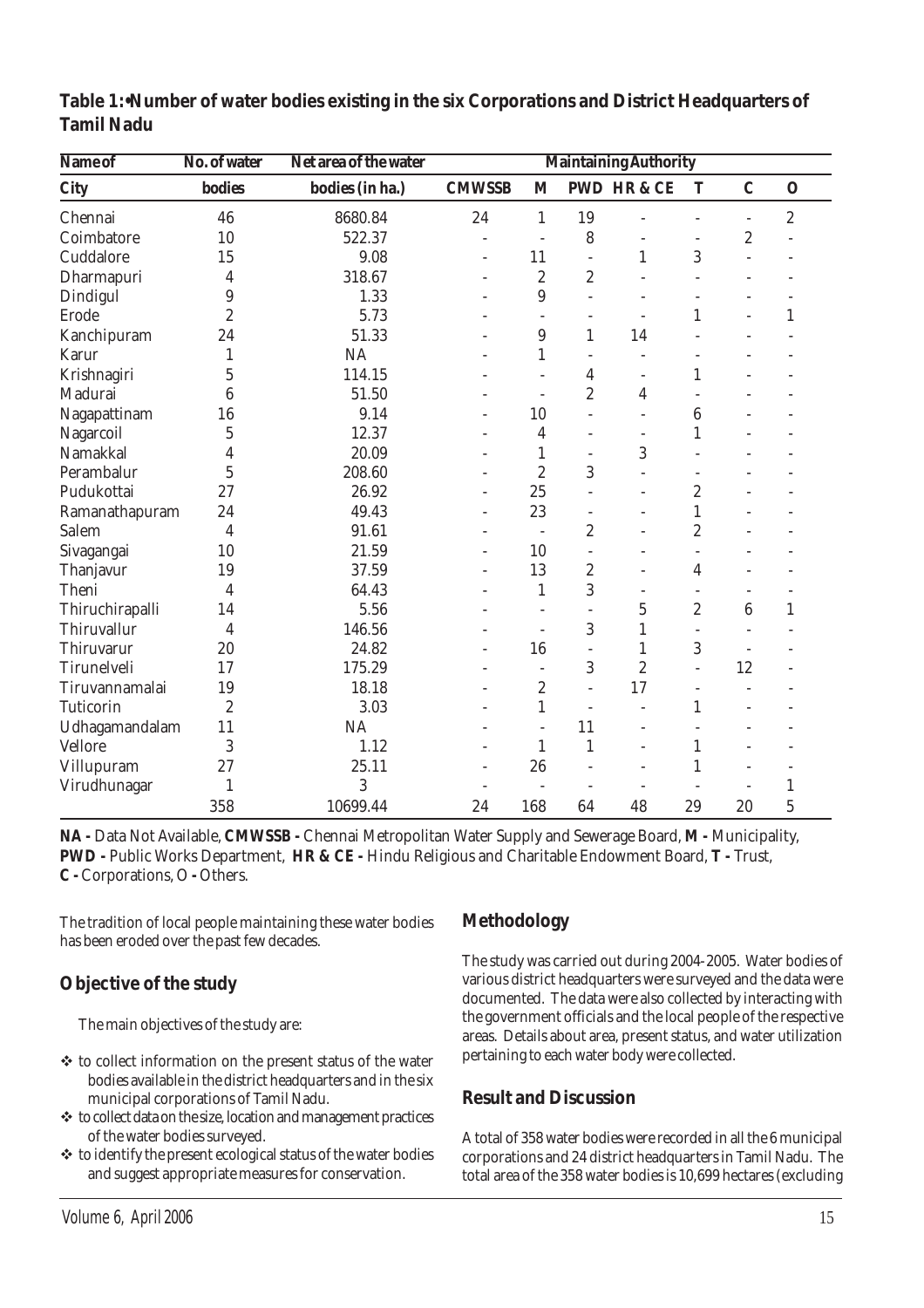**Table 1:•Number of water bodies existing in the six Corporations and District Headquarters of Tamil Nadu**

| Name of | No. of water | Net area of the water | Maintaining Authority | | | | | | |
|---|---|---|---|---|---|---|---|---|---|
| City | bodies | bodies (in ha.) | CMWSSB | M | PWD | HR & CE | T | C | O |
| Chennai | 46 | 8680.84 | 24 | 1 | 19 | - | - | - | 2 |
| Coimbatore | 10 | 522.37 | - | - | 8 | - | - | 2 | - |
| Cuddalore | 15 | 9.08 | - | 11 | - | 1 | 3 | - | - |
| Dharmapuri | 4 | 318.67 | - | 2 | 2 | - | - | - | - |
| Dindigul | 9 | 1.33 | - | 9 | - | - | - | - | - |
| Erode | 2 | 5.73 | - | - | - | - | 1 | - | 1 |
| Kanchipuram | 24 | 51.33 | - | 9 | 1 | 14 | - | - | - |
| Karur | 1 | NA | - | 1 | - | - | - | - | - |
| Krishnagiri | 5 | 114.15 | - | - | 4 | - | 1 | - | - |
| Madurai | 6 | 51.50 | - | - | 2 | 4 | - | - | - |
| Nagapattinam | 16 | 9.14 | - | 10 | - | - | 6 | - | - |
| Nagarcoil | 5 | 12.37 | - | 4 | - | - | 1 | - | - |
| Namakkal | 4 | 20.09 | - | 1 | - | 3 | - | - | - |
| Perambalur | 5 | 208.60 | - | 2 | 3 | - | - | - | - |
| Pudukottai | 27 | 26.92 | - | 25 | - | - | 2 | - | - |
| Ramanathapuram | 24 | 49.43 | - | 23 | - | - | 1 | - | - |
| Salem | 4 | 91.61 | - | - | 2 | - | 2 | - | - |
| Sivagangai | 10 | 21.59 | - | 10 | - | - | - | - | - |
| Thanjavur | 19 | 37.59 | - | 13 | 2 | - | 4 | - | - |
| Theni | 4 | 64.43 | - | 1 | 3 | - | - | - | - |
| Thiruchirapalli | 14 | 5.56 | - | - | - | 5 | 2 | 6 | 1 |
| Thiruvallur | 4 | 146.56 | - | - | 3 | 1 | - | - | - |
| Thiruvarur | 20 | 24.82 | - | 16 | - | 1 | 3 | - | - |
| Tirunelveli | 17 | 175.29 | - | - | 3 | 2 | - | 12 | - |
| Tiruvannamalai | 19 | 18.18 | - | 2 | - | 17 | - | - | - |
| Tuticorin | 2 | 3.03 | - | 1 | - | - | 1 | - | - |
| Udhagamandalam | 11 | NA | - | - | 11 | - | - | - | - |
| Vellore | 3 | 1.12 | - | 1 | 1 | - | 1 | - | - |
| Villupuram | 27 | 25.11 | - | 26 | - | - | 1 | - | - |
| Virudhunagar | 1 | 3 | - | - | - | - | - | - | 1 |
| | 358 | 10699.44 | 24 | 168 | 64 | 48 | 29 | 20 | 5 |

**NA -** Data Not Available, **CMWSSB -** Chennai Metropolitan Water Supply and Sewerage Board, **M -** Municipality, **PWD -** Public Works Department, **HR & CE -** Hindu Religious and Charitable Endowment Board, **T -** Trust, **C -** Corporations, O **-** Others.

The tradition of local people maintaining these water bodies has been eroded over the past few decades.

## Objective of the study

The main objectives of the study are:

- to collect information on the present status of the water bodies available in the district headquarters and in the six municipal corporations of Tamil Nadu.
- to collect data on the size, location and management practices of the water bodies surveyed.
- to identify the present ecological status of the water bodies and suggest appropriate measures for conservation.

## Methodology

The study was carried out during 2004-2005. Water bodies of various district headquarters were surveyed and the data were documented. The data were also collected by interacting with the government officials and the local people of the respective areas. Details about area, present status, and water utilization pertaining to each water body were collected.

## Result and Discussion

A total of 358 water bodies were recorded in all the 6 municipal corporations and 24 district headquarters in Tamil Nadu. The total area of the 358 water bodies is 10,699 hectares (excluding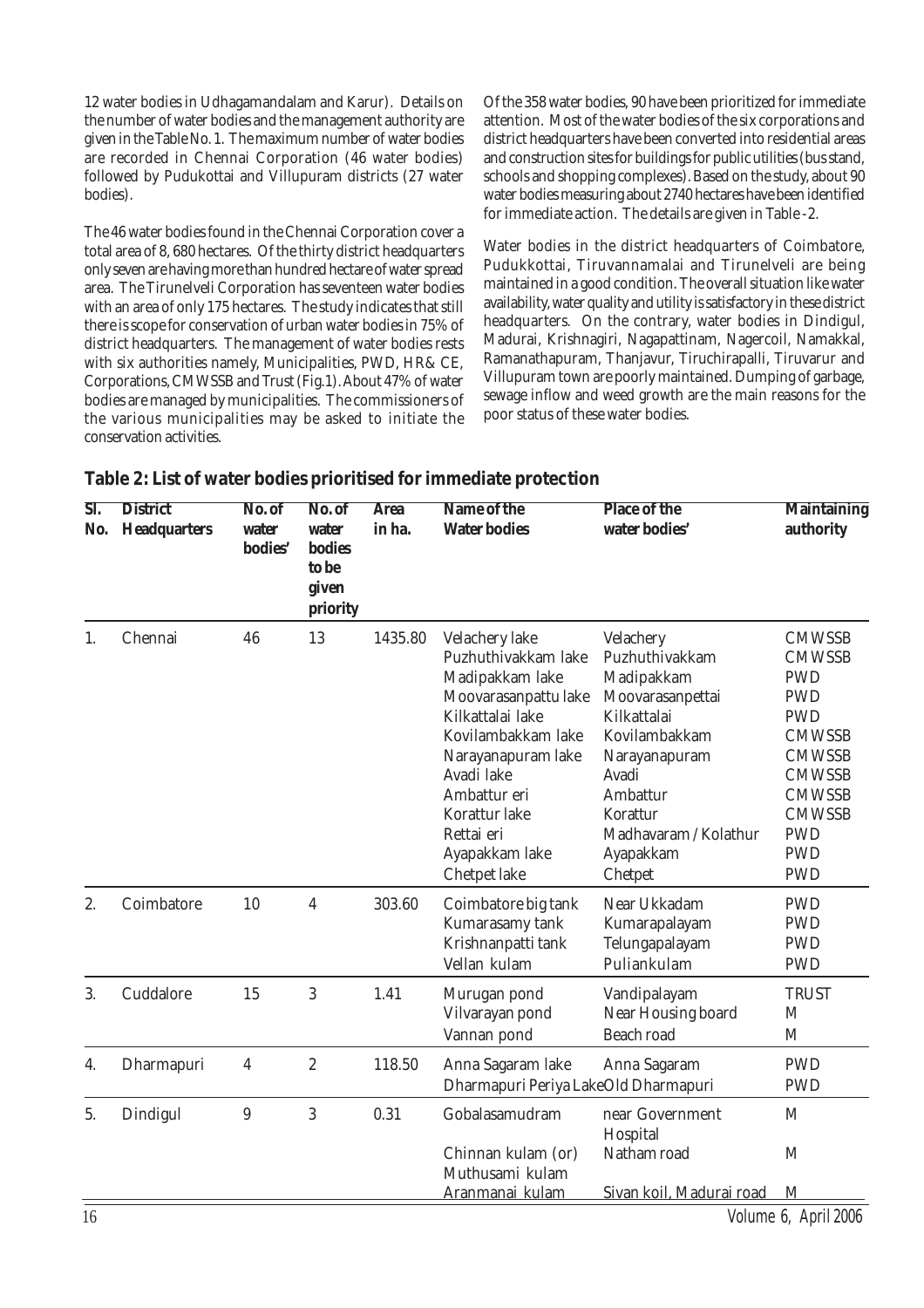12 water bodies in Udhagamandalam and Karur). Details on the number of water bodies and the management authority are given in the Table No. 1. The maximum number of water bodies are recorded in Chennai Corporation (46 water bodies) followed by Pudukottai and Villupuram districts (27 water bodies).

The 46 water bodies found in the Chennai Corporation cover a total area of 8, 680 hectares. Of the thirty district headquarters only seven are having more than hundred hectare of water spread area. The Tirunelveli Corporation has seventeen water bodies with an area of only 175 hectares. The study indicates that still there is scope for conservation of urban water bodies in 75% of district headquarters. The management of water bodies rests with six authorities namely, Municipalities, PWD, HR& CE, Corporations, CMWSSB and Trust (Fig.1). About 47% of water bodies are managed by municipalities. The commissioners of the various municipalities may be asked to initiate the conservation activities.

Of the 358 water bodies, 90 have been prioritized for immediate attention. Most of the water bodies of the six corporations and district headquarters have been converted into residential areas and construction sites for buildings for public utilities (bus stand, schools and shopping complexes). Based on the study, about 90 water bodies measuring about 2740 hectares have been identified for immediate action. The details are given in Table -2.

Water bodies in the district headquarters of Coimbatore, Pudukkottai, Tiruvannamalai and Tirunelveli are being maintained in a good condition. The overall situation like water availability, water quality and utility is satisfactory in these district headquarters. On the contrary, water bodies in Dindigul, Madurai, Krishnagiri, Nagapattinam, Nagercoil, Namakkal, Ramanathapuram, Thanjavur, Tiruchirapalli, Tiruvarur and Villupuram town are poorly maintained. Dumping of garbage, sewage inflow and weed growth are the main reasons for the poor status of these water bodies.

## Table 2: List of water bodies prioritised for immediate protection

| Sl. No. | District Headquarters | No. of water bodies' | No. of water bodies to be given priority | Area in ha. | Name of the Water bodies | Place of the water bodies' | Maintaining authority |
|---|---|---|---|---|---|---|---|
| 1. | Chennai | 46 | 13 | 1435.80 | Velachery lake | Velachery | CMWSSB |
| | | | | | Puzhuthivakkam lake | Puzhuthivakkam | CMWSSB |
| | | | | | Madipakkam lake | Madipakkam | PWD |
| | | | | | Moovarasanpattu lake | Moovarasanpettai | PWD |
| | | | | | Kilkattalai lake | Kilkattalai | PWD |
| | | | | | Kovilambakkam lake | Kovilambakkam | CMWSSB |
| | | | | | Narayanapuram lake | Narayanapuram | CMWSSB |
| | | | | | Avadi lake | Avadi | CMWSSB |
| | | | | | Ambattur eri | Ambattur | CMWSSB |
| | | | | | Korattur lake | Korattur | CMWSSB |
| | | | | | Rettai eri | Madhavaram / Kolathur | PWD |
| | | | | | Ayapakkam lake | Ayapakkam | PWD |
| | | | | | Chetpet lake | Chetpet | PWD |
| 2. | Coimbatore | 10 | 4 | 303.60 | Coimbatore big tank | Near Ukkadam | PWD |
| | | | | | Kumarasamy tank | Kumarapalayam | PWD |
| | | | | | Krishnanpatti tank | Telungapalayam | PWD |
| | | | | | Vellan kulam | Puliankulam | PWD |
| 3. | Cuddalore | 15 | 3 | 1.41 | Murugan pond | Vandipalayam | TRUST |
| | | | | | Vilvarayan pond | Near Housing board | M |
| | | | | | Vannan pond | Beach road | M |
| 4. | Dharmapuri | 4 | 2 | 118.50 | Anna Sagaram lake | Anna Sagaram | PWD |
| | | | | | Dharmapuri Periya Lake | Old Dharmapuri | PWD |
| 5. | Dindigul | 9 | 3 | 0.31 | Gobalasamudram | near Government Hospital | M |
| | | | | | Chinnan kulam (or) Muthusami kulam | Natham road | M |
| | | | | | Aranmanai kulam | Sivan koil, Madurai road | M |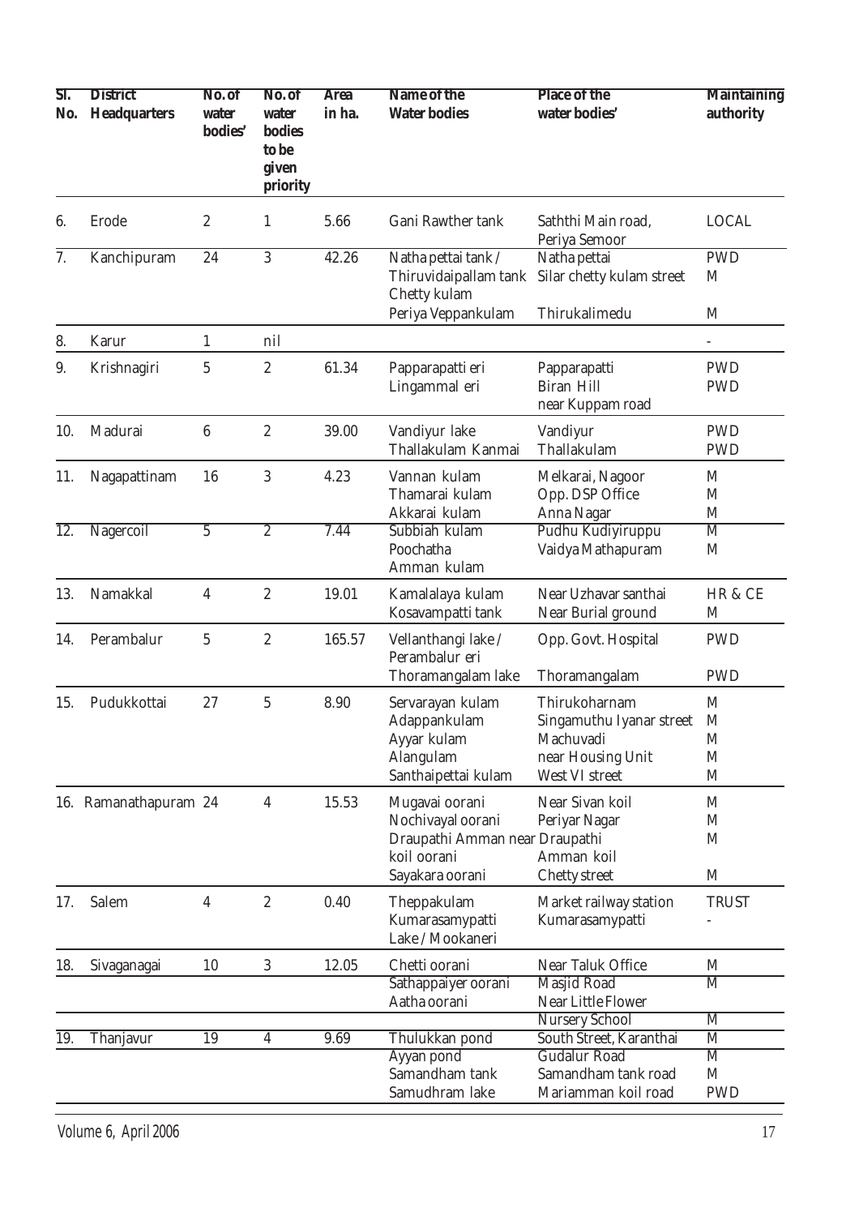| Sl. No. | District Headquarters | No. of water bodies' | No. of water bodies to be given priority | Area in ha. | Name of the Water bodies | Place of the water bodies' | Maintaining authority |
|---|---|---|---|---|---|---|---|
| 6. | Erode | 2 | 1 | 5.66 | Gani Rawther tank | Saththi Main road, Periya Semoor | LOCAL |
| 7. | Kanchipuram | 24 | 3 | 42.26 | Natha pettai tank / | Natha pettai | PWD |
| | | | | | Thiruvidaipallam tank Chetty kulam | Silar chetty kulam street | M |
| | | | | | Periya Veppankulam | Thirukalimedu | M |
| 8. | Karur | 1 | nil | | | | - |
| 9. | Krishnagiri | 5 | 2 | 61.34 | Papparapatti eri | Papparapatti | PWD |
| | | | | | Lingammal eri | Biran Hill near Kuppam road | PWD |
| 10. | Madurai | 6 | 2 | 39.00 | Vandiyur lake | Vandiyur | PWD |
| | | | | | Thallakulam Kanmai | Thallakulam | PWD |
| 11. | Nagapattinam | 16 | 3 | 4.23 | Vannan kulam | Melkarai, Nagoor | M |
| | | | | | Thamarai kulam | Opp. DSP Office | M |
| | | | | | Akkarai kulam | Anna Nagar | M |
| 12. | Nagercoil | 5 | 2 | 7.44 | Subbiah kulam | Pudhu Kudiyiruppu | M |
| | | | | | Poochatha Amman kulam | Vaidya Mathapuram | M |
| 13. | Namakkal | 4 | 2 | 19.01 | Kamalalaya kulam | Near Uzhavar santhai | HR & CE |
| | | | | | Kosavampatti tank | Near Burial ground | M |
| 14. | Perambalur | 5 | 2 | 165.57 | Vellanthangi lake / Perambalur eri | Opp. Govt. Hospital | PWD |
| | | | | | Thoramangalam lake | Thoramangalam | PWD |
| 15. | Pudukkottai | 27 | 5 | 8.90 | Servarayan kulam | Thirukoharnam | M |
| | | | | | Adappankulam | Singamuthu Iyanar street | M |
| | | | | | Ayyar kulam | Machuvadi | M |
| | | | | | Alangulam | near Housing Unit | M |
| | | | | | Santhaipettai kulam | West VI street | M |
| 16. | Ramanathapuram | 24 | 4 | 15.53 | Mugavai oorani | Near Sivan koil | M |
| | | | | | Nochivayal oorani | Periyar Nagar | M |
| | | | | | Draupathi Amman koil oorani | near Draupathi Amman koil | M |
| | | | | | Sayakara oorani | Chetty street | M |
| 17. | Salem | 4 | 2 | 0.40 | Theppakulam | Market railway station | TRUST |
| | | | | | Kumarasamypatti Lake / Mookaneri | Kumarasamypatti | - |
| 18. | Sivaganagai | 10 | 3 | 12.05 | Chetti oorani | Near Taluk Office | M |
| | | | | | Sathappaiyer oorani | Masjid Road | M |
| | | | | | Aatha oorani | Near Little Flower Nursery School | M |
| 19. | Thanjavur | 19 | 4 | 9.69 | Thulukkan pond | South Street, Karanthai | M |
| | | | | | Ayyan pond | Gudalur Road | M |
| | | | | | Samandham tank | Samandham tank road | M |
| | | | | | Samudhram lake | Mariamman koil road | PWD |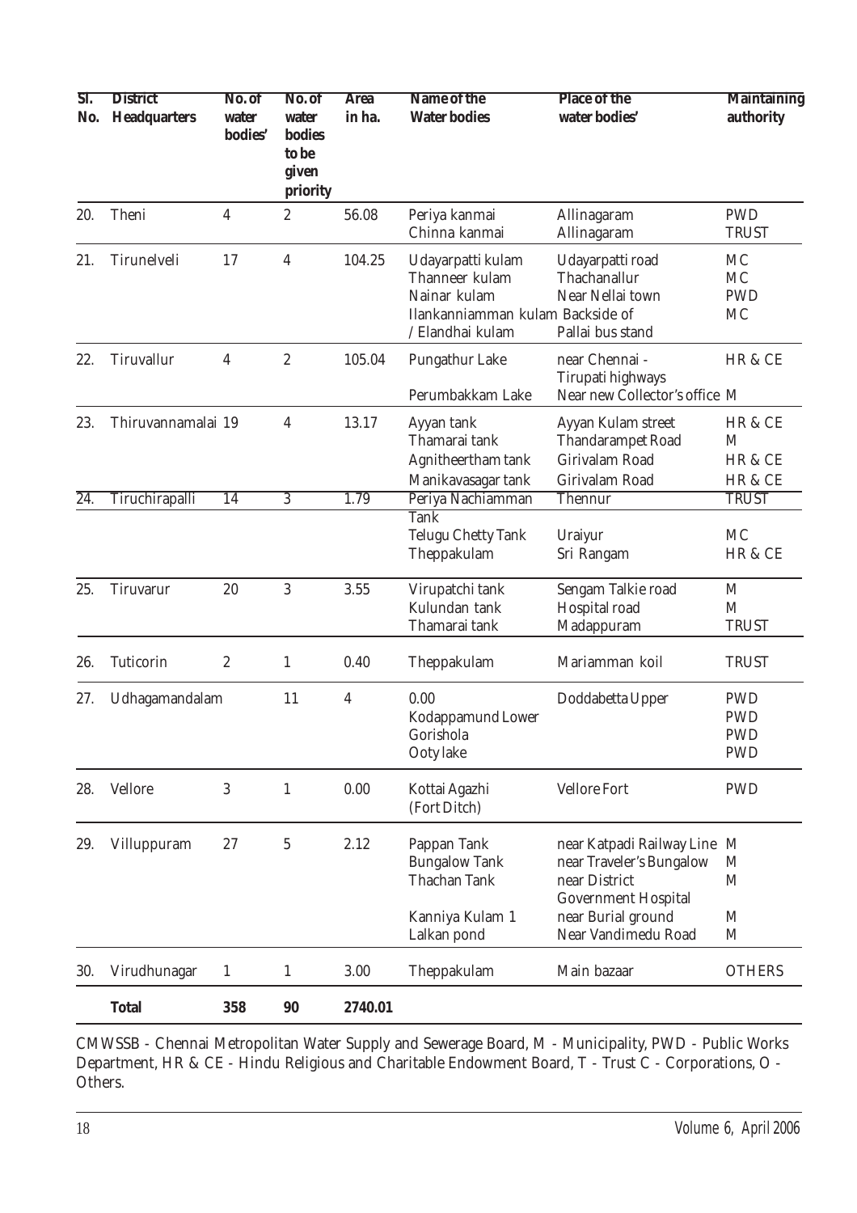| Sl. No. | District Headquarters | No. of water bodies' | No. of water bodies to be given priority | Area in ha. | Name of the Water bodies | Place of the water bodies' | Maintaining authority |
|---|---|---|---|---|---|---|---|
| 20. | Theni | 4 | 2 | 56.08 | Periya kanmai<br>Chinna kanmai | Allinagaram<br>Allinagaram | PWD<br>TRUST |
| 21. | Tirunelveli | 17 | 4 | 104.25 | Udayarpatti kulam<br>Thanneer kulam<br>Nainar kulam<br>Ilankanniamman kulam / Elandhai kulam | Udayarpatti road<br>Thachanallur<br>Near Nellai town<br>Backside of Pallai bus stand | MC<br>MC<br>PWD<br>MC |
| 22. | Tiruvallur | 4 | 2 | 105.04 | Pungathur Lake<br>Perumbakkam Lake | near Chennai - Tirupati highways<br>Near new Collector's office | HR & CE<br>M |
| 23. | Thiruvannamalai | 19 | 4 | 13.17 | Ayyan tank<br>Thamarai tank<br>Agnitheertham tank<br>Manikavasagar tank | Ayyan Kulam street<br>Thandarampet Road<br>Girivalam Road<br>Girivalam Road | HR & CE<br>M<br>HR & CE<br>HR & CE |
| 24. | Tiruchirapalli | 14 | 3 | 1.79 | Periya Nachiamman Tank<br>Telugu Chetty Tank<br>Theppakulam | Thennur<br>Uraiyur<br>Sri Rangam | TRUST<br>MC<br>HR & CE |
| 25. | Tiruvarur | 20 | 3 | 3.55 | Virupatchi tank<br>Kulundan tank<br>Thamarai tank | Sengam Talkie road<br>Hospital road<br>Madappuram | M<br>M<br>TRUST |
| 26. | Tuticorin | 2 | 1 | 0.40 | Theppakulam | Mariamman koil | TRUST |
| 27. | Udhagamandalam | | 11 | 4 | 0.00<br>Kodappamund Lower<br>Gorishola<br>Ooty lake | Doddabetta Upper | PWD<br>PWD<br>PWD<br>PWD |
| 28. | Vellore | 3 | 1 | 0.00 | Kottai Agazhi (Fort Ditch) | Vellore Fort | PWD |
| 29. | Villuppuram | 27 | 5 | 2.12 | Pappan Tank<br>Bungalow Tank<br>Thachan Tank<br>Kanniya Kulam 1<br>Lalkan pond | near Katpadi Railway Line<br>near Traveler's Bungalow<br>near District Government Hospital<br>near Burial ground<br>Near Vandimedu Road | M<br>M<br>M<br>M<br>M |
| 30. | Virudhunagar | 1 | 1 | 3.00 | Theppakulam | Main bazaar | OTHERS |
| | **Total** | **358** | **90** | **2740.01** | | | |

CMWSSB - Chennai Metropolitan Water Supply and Sewerage Board, M - Municipality, PWD - Public Works Department, HR & CE - Hindu Religious and Charitable Endowment Board, T - Trust C - Corporations, O - Others.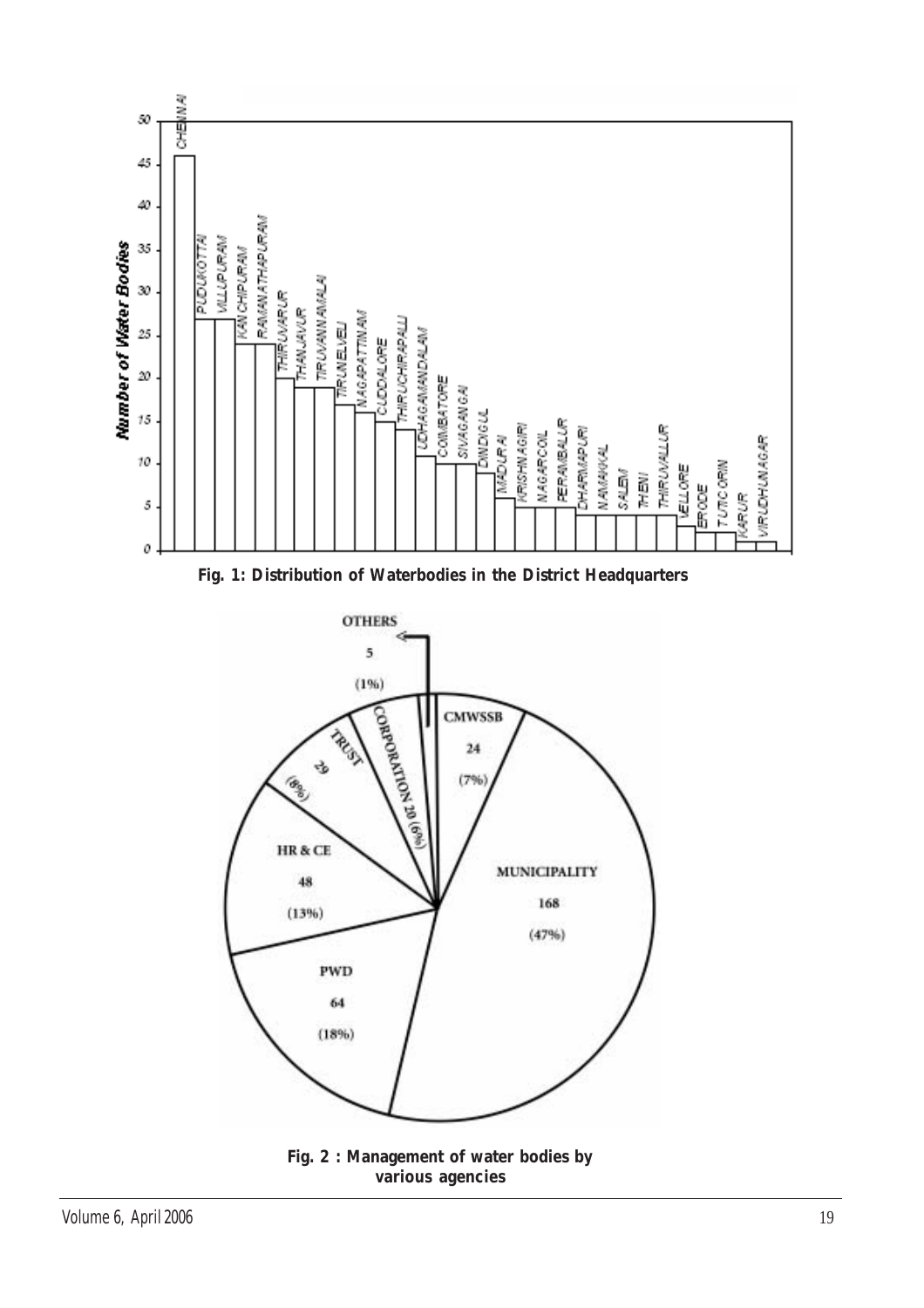Fig. 1: Distribution of Waterbodies in the District Headquarters

Fig. 2 : Management of water bodies by various agencies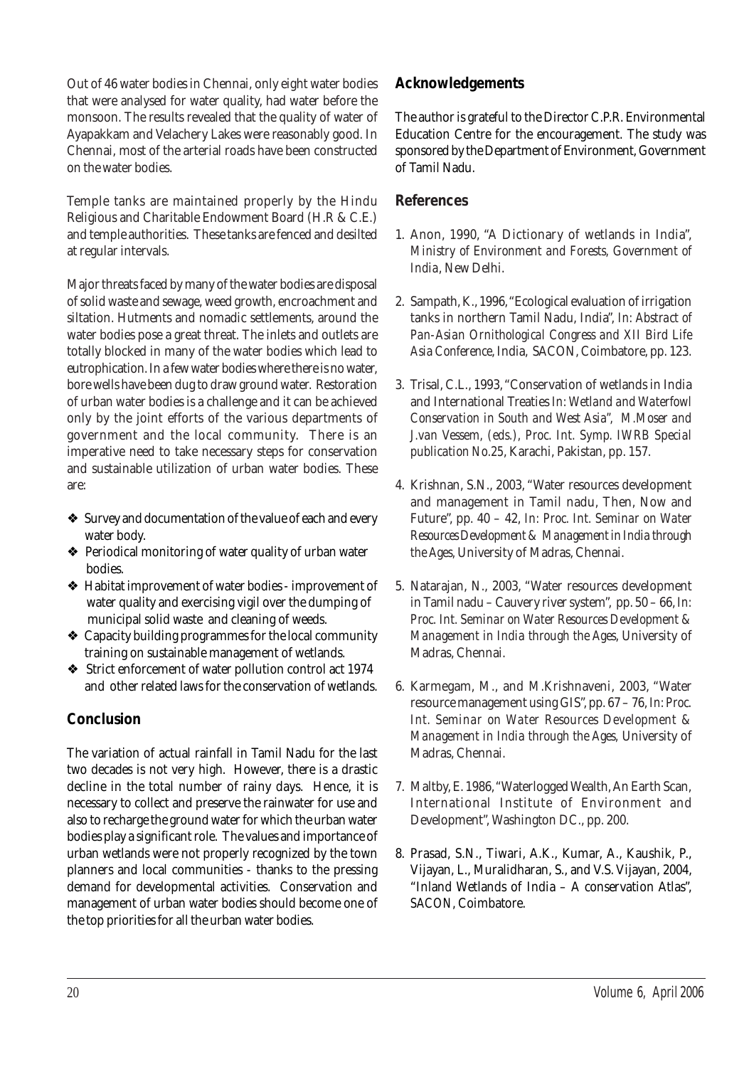Out of 46 water bodies in Chennai, only eight water bodies that were analysed for water quality, had water before the monsoon. The results revealed that the quality of water of Ayapakkam and Velachery Lakes were reasonably good. In Chennai, most of the arterial roads have been constructed on the water bodies.

Temple tanks are maintained properly by the Hindu Religious and Charitable Endowment Board (H.R & C.E.) and temple authorities. These tanks are fenced and desilted at regular intervals.

Major threats faced by many of the water bodies are disposal of solid waste and sewage, weed growth, encroachment and siltation. Hutments and nomadic settlements, around the water bodies pose a great threat. The inlets and outlets are totally blocked in many of the water bodies which lead to eutrophication. In a few water bodies where there is no water, bore wells have been dug to draw ground water. Restoration of urban water bodies is a challenge and it can be achieved only by the joint efforts of the various departments of government and the local community. There is an imperative need to take necessary steps for conservation and sustainable utilization of urban water bodies. These are:

- Survey and documentation of the value of each and every water body.
- Periodical monitoring of water quality of urban water bodies.
- Habitat improvement of water bodies - improvement of water quality and exercising vigil over the dumping of municipal solid waste and cleaning of weeds.
- Capacity building programmes for the local community training on sustainable management of wetlands.
- Strict enforcement of water pollution control act 1974 and other related laws for the conservation of wetlands.

## Conclusion

The variation of actual rainfall in Tamil Nadu for the last two decades is not very high. However, there is a drastic decline in the total number of rainy days. Hence, it is necessary to collect and preserve the rainwater for use and also to recharge the ground water for which the urban water bodies play a significant role. The values and importance of urban wetlands were not properly recognized by the town planners and local communities - thanks to the pressing demand for developmental activities. Conservation and management of urban water bodies should become one of the top priorities for all the urban water bodies.

## Acknowledgements

The author is grateful to the Director C.P.R. Environmental Education Centre for the encouragement. The study was sponsored by the Department of Environment, Government of Tamil Nadu.

## References

1. Anon, 1990, "A Dictionary of wetlands in India", *Ministry of Environment and Forests, Government of India*, New Delhi.
2. Sampath, K., 1996, "Ecological evaluation of irrigation tanks in northern Tamil Nadu, India", *In: Abstract of Pan-Asian Ornithological Congress and XII Bird Life Asia Conference*, India, SACON, Coimbatore, pp. 123.
3. Trisal, C.L., 1993, "Conservation of wetlands in India and International Treaties *In: Wetland and Waterfowl Conservation in South and West Asia", M.Moser and J.van Vessem, (eds.), Proc. Int. Symp. IWRB Special publication No.25*, Karachi, Pakistan, pp. 157.
4. Krishnan, S.N., 2003, "Water resources development and management in Tamil nadu, Then, Now and Future", pp. 40 – 42, *In: Proc. Int. Seminar on Water Resources Development & Management in India through the Ages*, University of Madras, Chennai.
5. Natarajan, N., 2003, "Water resources development in Tamil nadu – Cauvery river system", pp. 50 – 66, *In: Proc. Int. Seminar on Water Resources Development & Management in India through the Ages*, University of Madras, Chennai.
6. Karmegam, M., and M.Krishnaveni, 2003, "Water resource management using GIS", pp. 67 – 76, *In: Proc. Int. Seminar on Water Resources Development & Management in India through the Ages*, University of Madras, Chennai.
7. Maltby, E. 1986, "Waterlogged Wealth, An Earth Scan, International Institute of Environment and Development", Washington DC., pp. 200.
8. Prasad, S.N., Tiwari, A.K., Kumar, A., Kaushik, P., Vijayan, L., Muralidharan, S., and V.S. Vijayan, 2004, "Inland Wetlands of India – A conservation Atlas", SACON, Coimbatore.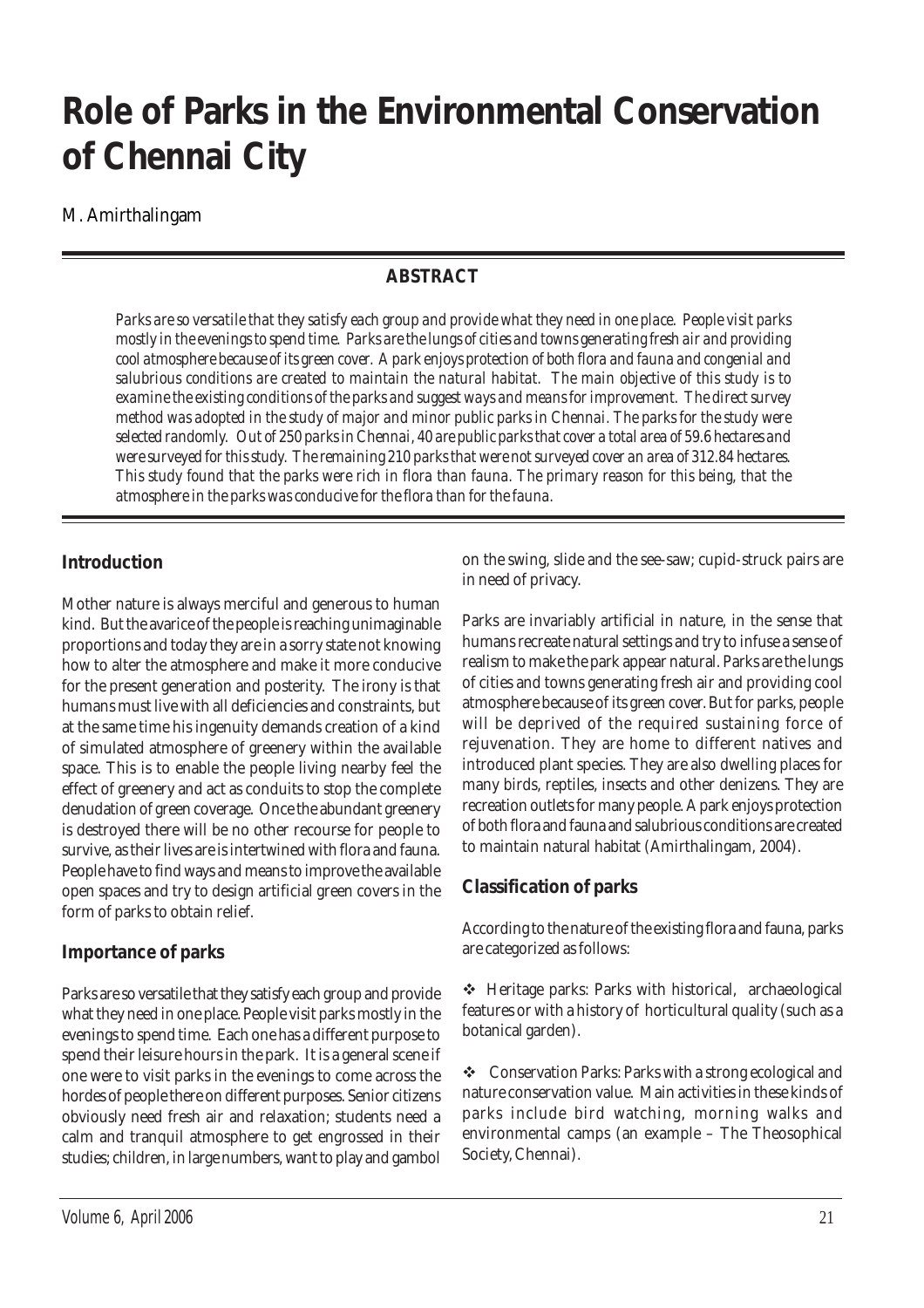// the page's markdown
# Role of Parks in the Environmental Conservation of Chennai City

M. Amirthalingam

## ABSTRACT

*Parks are so versatile that they satisfy each group and provide what they need in one place. People visit parks mostly in the evenings to spend time. Parks are the lungs of cities and towns generating fresh air and providing cool atmosphere because of its green cover. A park enjoys protection of both flora and fauna and congenial and salubrious conditions are created to maintain the natural habitat. The main objective of this study is to examine the existing conditions of the parks and suggest ways and means for improvement. The direct survey method was adopted in the study of major and minor public parks in Chennai. The parks for the study were selected randomly. Out of 250 parks in Chennai, 40 are public parks that cover a total area of 59.6 hectares and were surveyed for this study. The remaining 210 parks that were not surveyed cover an area of 312.84 hectares. This study found that the parks were rich in flora than fauna. The primary reason for this being, that the atmosphere in the parks was conducive for the flora than for the fauna.*

## Introduction

Mother nature is always merciful and generous to human kind. But the avarice of the people is reaching unimaginable proportions and today they are in a sorry state not knowing how to alter the atmosphere and make it more conducive for the present generation and posterity. The irony is that humans must live with all deficiencies and constraints, but at the same time his ingenuity demands creation of a kind of simulated atmosphere of greenery within the available space. This is to enable the people living nearby feel the effect of greenery and act as conduits to stop the complete denudation of green coverage. Once the abundant greenery is destroyed there will be no other recourse for people to survive, as their lives are is intertwined with flora and fauna. People have to find ways and means to improve the available open spaces and try to design artificial green covers in the form of parks to obtain relief.

## Importance of parks

Parks are so versatile that they satisfy each group and provide what they need in one place. People visit parks mostly in the evenings to spend time. Each one has a different purpose to spend their leisure hours in the park. It is a general scene if one were to visit parks in the evenings to come across the hordes of people there on different purposes. Senior citizens obviously need fresh air and relaxation; students need a calm and tranquil atmosphere to get engrossed in their studies; children, in large numbers, want to play and gambol on the swing, slide and the see-saw; cupid-struck pairs are in need of privacy.

Parks are invariably artificial in nature, in the sense that humans recreate natural settings and try to infuse a sense of realism to make the park appear natural. Parks are the lungs of cities and towns generating fresh air and providing cool atmosphere because of its green cover. But for parks, people will be deprived of the required sustaining force of rejuvenation. They are home to different natives and introduced plant species. They are also dwelling places for many birds, reptiles, insects and other denizens. They are recreation outlets for many people. A park enjoys protection of both flora and fauna and salubrious conditions are created to maintain natural habitat (Amirthalingam, 2004).

## Classification of parks

According to the nature of the existing flora and fauna, parks are categorized as follows:

❖ Heritage parks: Parks with historical, archaeological features or with a history of horticultural quality (such as a botanical garden).

❖ Conservation Parks: Parks with a strong ecological and nature conservation value. Main activities in these kinds of parks include bird watching, morning walks and environmental camps (an example – The Theosophical Society, Chennai).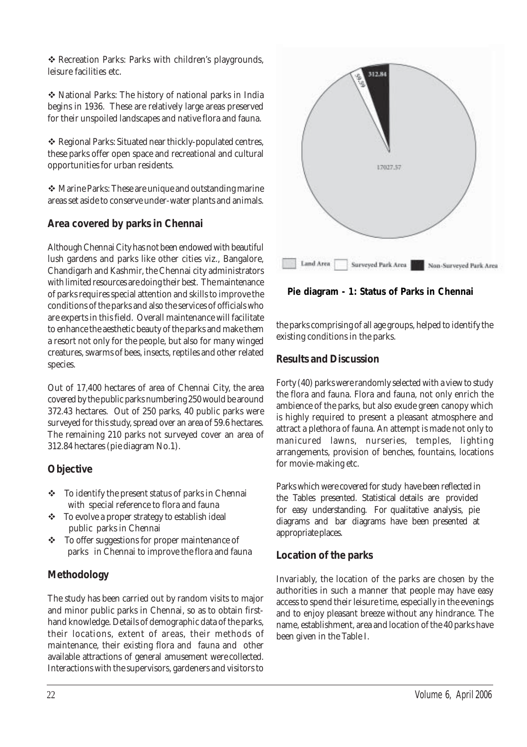❖ Recreation Parks: Parks with children's playgrounds, leisure facilities etc.

❖ National Parks: The history of national parks in India begins in 1936. These are relatively large areas preserved for their unspoiled landscapes and native flora and fauna.

❖ Regional Parks: Situated near thickly-populated centres, these parks offer open space and recreational and cultural opportunities for urban residents.

❖ Marine Parks: These are unique and outstanding marine areas set aside to conserve under-water plants and animals.

## Area covered by parks in Chennai

Although Chennai City has not been endowed with beautiful lush gardens and parks like other cities viz., Bangalore, Chandigarh and Kashmir, the Chennai city administrators with limited resources are doing their best. The maintenance of parks requires special attention and skills to improve the conditions of the parks and also the services of officials who are experts in this field. Overall maintenance will facilitate to enhance the aesthetic beauty of the parks and make them a resort not only for the people, but also for many winged creatures, swarms of bees, insects, reptiles and other related species.

Out of 17,400 hectares of area of Chennai City, the area covered by the public parks numbering 250 would be around 372.43 hectares. Out of 250 parks, 40 public parks were surveyed for this study, spread over an area of 59.6 hectares. The remaining 210 parks not surveyed cover an area of 312.84 hectares (pie diagram No.1).

## Objective

- To identify the present status of parks in Chennai with special reference to flora and fauna
- To evolve a proper strategy to establish ideal public parks in Chennai
- To offer suggestions for proper maintenance of parks in Chennai to improve the flora and fauna

## Methodology

The study has been carried out by random visits to major and minor public parks in Chennai, so as to obtain first-hand knowledge. Details of demographic data of the parks, their locations, extent of areas, their methods of maintenance, their existing flora and fauna and other available attractions of general amusement were collected. Interactions with the supervisors, gardeners and visitors to the parks comprising of all age groups, helped to identify the existing conditions in the parks.

312.84

59.59

17027.57

Land Area | Surveyed Park Area | Non-Surveyed Park Area

**Pie diagram - 1: Status of Parks in Chennai**

## Results and Discussion

Forty (40) parks were randomly selected with a view to study the flora and fauna. Flora and fauna, not only enrich the ambience of the parks, but also exude green canopy which is highly required to present a pleasant atmosphere and attract a plethora of fauna. An attempt is made not only to manicured lawns, nurseries, temples, lighting arrangements, provision of benches, fountains, locations for movie-making etc.

Parks which were covered for study have been reflected in the Tables presented. Statistical details are provided for easy understanding. For qualitative analysis, pie diagrams and bar diagrams have been presented at appropriate places.

## Location of the parks

Invariably, the location of the parks are chosen by the authorities in such a manner that people may have easy access to spend their leisure time, especially in the evenings and to enjoy pleasant breeze without any hindrance. The name, establishment, area and location of the 40 parks have been given in the Table I.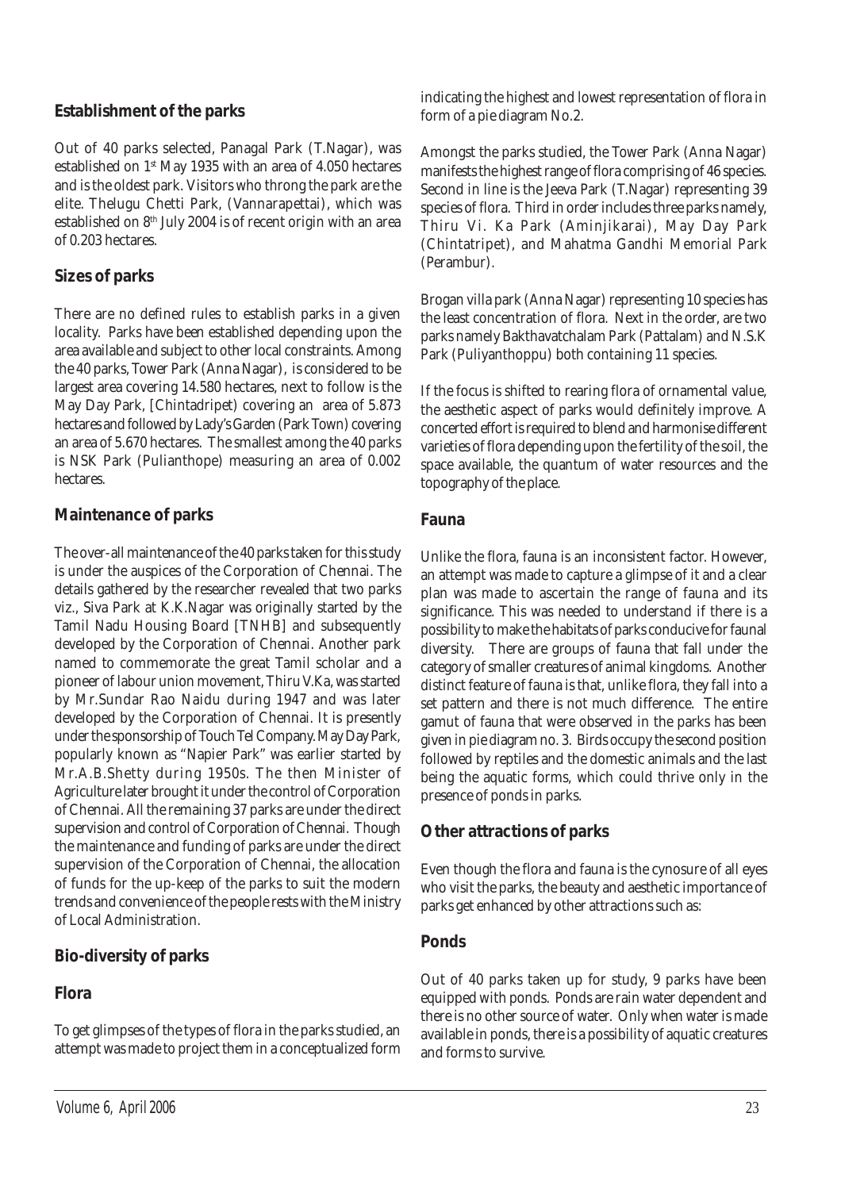### Establishment of the parks

Out of 40 parks selected, Panagal Park (T.Nagar), was established on 1st May 1935 with an area of 4.050 hectares and is the oldest park. Visitors who throng the park are the elite. Thelugu Chetti Park, (Vannarapettai), which was established on 8th July 2004 is of recent origin with an area of 0.203 hectares.

### Sizes of parks

There are no defined rules to establish parks in a given locality. Parks have been established depending upon the area available and subject to other local constraints. Among the 40 parks, Tower Park (Anna Nagar), is considered to be largest area covering 14.580 hectares, next to follow is the May Day Park, [Chintadripet) covering an area of 5.873 hectares and followed by Lady's Garden (Park Town) covering an area of 5.670 hectares. The smallest among the 40 parks is NSK Park (Pulianthope) measuring an area of 0.002 hectares.

### Maintenance of parks

The over-all maintenance of the 40 parks taken for this study is under the auspices of the Corporation of Chennai. The details gathered by the researcher revealed that two parks viz., Siva Park at K.K.Nagar was originally started by the Tamil Nadu Housing Board [TNHB] and subsequently developed by the Corporation of Chennai. Another park named to commemorate the great Tamil scholar and a pioneer of labour union movement, Thiru V.Ka, was started by Mr.Sundar Rao Naidu during 1947 and was later developed by the Corporation of Chennai. It is presently under the sponsorship of Touch Tel Company. May Day Park, popularly known as "Napier Park" was earlier started by Mr.A.B.Shetty during 1950s. The then Minister of Agriculture later brought it under the control of Corporation of Chennai. All the remaining 37 parks are under the direct supervision and control of Corporation of Chennai. Though the maintenance and funding of parks are under the direct supervision of the Corporation of Chennai, the allocation of funds for the up-keep of the parks to suit the modern trends and convenience of the people rests with the Ministry of Local Administration.

### Bio-diversity of parks

### Flora

To get glimpses of the types of flora in the parks studied, an attempt was made to project them in a conceptualized form indicating the highest and lowest representation of flora in form of a pie diagram No.2.

Amongst the parks studied, the Tower Park (Anna Nagar) manifests the highest range of flora comprising of 46 species. Second in line is the Jeeva Park (T.Nagar) representing 39 species of flora. Third in order includes three parks namely, Thiru Vi. Ka Park (Aminjikarai), May Day Park (Chintatripet), and Mahatma Gandhi Memorial Park (Perambur).

Brogan villa park (Anna Nagar) representing 10 species has the least concentration of flora. Next in the order, are two parks namely Bakthavatchalam Park (Pattalam) and N.S.K Park (Puliyanthoppu) both containing 11 species.

If the focus is shifted to rearing flora of ornamental value, the aesthetic aspect of parks would definitely improve. A concerted effort is required to blend and harmonise different varieties of flora depending upon the fertility of the soil, the space available, the quantum of water resources and the topography of the place.

### Fauna

Unlike the flora, fauna is an inconsistent factor. However, an attempt was made to capture a glimpse of it and a clear plan was made to ascertain the range of fauna and its significance. This was needed to understand if there is a possibility to make the habitats of parks conducive for faunal diversity. There are groups of fauna that fall under the category of smaller creatures of animal kingdoms. Another distinct feature of fauna is that, unlike flora, they fall into a set pattern and there is not much difference. The entire gamut of fauna that were observed in the parks has been given in pie diagram no. 3. Birds occupy the second position followed by reptiles and the domestic animals and the last being the aquatic forms, which could thrive only in the presence of ponds in parks.

### Other attractions of parks

Even though the flora and fauna is the cynosure of all eyes who visit the parks, the beauty and aesthetic importance of parks get enhanced by other attractions such as:

### Ponds

Out of 40 parks taken up for study, 9 parks have been equipped with ponds. Ponds are rain water dependent and there is no other source of water. Only when water is made available in ponds, there is a possibility of aquatic creatures and forms to survive.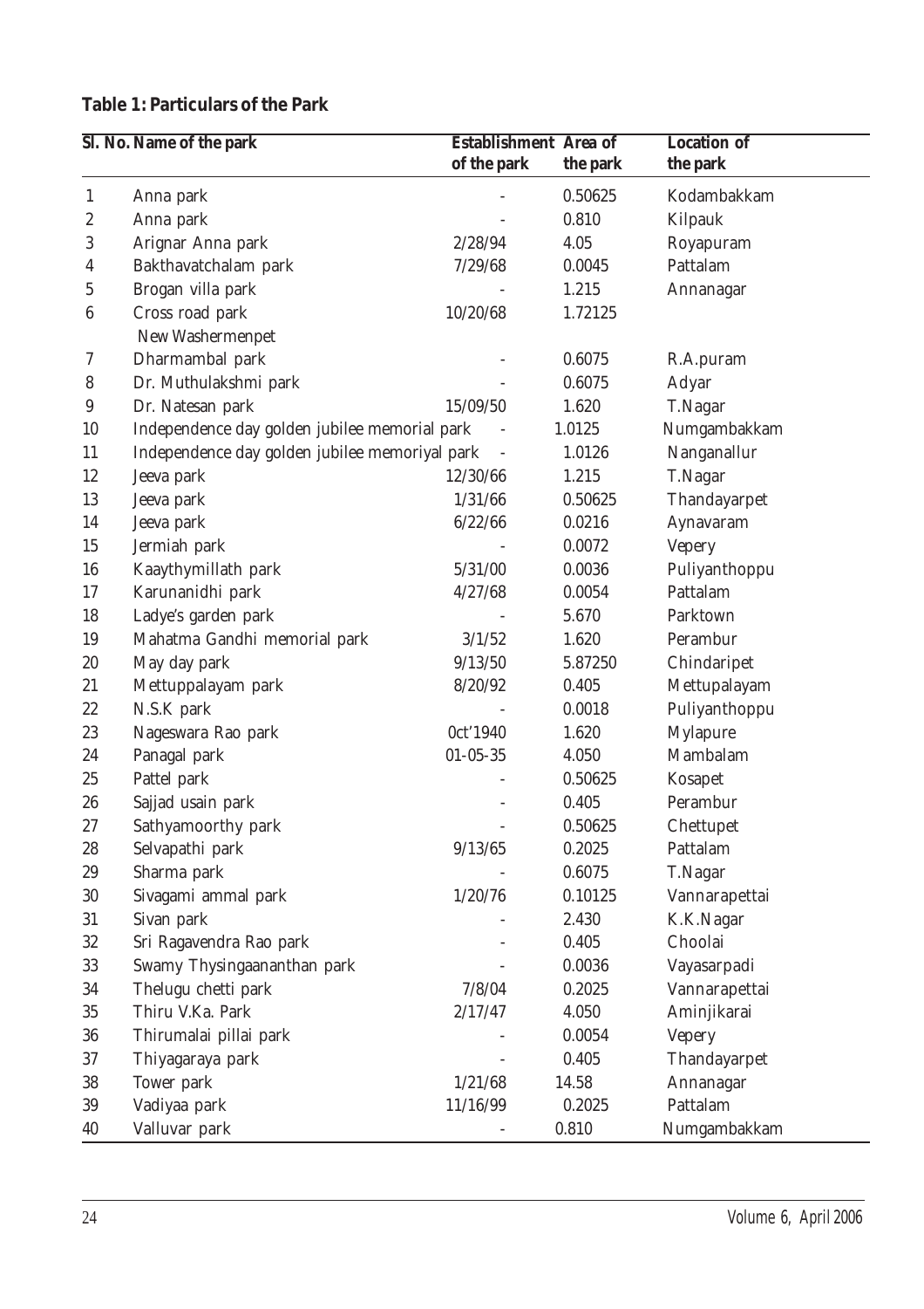**Table 1: Particulars of the Park**

| Sl. No. | Name of the park | Establishment of the park | Area of the park | Location of the park |
|---|---|---|---|---|
| 1 | Anna park | - | 0.50625 | Kodambakkam |
| 2 | Anna park | - | 0.810 | Kilpauk |
| 3 | Arignar Anna park | 2/28/94 | 4.05 | Royapuram |
| 4 | Bakthavatchalam park | 7/29/68 | 0.0045 | Pattalam |
| 5 | Brogan villa park | - | 1.215 | Annanagar |
| 6 | Cross road park New Washermenpet | 10/20/68 | 1.72125 | |
| 7 | Dharmambal park | - | 0.6075 | R.A.puram |
| 8 | Dr. Muthulakshmi park | - | 0.6075 | Adyar |
| 9 | Dr. Natesan park | 15/09/50 | 1.620 | T.Nagar |
| 10 | Independence day golden jubilee memorial park | - | 1.0125 | Numgambakkam |
| 11 | Independence day golden jubilee memoriyal park | - | 1.0126 | Nanganallur |
| 12 | Jeeva park | 12/30/66 | 1.215 | T.Nagar |
| 13 | Jeeva park | 1/31/66 | 0.50625 | Thandayarpet |
| 14 | Jeeva park | 6/22/66 | 0.0216 | Aynavaram |
| 15 | Jermiah park | - | 0.0072 | Vepery |
| 16 | Kaaythymillath park | 5/31/00 | 0.0036 | Puliyanthoppu |
| 17 | Karunanidhi park | 4/27/68 | 0.0054 | Pattalam |
| 18 | Ladye's garden park | - | 5.670 | Parktown |
| 19 | Mahatma Gandhi memorial park | 3/1/52 | 1.620 | Perambur |
| 20 | May day park | 9/13/50 | 5.87250 | Chindaripet |
| 21 | Mettuppalayam park | 8/20/92 | 0.405 | Mettupalayam |
| 22 | N.S.K park | - | 0.0018 | Puliyanthoppu |
| 23 | Nageswara Rao park | 0ct'1940 | 1.620 | Mylapure |
| 24 | Panagal park | 01-05-35 | 4.050 | Mambalam |
| 25 | Pattel park | - | 0.50625 | Kosapet |
| 26 | Sajjad usain park | - | 0.405 | Perambur |
| 27 | Sathyamoorthy park | - | 0.50625 | Chettupet |
| 28 | Selvapathi park | 9/13/65 | 0.2025 | Pattalam |
| 29 | Sharma park | - | 0.6075 | T.Nagar |
| 30 | Sivagami ammal park | 1/20/76 | 0.10125 | Vannarapettai |
| 31 | Sivan park | - | 2.430 | K.K.Nagar |
| 32 | Sri Ragavendra Rao park | - | 0.405 | Choolai |
| 33 | Swamy Thysingaananthan park | - | 0.0036 | Vayasarpadi |
| 34 | Thelugu chetti park | 7/8/04 | 0.2025 | Vannarapettai |
| 35 | Thiru V.Ka. Park | 2/17/47 | 4.050 | Aminjikarai |
| 36 | Thirumalai pillai park | - | 0.0054 | Vepery |
| 37 | Thiyagaraya park | - | 0.405 | Thandayarpet |
| 38 | Tower park | 1/21/68 | 14.58 | Annanagar |
| 39 | Vadiyaa park | 11/16/99 | 0.2025 | Pattalam |
| 40 | Valluvar park | - | 0.810 | Numgambakkam |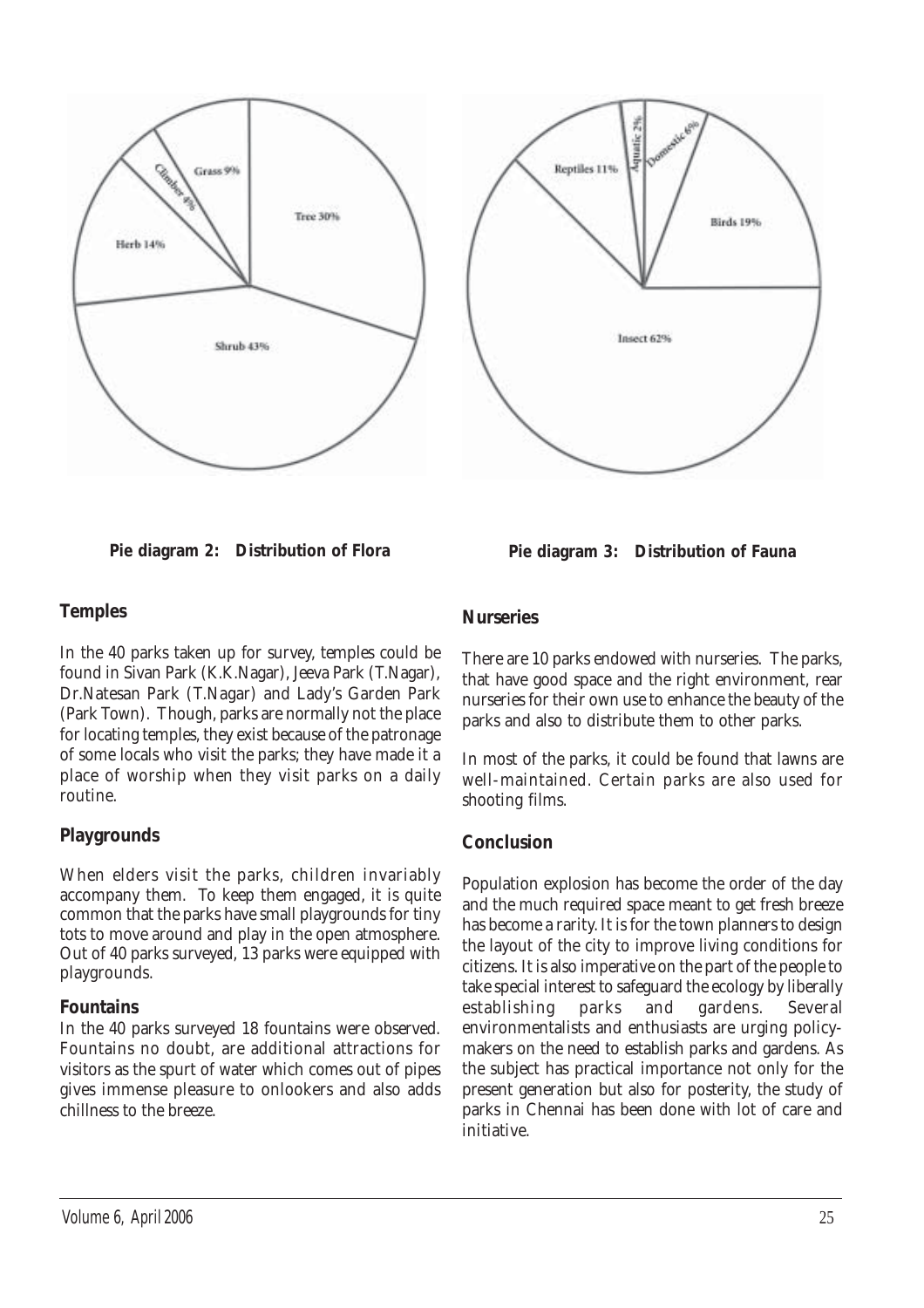Tree 30%
Shrub 43%
Herb 14%
Climber 4%
Grass 9%

**Pie diagram 2: Distribution of Flora**

Reptiles 11%
Aquatic 2%
Domestic 6%
Birds 19%
Insect 62%

**Pie diagram 3: Distribution of Fauna**

## Temples

In the 40 parks taken up for survey, temples could be found in Sivan Park (K.K.Nagar), Jeeva Park (T.Nagar), Dr.Natesan Park (T.Nagar) and Lady's Garden Park (Park Town). Though, parks are normally not the place for locating temples, they exist because of the patronage of some locals who visit the parks; they have made it a place of worship when they visit parks on a daily routine.

## Playgrounds

When elders visit the parks, children invariably accompany them. To keep them engaged, it is quite common that the parks have small playgrounds for tiny tots to move around and play in the open atmosphere. Out of 40 parks surveyed, 13 parks were equipped with playgrounds.

## Fountains

In the 40 parks surveyed 18 fountains were observed. Fountains no doubt, are additional attractions for visitors as the spurt of water which comes out of pipes gives immense pleasure to onlookers and also adds chillness to the breeze.

## Nurseries

There are 10 parks endowed with nurseries. The parks, that have good space and the right environment, rear nurseries for their own use to enhance the beauty of the parks and also to distribute them to other parks.

In most of the parks, it could be found that lawns are well-maintained. Certain parks are also used for shooting films.

## Conclusion

Population explosion has become the order of the day and the much required space meant to get fresh breeze has become a rarity. It is for the town planners to design the layout of the city to improve living conditions for citizens. It is also imperative on the part of the people to take special interest to safeguard the ecology by liberally establishing parks and gardens. Several environmentalists and enthusiasts are urging policy-makers on the need to establish parks and gardens. As the subject has practical importance not only for the present generation but also for posterity, the study of parks in Chennai has been done with lot of care and initiative.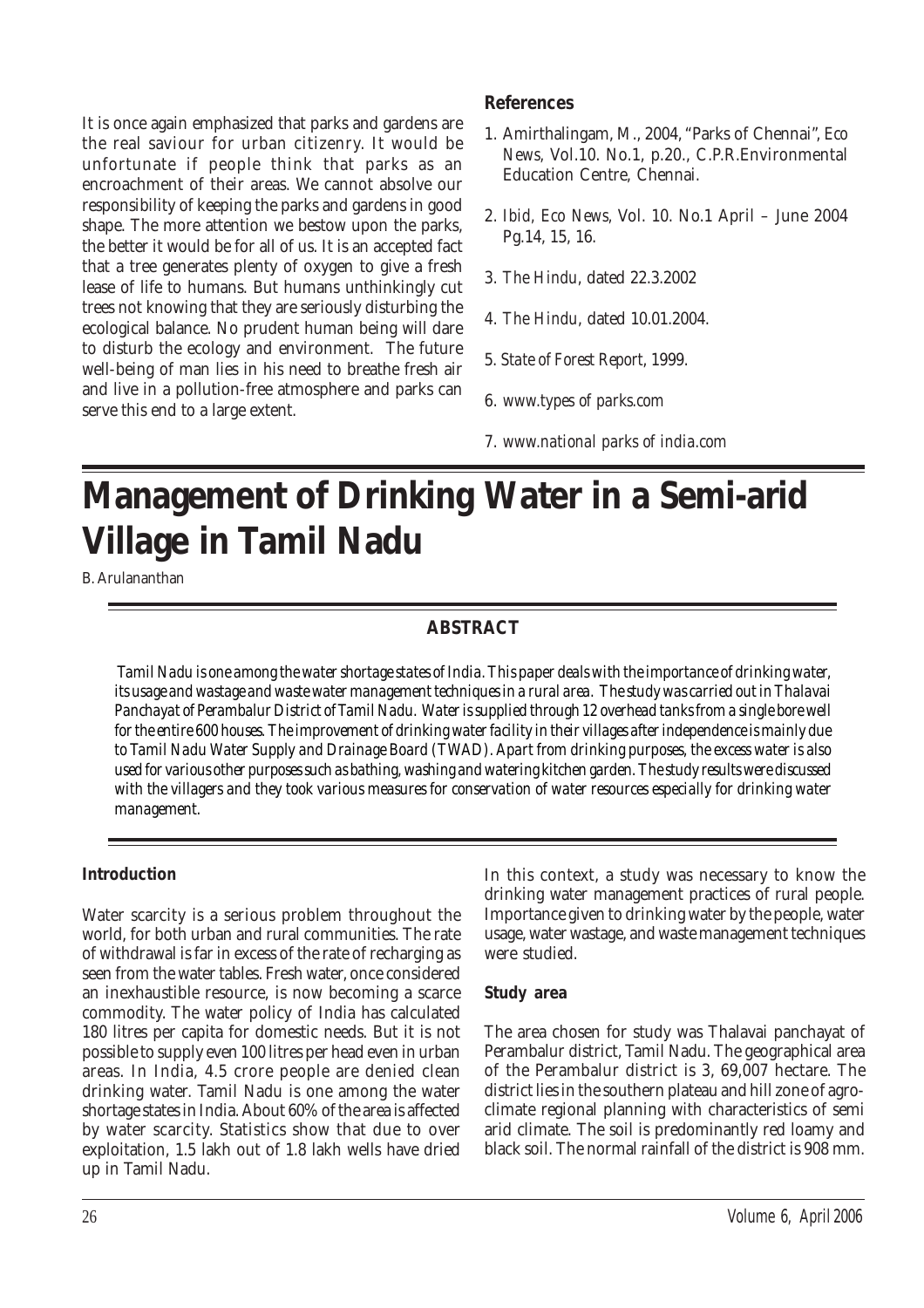It is once again emphasized that parks and gardens are the real saviour for urban citizenry. It would be unfortunate if people think that parks as an encroachment of their areas. We cannot absolve our responsibility of keeping the parks and gardens in good shape. The more attention we bestow upon the parks, the better it would be for all of us. It is an accepted fact that a tree generates plenty of oxygen to give a fresh lease of life to humans. But humans unthinkingly cut trees not knowing that they are seriously disturbing the ecological balance. No prudent human being will dare to disturb the ecology and environment. The future well-being of man lies in his need to breathe fresh air and live in a pollution-free atmosphere and parks can serve this end to a large extent.

### References

1. Amirthalingam, M., 2004, "Parks of Chennai", *Eco News*, Vol.10. No.1, p.20., C.P.R.Environmental Education Centre, Chennai.
2. *Ibid, Eco News*, Vol. 10. No.1 April – June 2004 Pg.14, 15, 16.
3. *The Hindu*, dated 22.3.2002
4. *The Hindu*, dated 10.01.2004.
5. *State of Forest Report*, 1999.
6. *www.types of parks.com*
7. *www.national parks of india.com*

# Management of Drinking Water in a Semi-arid Village in Tamil Nadu

B. Arulananthan

## ABSTRACT

*Tamil Nadu is one among the water shortage states of India. This paper deals with the importance of drinking water, its usage and wastage and waste water management techniques in a rural area. The study was carried out in Thalavai Panchayat of Perambalur District of Tamil Nadu. Water is supplied through 12 overhead tanks from a single bore well for the entire 600 houses. The improvement of drinking water facility in their villages after independence is mainly due to Tamil Nadu Water Supply and Drainage Board (TWAD). Apart from drinking purposes, the excess water is also used for various other purposes such as bathing, washing and watering kitchen garden. The study results were discussed with the villagers and they took various measures for conservation of water resources especially for drinking water management.*

### Introduction

Water scarcity is a serious problem throughout the world, for both urban and rural communities. The rate of withdrawal is far in excess of the rate of recharging as seen from the water tables. Fresh water, once considered an inexhaustible resource, is now becoming a scarce commodity. The water policy of India has calculated 180 litres per capita for domestic needs. But it is not possible to supply even 100 litres per head even in urban areas. In India, 4.5 crore people are denied clean drinking water. Tamil Nadu is one among the water shortage states in India. About 60% of the area is affected by water scarcity. Statistics show that due to over exploitation, 1.5 lakh out of 1.8 lakh wells have dried up in Tamil Nadu.

In this context, a study was necessary to know the drinking water management practices of rural people. Importance given to drinking water by the people, water usage, water wastage, and waste management techniques were studied.

### Study area

The area chosen for study was Thalavai panchayat of Perambalur district, Tamil Nadu. The geographical area of the Perambalur district is 3, 69,007 hectare. The district lies in the southern plateau and hill zone of agro-climate regional planning with characteristics of semi arid climate. The soil is predominantly red loamy and black soil. The normal rainfall of the district is 908 mm.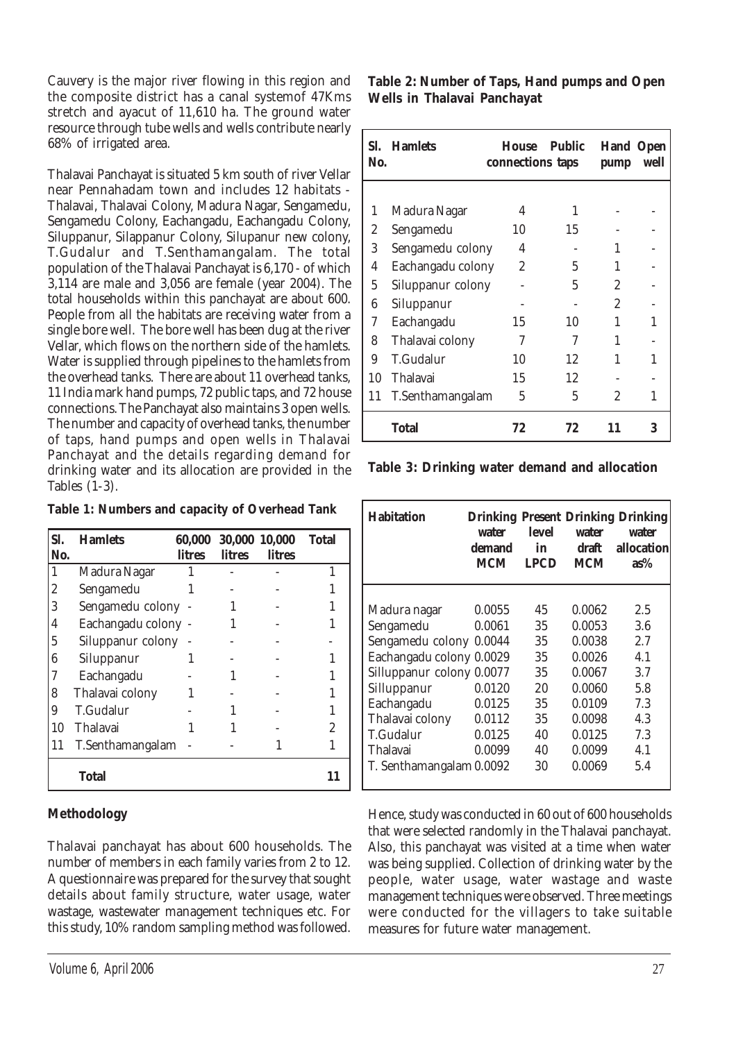Cauvery is the major river flowing in this region and the composite district has a canal systemof 47Kms stretch and ayacut of 11,610 ha. The ground water resource through tube wells and wells contribute nearly 68% of irrigated area.

Thalavai Panchayat is situated 5 km south of river Vellar near Pennahadam town and includes 12 habitats - Thalavai, Thalavai Colony, Madura Nagar, Sengamedu, Sengamedu Colony, Eachangadu, Eachangadu Colony, Siluppanur, Silappanur Colony, Silupanur new colony, T.Gudalur and T.Senthamangalam. The total population of the Thalavai Panchayat is 6,170 - of which 3,114 are male and 3,056 are female (year 2004). The total households within this panchayat are about 600. People from all the habitats are receiving water from a single bore well. The bore well has been dug at the river Vellar, which flows on the northern side of the hamlets. Water is supplied through pipelines to the hamlets from the overhead tanks. There are about 11 overhead tanks, 11 India mark hand pumps, 72 public taps, and 72 house connections. The Panchayat also maintains 3 open wells. The number and capacity of overhead tanks, the number of taps, hand pumps and open wells in Thalavai Panchayat and the details regarding demand for drinking water and its allocation are provided in the Tables (1-3).

**Table 1: Numbers and capacity of Overhead Tank**

| Sl. No. | Hamlets | 60,000 litres | 30,000 litres | 10,000 litres | Total |
|---|---|---|---|---|---|
| 1 | Madura Nagar | 1 | - | - | 1 |
| 2 | Sengamedu | 1 | - | - | 1 |
| 3 | Sengamedu colony | - | 1 | - | 1 |
| 4 | Eachangadu colony | - | 1 | - | 1 |
| 5 | Siluppanur colony | - | - | - | - |
| 6 | Siluppanur | 1 | - | - | 1 |
| 7 | Eachangadu | - | 1 | - | 1 |
| 8 | Thalavai colony | 1 | - | - | 1 |
| 9 | T.Gudalur | - | 1 | - | 1 |
| 10 | Thalavai | 1 | 1 | - | 2 |
| 11 | T.Senthamangalam | - | - | 1 | 1 |
| | **Total** | | | | **11** |

## Methodology

Thalavai panchayat has about 600 households. The number of members in each family varies from 2 to 12. A questionnaire was prepared for the survey that sought details about family structure, water usage, water wastage, wastewater management techniques etc. For this study, 10% random sampling method was followed.

**Table 2: Number of Taps, Hand pumps and Open Wells in Thalavai Panchayat**

| Sl. No. | Hamlets | House connections | Public taps | Hand pump | Open well |
|---|---|---|---|---|---|
| 1 | Madura Nagar | 4 | 1 | - | - |
| 2 | Sengamedu | 10 | 15 | - | - |
| 3 | Sengamedu colony | 4 | - | 1 | - |
| 4 | Eachangadu colony | 2 | 5 | 1 | - |
| 5 | Siluppanur colony | - | 5 | 2 | - |
| 6 | Siluppanur | - | - | 2 | - |
| 7 | Eachangadu | 15 | 10 | 1 | 1 |
| 8 | Thalavai colony | 7 | 7 | 1 | - |
| 9 | T.Gudalur | 10 | 12 | 1 | 1 |
| 10 | Thalavai | 15 | 12 | - | - |
| 11 | T.Senthamangalam | 5 | 5 | 2 | 1 |
| | **Total** | **72** | **72** | **11** | **3** |

**Table 3: Drinking water demand and allocation**

| Habitation | Drinking water demand MCM | Present level in LPCD | Drinking water draft MCM | Drinking water allocation as% |
|---|---|---|---|---|
| Madura nagar | 0.0055 | 45 | 0.0062 | 2.5 |
| Sengamedu | 0.0061 | 35 | 0.0053 | 3.6 |
| Sengamedu colony | 0.0044 | 35 | 0.0038 | 2.7 |
| Eachangadu colony | 0.0029 | 35 | 0.0026 | 4.1 |
| Silluppanur colony | 0.0077 | 35 | 0.0067 | 3.7 |
| Silluppanur | 0.0120 | 20 | 0.0060 | 5.8 |
| Eachangadu | 0.0125 | 35 | 0.0109 | 7.3 |
| Thalavai colony | 0.0112 | 35 | 0.0098 | 4.3 |
| T.Gudalur | 0.0125 | 40 | 0.0125 | 7.3 |
| Thalavai | 0.0099 | 40 | 0.0099 | 4.1 |
| T. Senthamangalam | 0.0092 | 30 | 0.0069 | 5.4 |

Hence, study was conducted in 60 out of 600 households that were selected randomly in the Thalavai panchayat. Also, this panchayat was visited at a time when water was being supplied. Collection of drinking water by the people, water usage, water wastage and waste management techniques were observed. Three meetings were conducted for the villagers to take suitable measures for future water management.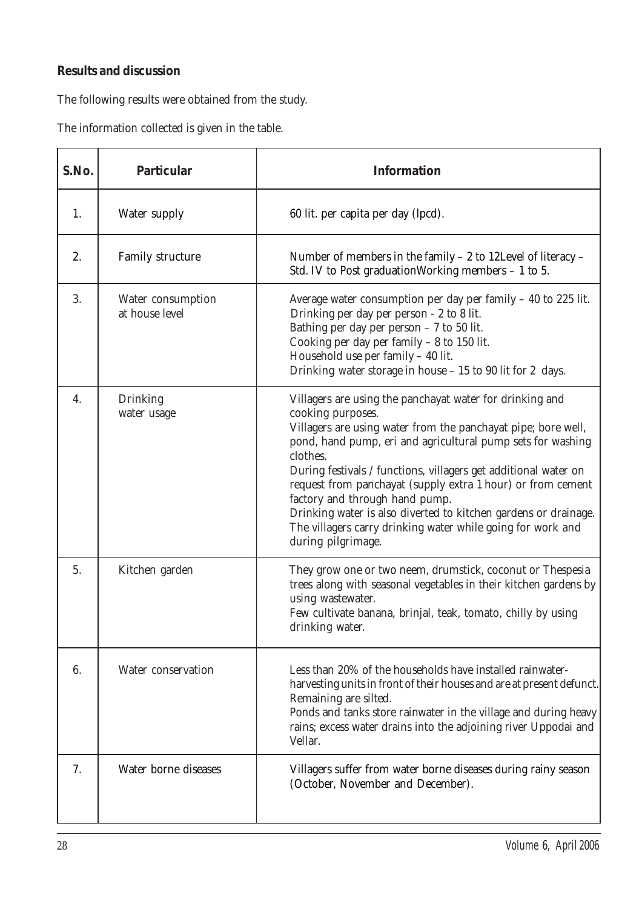**Results and discussion**

The following results were obtained from the study.

The information collected is given in the table.

| S.No. | Particular | Information |
|---|---|---|
| 1. | Water supply | 60 lit. per capita per day (lpcd). |
| 2. | Family structure | Number of members in the family – 2 to 12Level of literacy – Std. IV to Post graduationWorking members – 1 to 5. |
| 3. | Water consumption at house level | Average water consumption per day per family – 40 to 225 lit. Drinking per day per person - 2 to 8 lit. Bathing per day per person – 7 to 50 lit. Cooking per day per family – 8 to 150 lit. Household use per family – 40 lit. Drinking water storage in house – 15 to 90 lit for 2 days. |
| 4. | Drinking water usage | Villagers are using the panchayat water for drinking and cooking purposes. Villagers are using water from the panchayat pipe; bore well, pond, hand pump, eri and agricultural pump sets for washing clothes. During festivals / functions, villagers get additional water on request from panchayat (supply extra 1 hour) or from cement factory and through hand pump. Drinking water is also diverted to kitchen gardens or drainage. The villagers carry drinking water while going for work and during pilgrimage. |
| 5. | Kitchen garden | They grow one or two neem, drumstick, coconut or Thespesia trees along with seasonal vegetables in their kitchen gardens by using wastewater. Few cultivate banana, brinjal, teak, tomato, chilly by using drinking water. |
| 6. | Water conservation | Less than 20% of the households have installed rainwater-harvesting units in front of their houses and are at present defunct. Remaining are silted. Ponds and tanks store rainwater in the village and during heavy rains; excess water drains into the adjoining river Uppodai and Vellar. |
| 7. | Water borne diseases | Villagers suffer from water borne diseases during rainy season (October, November and December). |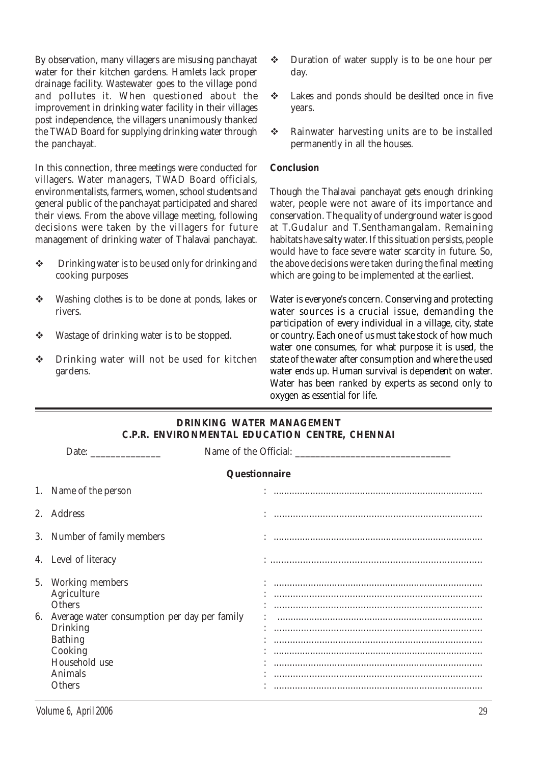By observation, many villagers are misusing panchayat water for their kitchen gardens. Hamlets lack proper drainage facility. Wastewater goes to the village pond and pollutes it. When questioned about the improvement in drinking water facility in their villages post independence, the villagers unanimously thanked the TWAD Board for supplying drinking water through the panchayat.

In this connection, three meetings were conducted for villagers. Water managers, TWAD Board officials, environmentalists, farmers, women, school students and general public of the panchayat participated and shared their views. From the above village meeting, following decisions were taken by the villagers for future management of drinking water of Thalavai panchayat.

- Drinking water is to be used only for drinking and cooking purposes
- Washing clothes is to be done at ponds, lakes or rivers.
- Wastage of drinking water is to be stopped.
- Drinking water will not be used for kitchen gardens.
- Duration of water supply is to be one hour per day.
- Lakes and ponds should be desilted once in five years.
- Rainwater harvesting units are to be installed permanently in all the houses.

**Conclusion**

Though the Thalavai panchayat gets enough drinking water, people were not aware of its importance and conservation. The quality of underground water is good at T.Gudalur and T.Senthamangalam. Remaining habitats have salty water. If this situation persists, people would have to face severe water scarcity in future. So, the above decisions were taken during the final meeting which are going to be implemented at the earliest.

Water is everyone's concern. Conserving and protecting water sources is a crucial issue, demanding the participation of every individual in a village, city, state or country. Each one of us must take stock of how much water one consumes, for what purpose it is used, the state of the water after consumption and where the used water ends up. Human survival is dependent on water. Water has been ranked by experts as second only to oxygen as essential for life.

---

**DRINKING WATER MANAGEMENT**
**C.P.R. ENVIRONMENTAL EDUCATION CENTRE, CHENNAI**

Date: ______________ Name of the Official: ________________________________

**Questionnaire**

1. Name of the person : ..........................................................................
2. Address : ..........................................................................
3. Number of family members : ..........................................................................
4. Level of literacy : ..........................................................................
5. Working members : ..........................................................................
   Agriculture : ..........................................................................
   Others : ..........................................................................
6. Average water consumption per day per family : ..........................................................................
   Drinking : ..........................................................................
   Bathing : ..........................................................................
   Cooking : ..........................................................................
   Household use : ..........................................................................
   Animals : ..........................................................................
   Others : ..........................................................................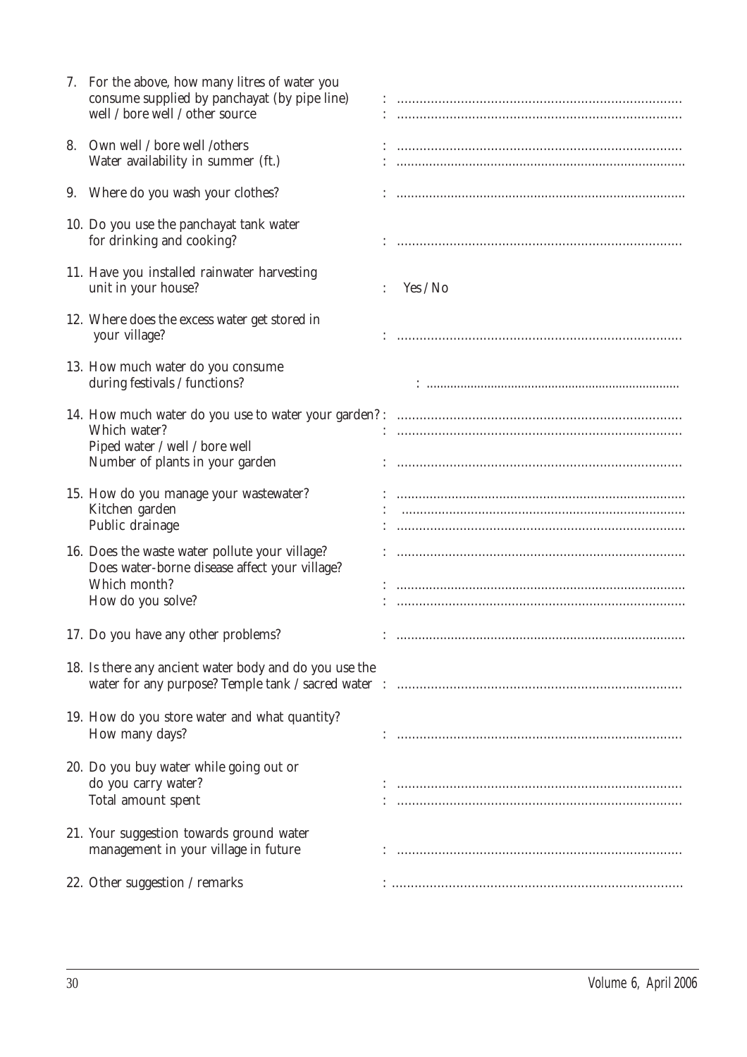7. For the above, how many litres of water you consume supplied by panchayat (by pipe line) : ............................................................................
   well / bore well / other source : ............................................................................

8. Own well / bore well /others : ............................................................................
   Water availability in summer (ft.) : ............................................................................

9. Where do you wash your clothes? : ............................................................................

10. Do you use the panchayat tank water for drinking and cooking? : ............................................................................

11. Have you installed rainwater harvesting unit in your house? : Yes / No

12. Where does the excess water get stored in your village? : ............................................................................

13. How much water do you consume during festivals / functions? : ............................................................................

14. How much water do you use to water your garden? : ............................................................................
    Which water? : ............................................................................
    Piped water / well / bore well
    Number of plants in your garden : ............................................................................

15. How do you manage your wastewater? : ............................................................................
    Kitchen garden : ............................................................................
    Public drainage : ............................................................................

16. Does the waste water pollute your village? : ............................................................................
    Does water-borne disease affect your village?
    Which month? : ............................................................................
    How do you solve? : ............................................................................

17. Do you have any other problems? : ............................................................................

18. Is there any ancient water body and do you use the water for any purpose? Temple tank / sacred water : ............................................................................

19. How do you store water and what quantity?
    How many days? : ............................................................................

20. Do you buy water while going out or do you carry water? : ............................................................................
    Total amount spent : ............................................................................

21. Your suggestion towards ground water management in your village in future : ............................................................................

22. Other suggestion / remarks : ............................................................................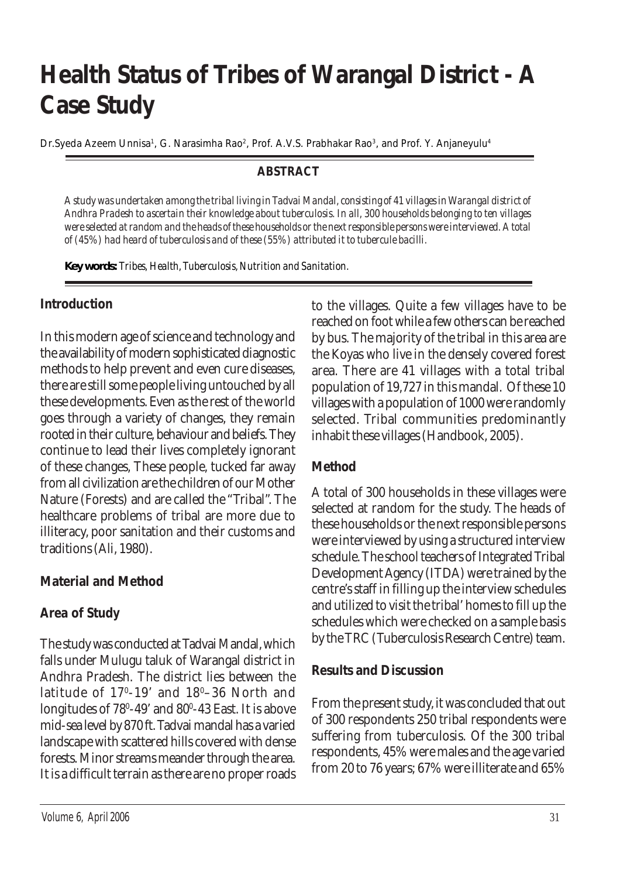# Health Status of Tribes of Warangal District - A Case Study

Dr.Syeda Azeem Unnisa[1], G. Narasimha Rao[2], Prof. A.V.S. Prabhakar Rao[3], and Prof. Y. Anjaneyulu[4]

**ABSTRACT**

*A study was undertaken among the tribal living in Tadvai Mandal, consisting of 41 villages in Warangal district of Andhra Pradesh to ascertain their knowledge about tuberculosis. In all, 300 households belonging to ten villages were selected at random and the heads of these households or the next responsible persons were interviewed. A total of (45%) had heard of tuberculosis and of these (55%) attributed it to tubercule bacilli.*

**Key words:** *Tribes, Health, Tuberculosis, Nutrition and Sanitation.*

## Introduction

In this modern age of science and technology and the availability of modern sophisticated diagnostic methods to help prevent and even cure diseases, there are still some people living untouched by all these developments. Even as the rest of the world goes through a variety of changes, they remain rooted in their culture, behaviour and beliefs. They continue to lead their lives completely ignorant of these changes, These people, tucked far away from all civilization are the children of our Mother Nature (Forests) and are called the "Tribal". The healthcare problems of tribal are more due to illiteracy, poor sanitation and their customs and traditions (Ali, 1980).

## Material and Method

### Area of Study

The study was conducted at Tadvai Mandal, which falls under Mulugu taluk of Warangal district in Andhra Pradesh. The district lies between the latitude of $17^0$-19' and $18^0$–36 North and longitudes of $78^0$-49' and $80^0$-43 East. It is above mid-sea level by 870 ft. Tadvai mandal has a varied landscape with scattered hills covered with dense forests. Minor streams meander through the area. It is a difficult terrain as there are no proper roads to the villages. Quite a few villages have to be reached on foot while a few others can be reached by bus. The majority of the tribal in this area are the Koyas who live in the densely covered forest area. There are 41 villages with a total tribal population of 19,727 in this mandal. Of these 10 villages with a population of 1000 were randomly selected. Tribal communities predominantly inhabit these villages (Handbook, 2005).

### Method

A total of 300 households in these villages were selected at random for the study. The heads of these households or the next responsible persons were interviewed by using a structured interview schedule. The school teachers of Integrated Tribal Development Agency (ITDA) were trained by the centre's staff in filling up the interview schedules and utilized to visit the tribal' homes to fill up the schedules which were checked on a sample basis by the TRC (Tuberculosis Research Centre) team.

## Results and Discussion

From the present study, it was concluded that out of 300 respondents 250 tribal respondents were suffering from tuberculosis. Of the 300 tribal respondents, 45% were males and the age varied from 20 to 76 years; 67% were illiterate and 65%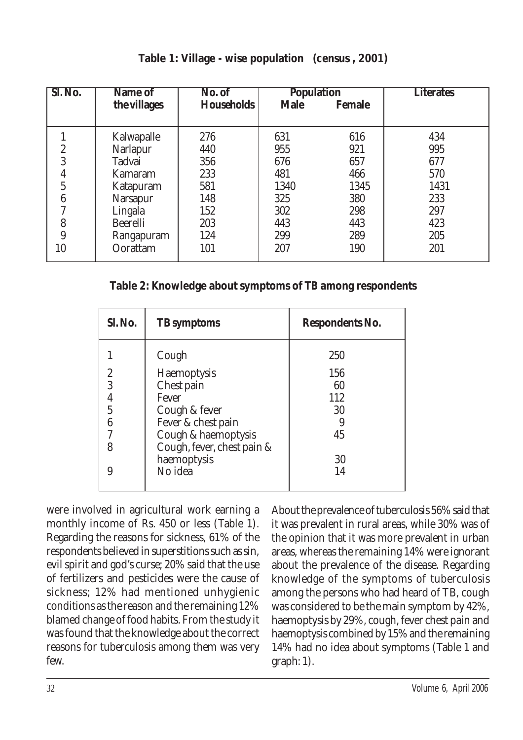**Table 1: Village - wise population (census , 2001)**

| Sl. No. | Name of the villages | No. of Households | Population | | Literates |
|---|---|---|---|---|---|
| | | | Male | Female | |
| 1 | Kalwapalle | 276 | 631 | 616 | 434 |
| 2 | Narlapur | 440 | 955 | 921 | 995 |
| 3 | Tadvai | 356 | 676 | 657 | 677 |
| 4 | Kamaram | 233 | 481 | 466 | 570 |
| 5 | Katapuram | 581 | 1340 | 1345 | 1431 |
| 6 | Narsapur | 148 | 325 | 380 | 233 |
| 7 | Lingala | 152 | 302 | 298 | 297 |
| 8 | Beerelli | 203 | 443 | 443 | 423 |
| 9 | Rangapuram | 124 | 299 | 289 | 205 |
| 10 | Oorattam | 101 | 207 | 190 | 201 |

**Table 2: Knowledge about symptoms of TB among respondents**

| Sl. No. | TB symptoms | Respondents No. |
|---|---|---|
| 1 | Cough | 250 |
| 2 | Haemoptysis | 156 |
| 3 | Chest pain | 60 |
| 4 | Fever | 112 |
| 5 | Cough & fever | 30 |
| 6 | Fever & chest pain | 9 |
| 7 | Cough & haemoptysis | 45 |
| 8 | Cough, fever, chest pain & haemoptysis | 30 |
| 9 | No idea | 14 |

were involved in agricultural work earning a monthly income of Rs. 450 or less (Table 1). Regarding the reasons for sickness, 61% of the respondents believed in superstitions such as sin, evil spirit and god's curse; 20% said that the use of fertilizers and pesticides were the cause of sickness; 12% had mentioned unhygienic conditions as the reason and the remaining 12% blamed change of food habits. From the study it was found that the knowledge about the correct reasons for tuberculosis among them was very few.

About the prevalence of tuberculosis 56% said that it was prevalent in rural areas, while 30% was of the opinion that it was more prevalent in urban areas, whereas the remaining 14% were ignorant about the prevalence of the disease. Regarding knowledge of the symptoms of tuberculosis among the persons who had heard of TB, cough was considered to be the main symptom by 42%, haemoptysis by 29%, cough, fever chest pain and haemoptysis combined by 15% and the remaining 14% had no idea about symptoms (Table 1 and graph: 1).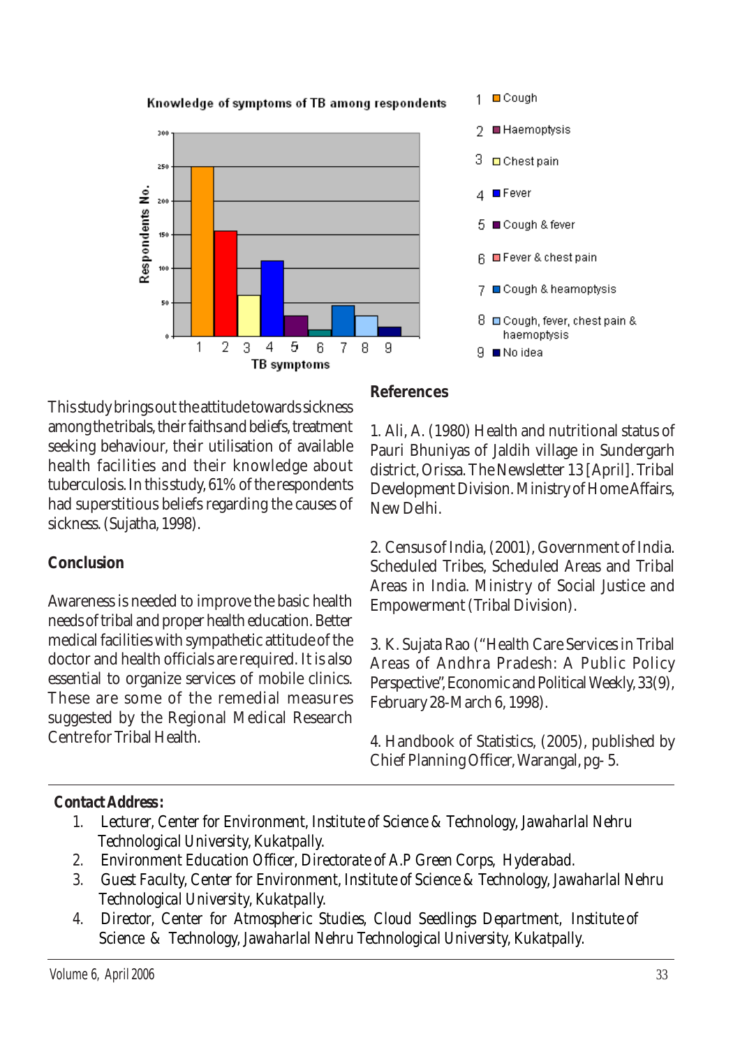**Knowledge of symptoms of TB among respondents**

| No. | TB symptoms |
|---|---|
| 1 | Cough |
| 2 | Haemoptysis |
| 3 | Chest pain |
| 4 | Fever |
| 5 | Cough & fever |
| 6 | Fever & chest pain |
| 7 | Cough & heamoptysis |
| 8 | Cough, fever, chest pain & haemoptysis |
| 9 | No idea |

This study brings out the attitude towards sickness among the tribals, their faiths and beliefs, treatment seeking behaviour, their utilisation of available health facilities and their knowledge about tuberculosis. In this study, 61% of the respondents had superstitious beliefs regarding the causes of sickness. (Sujatha, 1998).

## Conclusion

Awareness is needed to improve the basic health needs of tribal and proper health education. Better medical facilities with sympathetic attitude of the doctor and health officials are required. It is also essential to organize services of mobile clinics. These are some of the remedial measures suggested by the Regional Medical Research Centre for Tribal Health.

## References

1. Ali, A. (1980) Health and nutritional status of Pauri Bhuniyas of Jaldih village in Sundergarh district, Orissa. The Newsletter 13 [April]. Tribal Development Division. Ministry of Home Affairs, New Delhi.

2. Census of India, (2001), Government of India. Scheduled Tribes, Scheduled Areas and Tribal Areas in India. Ministry of Social Justice and Empowerment (Tribal Division).

3. K. Sujata Rao ("Health Care Services in Tribal Areas of Andhra Pradesh: A Public Policy Perspective", Economic and Political Weekly, 33(9), February 28-March 6, 1998).

4. Handbook of Statistics, (2005), published by Chief Planning Officer, Warangal, pg- 5.

---

**Contact Address:**

1. Lecturer, Center for Environment, Institute of Science & Technology, Jawaharlal Nehru Technological University, Kukatpally.
2. Environment Education Officer, Directorate of A.P Green Corps, Hyderabad.
3. Guest Faculty, Center for Environment, Institute of Science & Technology, Jawaharlal Nehru Technological University, Kukatpally.
4. Director, Center for Atmospheric Studies, Cloud Seedlings Department, Institute of Science & Technology, Jawaharlal Nehru Technological University, Kukatpally.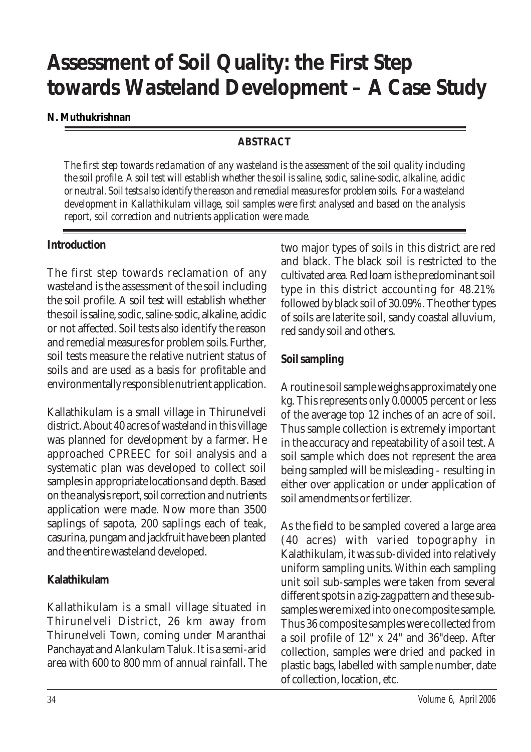# Assessment of Soil Quality: the First Step towards Wasteland Development – A Case Study

**N. Muthukrishnan**

**ABSTRACT**

*The first step towards reclamation of any wasteland is the assessment of the soil quality including the soil profile. A soil test will establish whether the soil is saline, sodic, saline-sodic, alkaline, acidic or neutral. Soil tests also identify the reason and remedial measures for problem soils. For a wasteland development in Kallathikulam village, soil samples were first analysed and based on the analysis report, soil correction and nutrients application were made.*

## Introduction

The first step towards reclamation of any wasteland is the assessment of the soil including the soil profile. A soil test will establish whether the soil is saline, sodic, saline-sodic, alkaline, acidic or not affected. Soil tests also identify the reason and remedial measures for problem soils. Further, soil tests measure the relative nutrient status of soils and are used as a basis for profitable and environmentally responsible nutrient application.

Kallathikulam is a small village in Thirunelveli district. About 40 acres of wasteland in this village was planned for development by a farmer. He approached CPREEC for soil analysis and a systematic plan was developed to collect soil samples in appropriate locations and depth. Based on the analysis report, soil correction and nutrients application were made. Now more than 3500 saplings of sapota, 200 saplings each of teak, casurina, pungam and jackfruit have been planted and the entire wasteland developed.

## Kalathikulam

Kallathikulam is a small village situated in Thirunelveli District, 26 km away from Thirunelveli Town, coming under Maranthai Panchayat and Alankulam Taluk. It is a semi-arid area with 600 to 800 mm of annual rainfall. The two major types of soils in this district are red and black. The black soil is restricted to the cultivated area. Red loam is the predominant soil type in this district accounting for 48.21% followed by black soil of 30.09%. The other types of soils are laterite soil, sandy coastal alluvium, red sandy soil and others.

## Soil sampling

A routine soil sample weighs approximately one kg. This represents only 0.00005 percent or less of the average top 12 inches of an acre of soil. Thus sample collection is extremely important in the accuracy and repeatability of a soil test. A soil sample which does not represent the area being sampled will be misleading - resulting in either over application or under application of soil amendments or fertilizer.

As the field to be sampled covered a large area (40 acres) with varied topography in Kalathikulam, it was sub-divided into relatively uniform sampling units. Within each sampling unit soil sub-samples were taken from several different spots in a zig-zag pattern and these sub-samples were mixed into one composite sample. Thus 36 composite samples were collected from a soil profile of 12" x 24" and 36"deep. After collection, samples were dried and packed in plastic bags, labelled with sample number, date of collection, location, etc.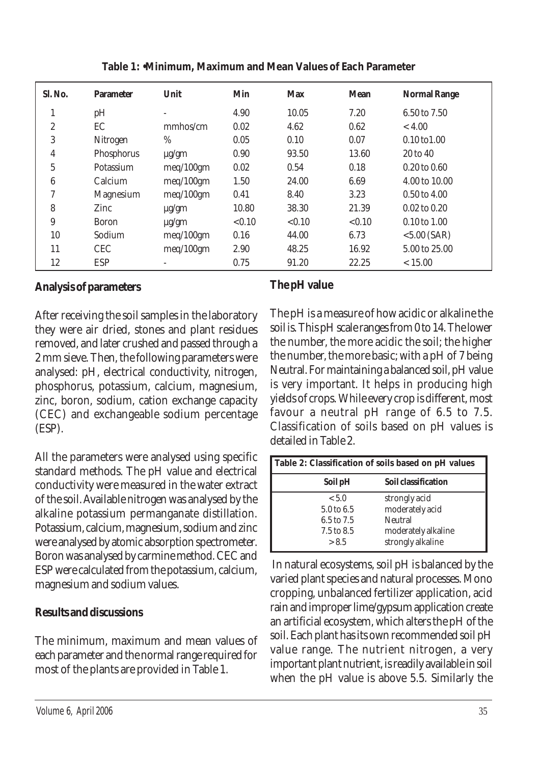**Table 1: •Minimum, Maximum and Mean Values of Each Parameter**

| Sl. No. | Parameter | Unit | Min | Max | Mean | Normal Range |
|---|---|---|---|---|---|---|
| 1 | pH | - | 4.90 | 10.05 | 7.20 | 6.50 to 7.50 |
| 2 | EC | mmhos/cm | 0.02 | 4.62 | 0.62 | < 4.00 |
| 3 | Nitrogen | % | 0.05 | 0.10 | 0.07 | 0.10 to1.00 |
| 4 | Phosphorus | µg/gm | 0.90 | 93.50 | 13.60 | 20 to 40 |
| 5 | Potassium | meq/100gm | 0.02 | 0.54 | 0.18 | 0.20 to 0.60 |
| 6 | Calcium | meq/100gm | 1.50 | 24.00 | 6.69 | 4.00 to 10.00 |
| 7 | Magnesium | meq/100gm | 0.41 | 8.40 | 3.23 | 0.50 to 4.00 |
| 8 | Zinc | µg/gm | 10.80 | 38.30 | 21.39 | 0.02 to 0.20 |
| 9 | Boron | µg/gm | <0.10 | <0.10 | <0.10 | 0.10 to 1.00 |
| 10 | Sodium | meq/100gm | 0.16 | 44.00 | 6.73 | <5.00 (SAR) |
| 11 | CEC | meq/100gm | 2.90 | 48.25 | 16.92 | 5.00 to 25.00 |
| 12 | ESP | - | 0.75 | 91.20 | 22.25 | < 15.00 |

## Analysis of parameters

After receiving the soil samples in the laboratory they were air dried, stones and plant residues removed, and later crushed and passed through a 2 mm sieve. Then, the following parameters were analysed: pH, electrical conductivity, nitrogen, phosphorus, potassium, calcium, magnesium, zinc, boron, sodium, cation exchange capacity (CEC) and exchangeable sodium percentage (ESP).

All the parameters were analysed using specific standard methods. The pH value and electrical conductivity were measured in the water extract of the soil. Available nitrogen was analysed by the alkaline potassium permanganate distillation. Potassium, calcium, magnesium, sodium and zinc were analysed by atomic absorption spectrometer. Boron was analysed by carmine method. CEC and ESP were calculated from the potassium, calcium, magnesium and sodium values.

## Results and discussions

The minimum, maximum and mean values of each parameter and the normal range required for most of the plants are provided in Table 1.

### The pH value

The pH is a measure of how acidic or alkaline the soil is. This pH scale ranges from 0 to 14. The lower the number, the more acidic the soil; the higher the number, the more basic; with a pH of 7 being Neutral. For maintaining a balanced soil, pH value is very important. It helps in producing high yields of crops. While every crop is different, most favour a neutral pH range of 6.5 to 7.5. Classification of soils based on pH values is detailed in Table 2.

**Table 2: Classification of soils based on pH values**

| Soil pH | Soil classification |
|---|---|
| < 5.0 | strongly acid |
| 5.0 to 6.5 | moderately acid |
| 6.5 to 7.5 | Neutral |
| 7.5 to 8.5 | moderately alkaline |
| > 8.5 | strongly alkaline |

In natural ecosystems, soil pH is balanced by the varied plant species and natural processes. Mono cropping, unbalanced fertilizer application, acid rain and improper lime/gypsum application create an artificial ecosystem, which alters the pH of the soil. Each plant has its own recommended soil pH value range. The nutrient nitrogen, a very important plant nutrient, is readily available in soil when the pH value is above 5.5. Similarly the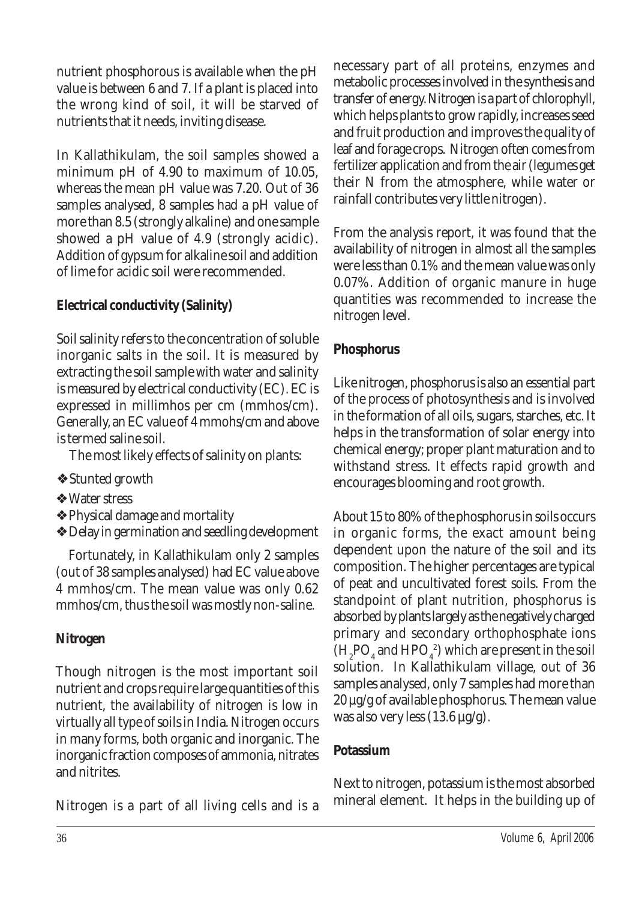nutrient phosphorous is available when the pH value is between 6 and 7. If a plant is placed into the wrong kind of soil, it will be starved of nutrients that it needs, inviting disease.

In Kallathikulam, the soil samples showed a minimum pH of 4.90 to maximum of 10.05, whereas the mean pH value was 7.20. Out of 36 samples analysed, 8 samples had a pH value of more than 8.5 (strongly alkaline) and one sample showed a pH value of 4.9 (strongly acidic). Addition of gypsum for alkaline soil and addition of lime for acidic soil were recommended.

**Electrical conductivity (Salinity)**

Soil salinity refers to the concentration of soluble inorganic salts in the soil. It is measured by extracting the soil sample with water and salinity is measured by electrical conductivity (EC). EC is expressed in millimhos per cm (mmhos/cm). Generally, an EC value of 4 mmohs/cm and above is termed saline soil.

The most likely effects of salinity on plants:

- Stunted growth
- Water stress
- Physical damage and mortality
- Delay in germination and seedling development

Fortunately, in Kallathikulam only 2 samples (out of 38 samples analysed) had EC value above 4 mmhos/cm. The mean value was only 0.62 mmhos/cm, thus the soil was mostly non-saline.

**Nitrogen**

Though nitrogen is the most important soil nutrient and crops require large quantities of this nutrient, the availability of nitrogen is low in virtually all type of soils in India. Nitrogen occurs in many forms, both organic and inorganic. The inorganic fraction composes of ammonia, nitrates and nitrites.

Nitrogen is a part of all living cells and is a necessary part of all proteins, enzymes and metabolic processes involved in the synthesis and transfer of energy. Nitrogen is a part of chlorophyll, which helps plants to grow rapidly, increases seed and fruit production and improves the quality of leaf and forage crops. Nitrogen often comes from fertilizer application and from the air (legumes get their N from the atmosphere, while water or rainfall contributes very little nitrogen).

From the analysis report, it was found that the availability of nitrogen in almost all the samples were less than 0.1% and the mean value was only 0.07%. Addition of organic manure in huge quantities was recommended to increase the nitrogen level.

**Phosphorus**

Like nitrogen, phosphorus is also an essential part of the process of photosynthesis and is involved in the formation of all oils, sugars, starches, etc. It helps in the transformation of solar energy into chemical energy; proper plant maturation and to withstand stress. It effects rapid growth and encourages blooming and root growth.

About 15 to 80% of the phosphorus in soils occurs in organic forms, the exact amount being dependent upon the nature of the soil and its composition. The higher percentages are typical of peat and uncultivated forest soils. From the standpoint of plant nutrition, phosphorus is absorbed by plants largely as the negatively charged primary and secondary orthophosphate ions ($H_2PO_4$ and $HPO_4^2$) which are present in the soil solution. In Kallathikulam village, out of 36 samples analysed, only 7 samples had more than 20 µg/g of available phosphorus. The mean value was also very less (13.6 µg/g).

**Potassium**

Next to nitrogen, potassium is the most absorbed mineral element. It helps in the building up of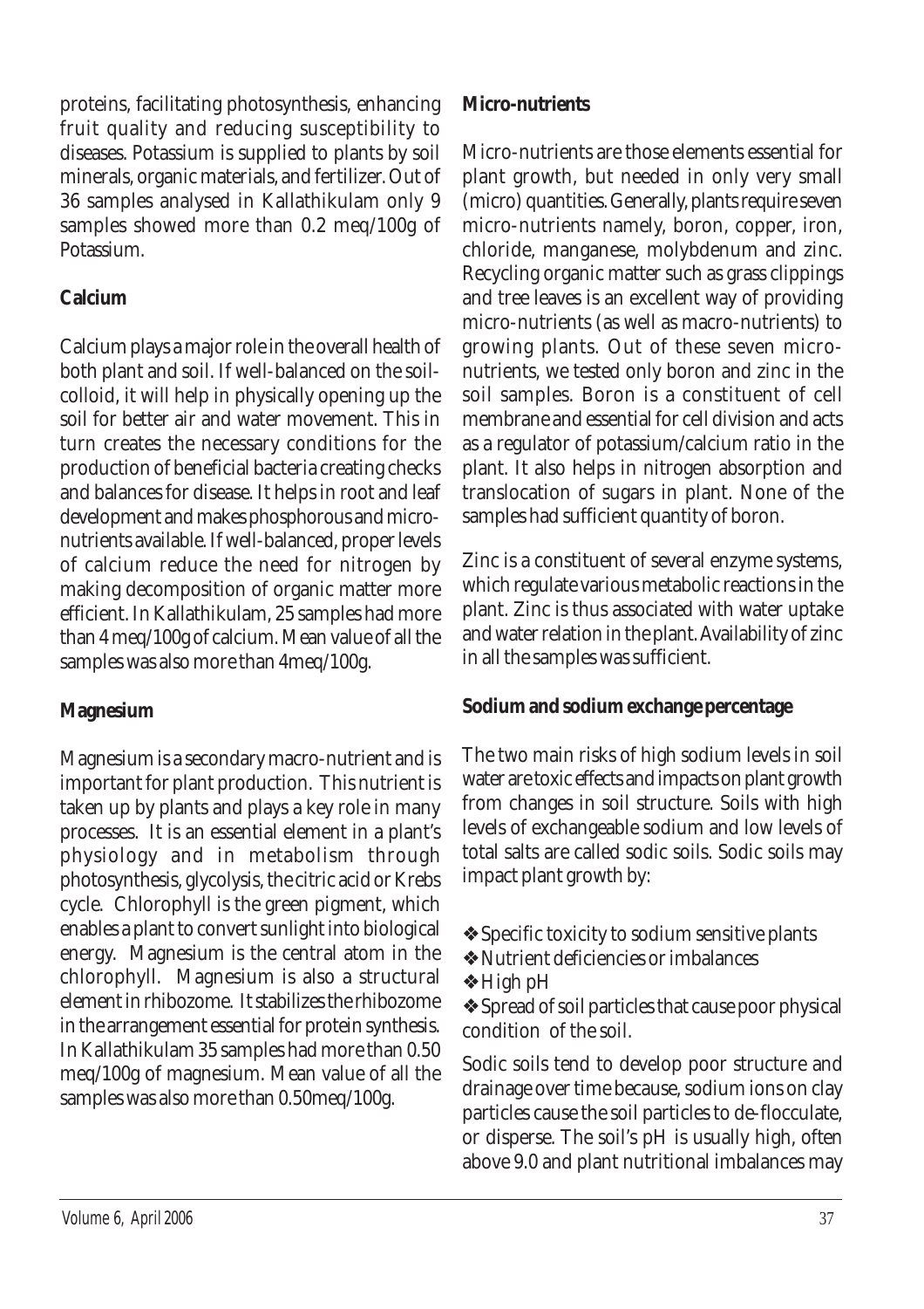proteins, facilitating photosynthesis, enhancing fruit quality and reducing susceptibility to diseases. Potassium is supplied to plants by soil minerals, organic materials, and fertilizer. Out of 36 samples analysed in Kallathikulam only 9 samples showed more than 0.2 meq/100g of Potassium.

**Calcium**

Calcium plays a major role in the overall health of both plant and soil. If well-balanced on the soil-colloid, it will help in physically opening up the soil for better air and water movement. This in turn creates the necessary conditions for the production of beneficial bacteria creating checks and balances for disease. It helps in root and leaf development and makes phosphorous and micro-nutrients available. If well-balanced, proper levels of calcium reduce the need for nitrogen by making decomposition of organic matter more efficient. In Kallathikulam, 25 samples had more than 4 meq/100g of calcium. Mean value of all the samples was also more than 4meq/100g.

**Magnesium**

Magnesium is a secondary macro-nutrient and is important for plant production. This nutrient is taken up by plants and plays a key role in many processes. It is an essential element in a plant's physiology and in metabolism through photosynthesis, glycolysis, the citric acid or Krebs cycle. Chlorophyll is the green pigment, which enables a plant to convert sunlight into biological energy. Magnesium is the central atom in the chlorophyll. Magnesium is also a structural element in rhibozome. It stabilizes the rhibozome in the arrangement essential for protein synthesis. In Kallathikulam 35 samples had more than 0.50 meq/100g of magnesium. Mean value of all the samples was also more than 0.50meq/100g.

**Micro-nutrients**

Micro-nutrients are those elements essential for plant growth, but needed in only very small (micro) quantities. Generally, plants require seven micro-nutrients namely, boron, copper, iron, chloride, manganese, molybdenum and zinc. Recycling organic matter such as grass clippings and tree leaves is an excellent way of providing micro-nutrients (as well as macro-nutrients) to growing plants. Out of these seven micro-nutrients, we tested only boron and zinc in the soil samples. Boron is a constituent of cell membrane and essential for cell division and acts as a regulator of potassium/calcium ratio in the plant. It also helps in nitrogen absorption and translocation of sugars in plant. None of the samples had sufficient quantity of boron.

Zinc is a constituent of several enzyme systems, which regulate various metabolic reactions in the plant. Zinc is thus associated with water uptake and water relation in the plant. Availability of zinc in all the samples was sufficient.

**Sodium and sodium exchange percentage**

The two main risks of high sodium levels in soil water are toxic effects and impacts on plant growth from changes in soil structure. Soils with high levels of exchangeable sodium and low levels of total salts are called sodic soils. Sodic soils may impact plant growth by:

- Specific toxicity to sodium sensitive plants
- Nutrient deficiencies or imbalances
- High pH
- Spread of soil particles that cause poor physical condition of the soil.

Sodic soils tend to develop poor structure and drainage over time because, sodium ions on clay particles cause the soil particles to de-flocculate, or disperse. The soil's pH is usually high, often above 9.0 and plant nutritional imbalances may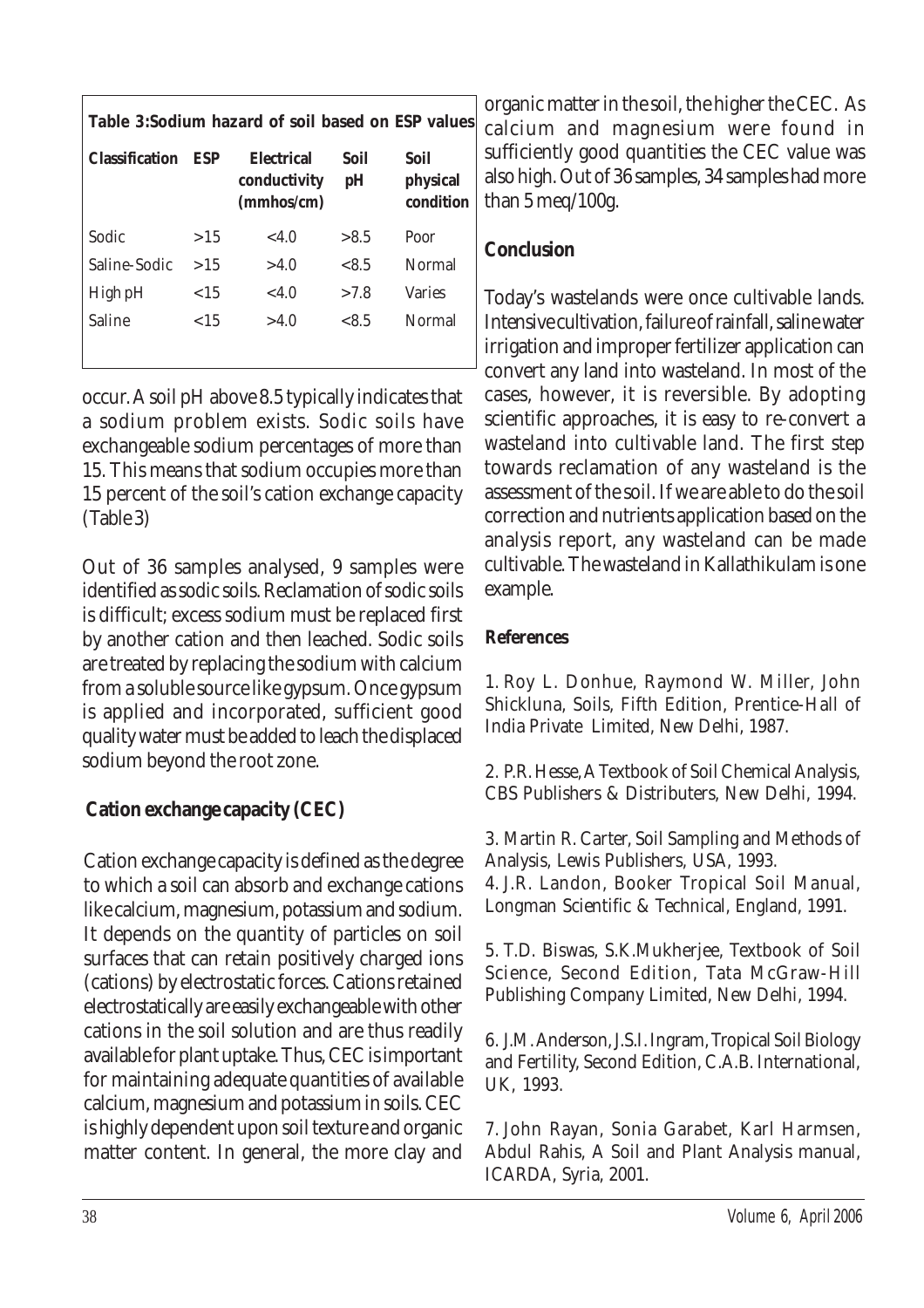**Table 3:Sodium hazard of soil based on ESP values**

| Classification | ESP | Electrical conductivity (mmhos/cm) | Soil pH | Soil physical condition |
|---|---|---|---|---|
| Sodic | >15 | <4.0 | >8.5 | Poor |
| Saline-Sodic | >15 | >4.0 | <8.5 | Normal |
| High pH | <15 | <4.0 | >7.8 | Varies |
| Saline | <15 | >4.0 | <8.5 | Normal |

occur. A soil pH above 8.5 typically indicates that a sodium problem exists. Sodic soils have exchangeable sodium percentages of more than 15. This means that sodium occupies more than 15 percent of the soil's cation exchange capacity (Table 3)

Out of 36 samples analysed, 9 samples were identified as sodic soils. Reclamation of sodic soils is difficult; excess sodium must be replaced first by another cation and then leached. Sodic soils are treated by replacing the sodium with calcium from a soluble source like gypsum. Once gypsum is applied and incorporated, sufficient good quality water must be added to leach the displaced sodium beyond the root zone.

## Cation exchange capacity (CEC)

Cation exchange capacity is defined as the degree to which a soil can absorb and exchange cations like calcium, magnesium, potassium and sodium. It depends on the quantity of particles on soil surfaces that can retain positively charged ions (cations) by electrostatic forces. Cations retained electrostatically are easily exchangeable with other cations in the soil solution and are thus readily available for plant uptake. Thus, CEC is important for maintaining adequate quantities of available calcium, magnesium and potassium in soils. CEC is highly dependent upon soil texture and organic matter content. In general, the more clay and organic matter in the soil, the higher the CEC. As calcium and magnesium were found in sufficiently good quantities the CEC value was also high. Out of 36 samples, 34 samples had more than 5 meq/100g.

## Conclusion

Today's wastelands were once cultivable lands. Intensive cultivation, failure of rainfall, saline water irrigation and improper fertilizer application can convert any land into wasteland. In most of the cases, however, it is reversible. By adopting scientific approaches, it is easy to re-convert a wasteland into cultivable land. The first step towards reclamation of any wasteland is the assessment of the soil. If we are able to do the soil correction and nutrients application based on the analysis report, any wasteland can be made cultivable. The wasteland in Kallathikulam is one example.

## References

1. Roy L. Donhue, Raymond W. Miller, John Shickluna, Soils, Fifth Edition, Prentice-Hall of India Private Limited, New Delhi, 1987.

2. P.R. Hesse, A Textbook of Soil Chemical Analysis, CBS Publishers & Distributers, New Delhi, 1994.

3. Martin R. Carter, Soil Sampling and Methods of Analysis, Lewis Publishers, USA, 1993.

4. J.R. Landon, Booker Tropical Soil Manual, Longman Scientific & Technical, England, 1991.

5. T.D. Biswas, S.K.Mukherjee, Textbook of Soil Science, Second Edition, Tata McGraw-Hill Publishing Company Limited, New Delhi, 1994.

6. J.M. Anderson, J.S.I. Ingram, Tropical Soil Biology and Fertility, Second Edition, C.A.B. International, UK, 1993.

7. John Rayan, Sonia Garabet, Karl Harmsen, Abdul Rahis, A Soil and Plant Analysis manual, ICARDA, Syria, 2001.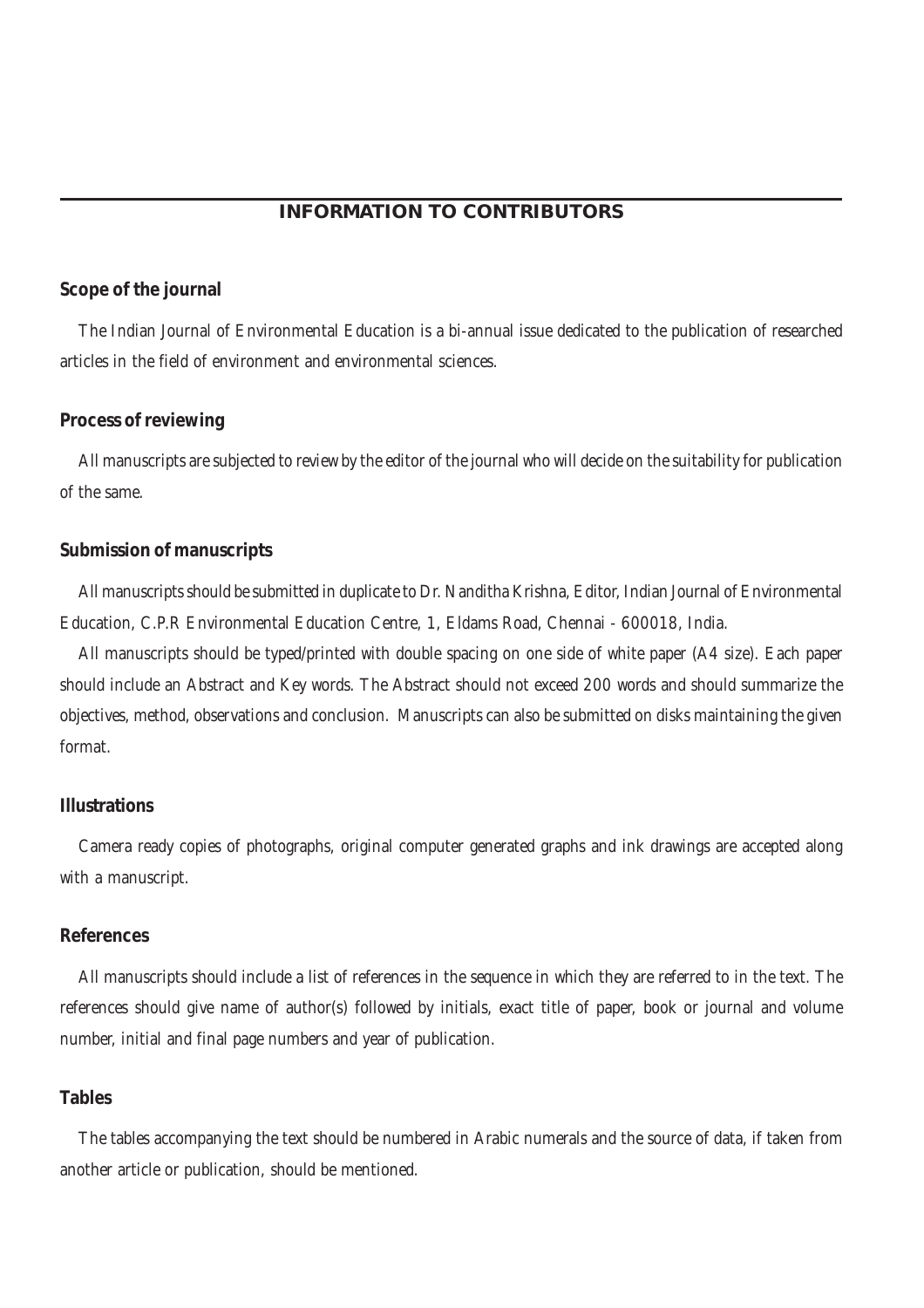# INFORMATION TO CONTRIBUTORS

## Scope of the journal

The Indian Journal of Environmental Education is a bi-annual issue dedicated to the publication of researched articles in the field of environment and environmental sciences.

## Process of reviewing

All manuscripts are subjected to review by the editor of the journal who will decide on the suitability for publication of the same.

## Submission of manuscripts

All manuscripts should be submitted in duplicate to Dr. Nanditha Krishna, Editor, Indian Journal of Environmental Education, C.P.R Environmental Education Centre, 1, Eldams Road, Chennai - 600018, India.

All manuscripts should be typed/printed with double spacing on one side of white paper (A4 size). Each paper should include an Abstract and Key words. The Abstract should not exceed 200 words and should summarize the objectives, method, observations and conclusion. Manuscripts can also be submitted on disks maintaining the given format.

## Illustrations

Camera ready copies of photographs, original computer generated graphs and ink drawings are accepted along with a manuscript.

## References

All manuscripts should include a list of references in the sequence in which they are referred to in the text. The references should give name of author(s) followed by initials, exact title of paper, book or journal and volume number, initial and final page numbers and year of publication.

## Tables

The tables accompanying the text should be numbered in Arabic numerals and the source of data, if taken from another article or publication, should be mentioned.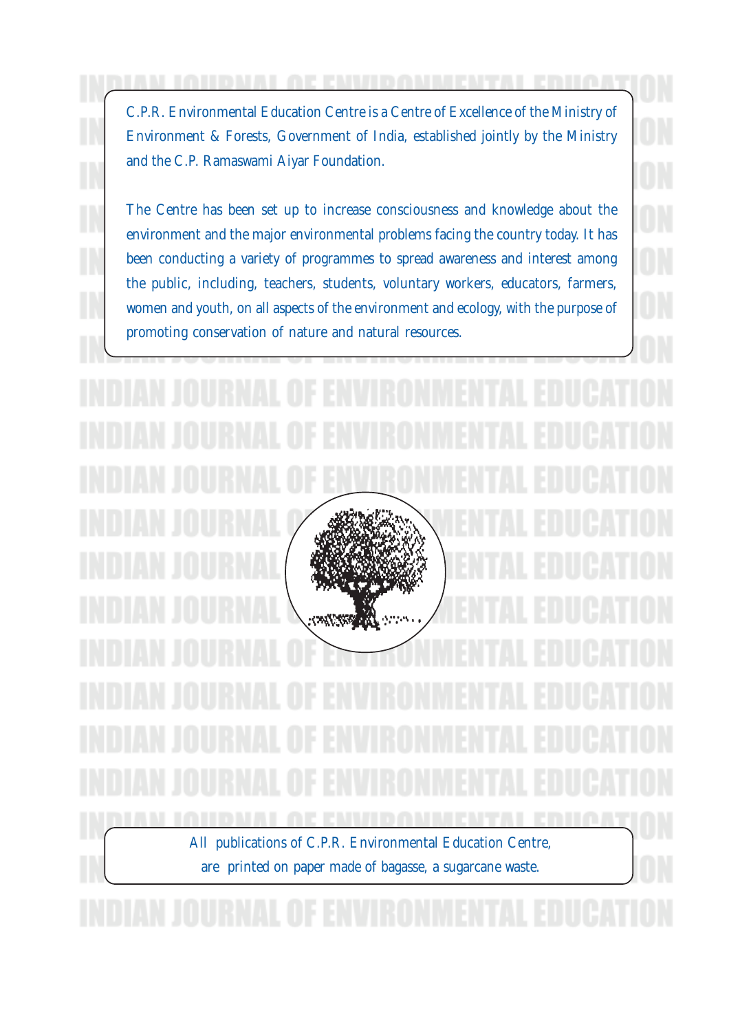C.P.R. Environmental Education Centre is a Centre of Excellence of the Ministry of Environment & Forests, Government of India, established jointly by the Ministry and the C.P. Ramaswami Aiyar Foundation.

The Centre has been set up to increase consciousness and knowledge about the environment and the major environmental problems facing the country today. It has been conducting a variety of programmes to spread awareness and interest among the public, including, teachers, students, voluntary workers, educators, farmers, women and youth, on all aspects of the environment and ecology, with the purpose of promoting conservation of nature and natural resources.

All publications of C.P.R. Environmental Education Centre, are printed on paper made of bagasse, a sugarcane waste.